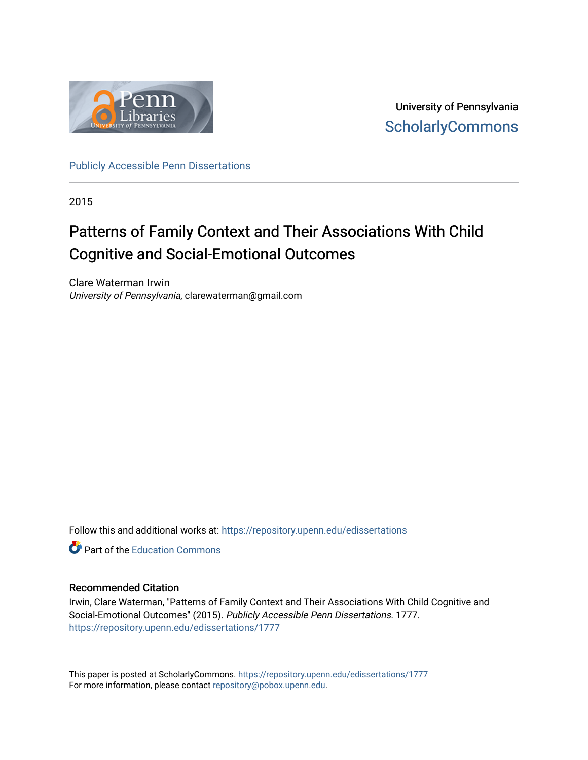University of Pennsylvania
ScholarlyCommons

Publicly Accessible Penn Dissertations

2015

# Patterns of Family Context and Their Associations With Child Cognitive and Social-Emotional Outcomes

Clare Waterman Irwin
*University of Pennsylvania*, clarewaterman@gmail.com

Follow this and additional works at: https://repository.upenn.edu/edissertations

Part of the Education Commons

## Recommended Citation

Irwin, Clare Waterman, "Patterns of Family Context and Their Associations With Child Cognitive and Social-Emotional Outcomes" (2015). *Publicly Accessible Penn Dissertations*. 1777.
https://repository.upenn.edu/edissertations/1777

This paper is posted at ScholarlyCommons. https://repository.upenn.edu/edissertations/1777
For more information, please contact repository@pobox.upenn.edu.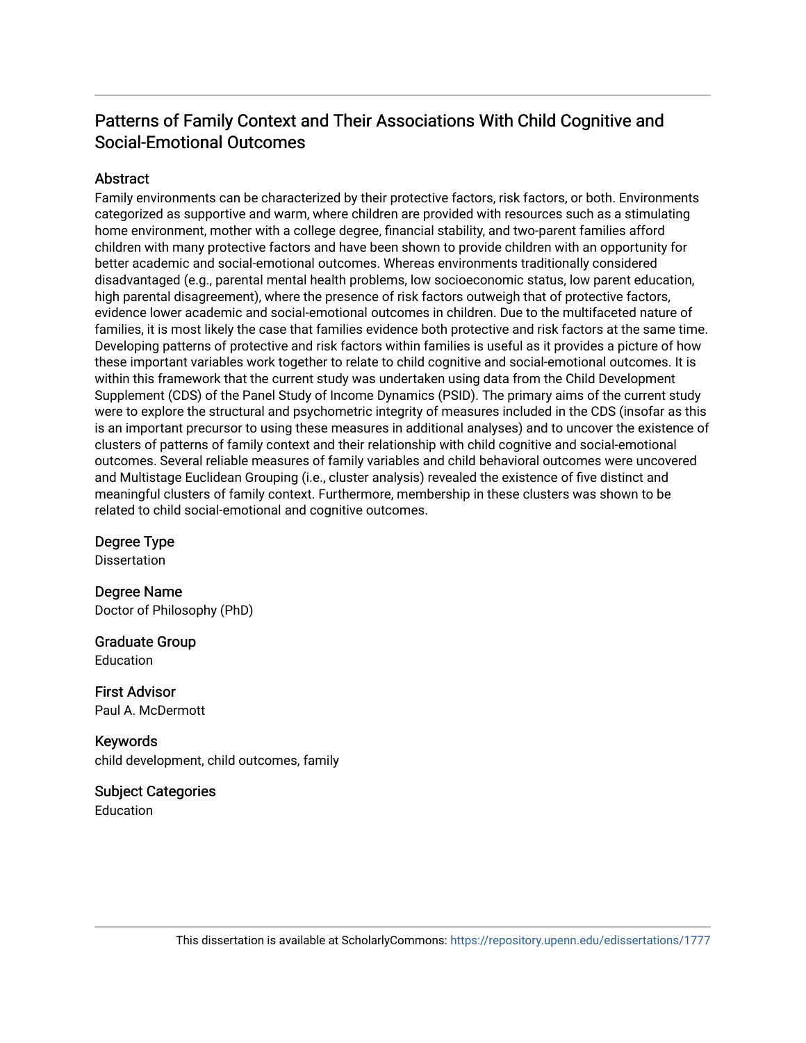# Patterns of Family Context and Their Associations With Child Cognitive and Social-Emotional Outcomes

## Abstract

Family environments can be characterized by their protective factors, risk factors, or both. Environments categorized as supportive and warm, where children are provided with resources such as a stimulating home environment, mother with a college degree, financial stability, and two-parent families afford children with many protective factors and have been shown to provide children with an opportunity for better academic and social-emotional outcomes. Whereas environments traditionally considered disadvantaged (e.g., parental mental health problems, low socioeconomic status, low parent education, high parental disagreement), where the presence of risk factors outweigh that of protective factors, evidence lower academic and social-emotional outcomes in children. Due to the multifaceted nature of families, it is most likely the case that families evidence both protective and risk factors at the same time. Developing patterns of protective and risk factors within families is useful as it provides a picture of how these important variables work together to relate to child cognitive and social-emotional outcomes. It is within this framework that the current study was undertaken using data from the Child Development Supplement (CDS) of the Panel Study of Income Dynamics (PSID). The primary aims of the current study were to explore the structural and psychometric integrity of measures included in the CDS (insofar as this is an important precursor to using these measures in additional analyses) and to uncover the existence of clusters of patterns of family context and their relationship with child cognitive and social-emotional outcomes. Several reliable measures of family variables and child behavioral outcomes were uncovered and Multistage Euclidean Grouping (i.e., cluster analysis) revealed the existence of five distinct and meaningful clusters of family context. Furthermore, membership in these clusters was shown to be related to child social-emotional and cognitive outcomes.

## Degree Type

Dissertation

## Degree Name

Doctor of Philosophy (PhD)

## Graduate Group

Education

## First Advisor

Paul A. McDermott

## Keywords

child development, child outcomes, family

## Subject Categories

Education

This dissertation is available at ScholarlyCommons: https://repository.upenn.edu/edissertations/1777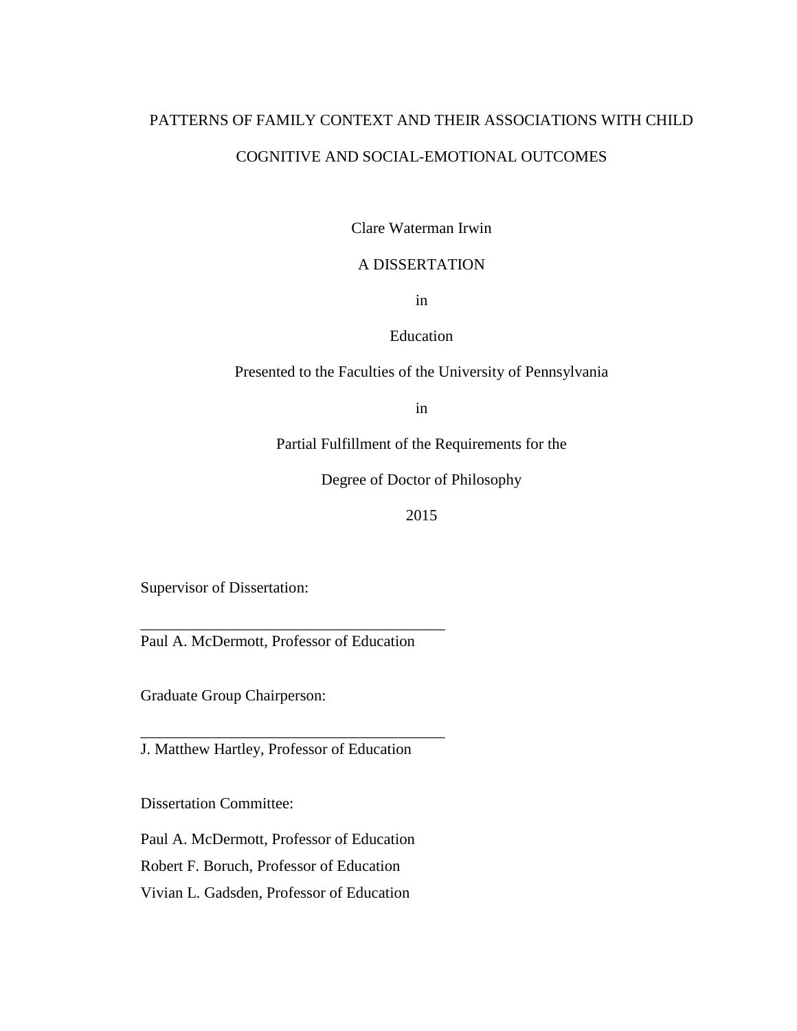PATTERNS OF FAMILY CONTEXT AND THEIR ASSOCIATIONS WITH CHILD COGNITIVE AND SOCIAL-EMOTIONAL OUTCOMES

Clare Waterman Irwin

A DISSERTATION

in

Education

Presented to the Faculties of the University of Pennsylvania

in

Partial Fulfillment of the Requirements for the

Degree of Doctor of Philosophy

2015

Supervisor of Dissertation:

______________________________________

Paul A. McDermott, Professor of Education

Graduate Group Chairperson:

______________________________________

J. Matthew Hartley, Professor of Education

Dissertation Committee:

Paul A. McDermott, Professor of Education

Robert F. Boruch, Professor of Education

Vivian L. Gadsden, Professor of Education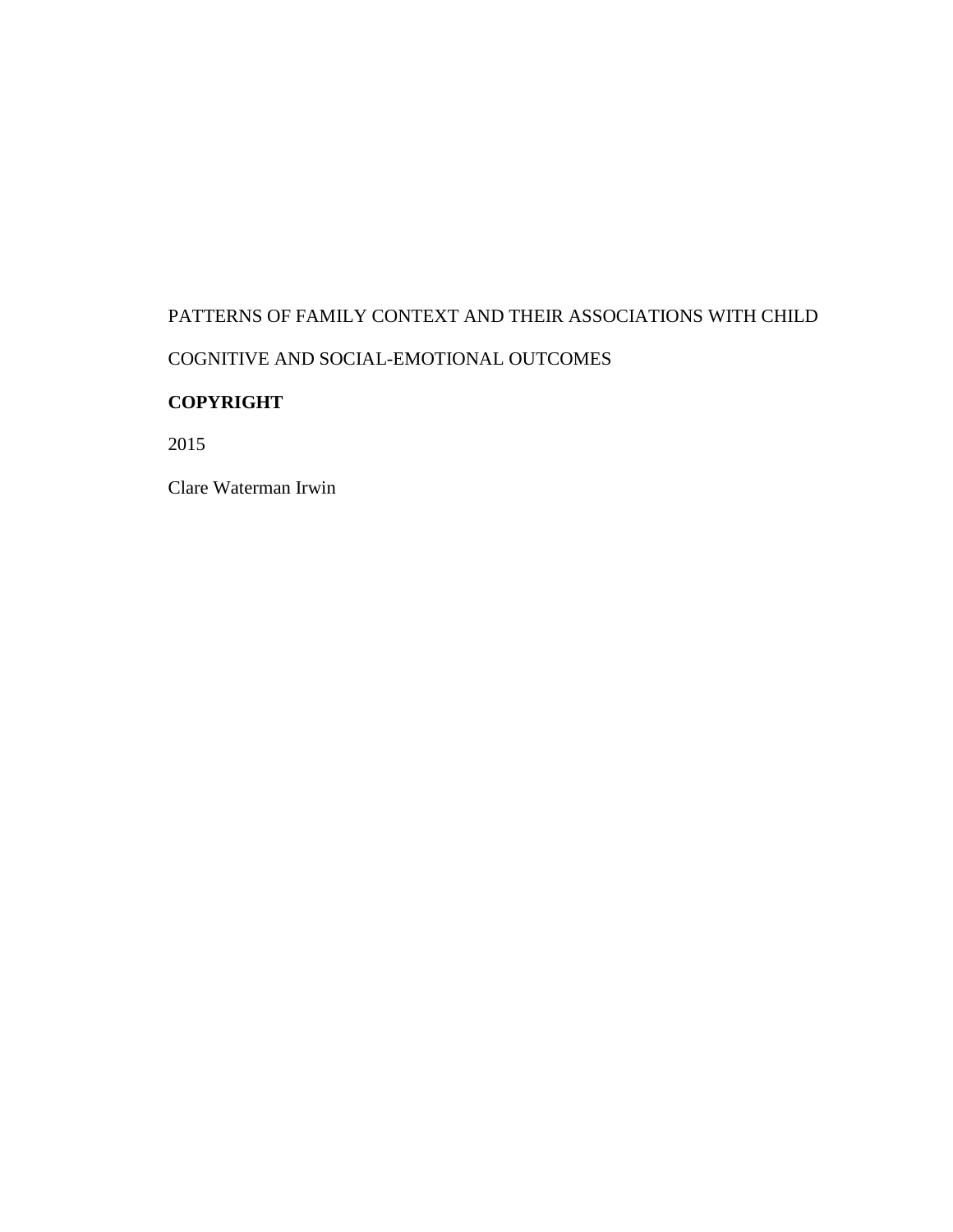PATTERNS OF FAMILY CONTEXT AND THEIR ASSOCIATIONS WITH CHILD COGNITIVE AND SOCIAL-EMOTIONAL OUTCOMES

**COPYRIGHT**

2015

Clare Waterman Irwin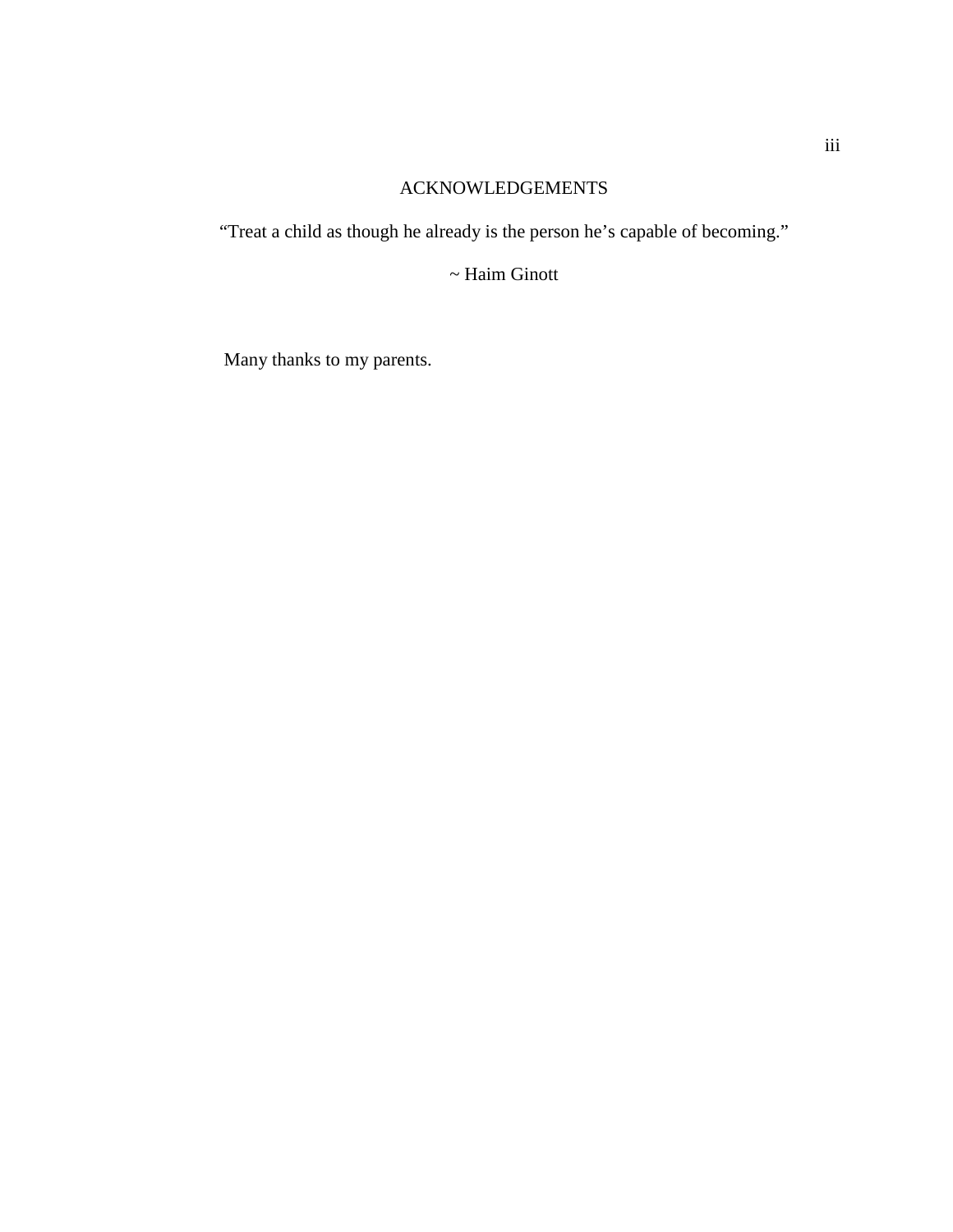# ACKNOWLEDGEMENTS

"Treat a child as though he already is the person he's capable of becoming."

~ Haim Ginott

Many thanks to my parents.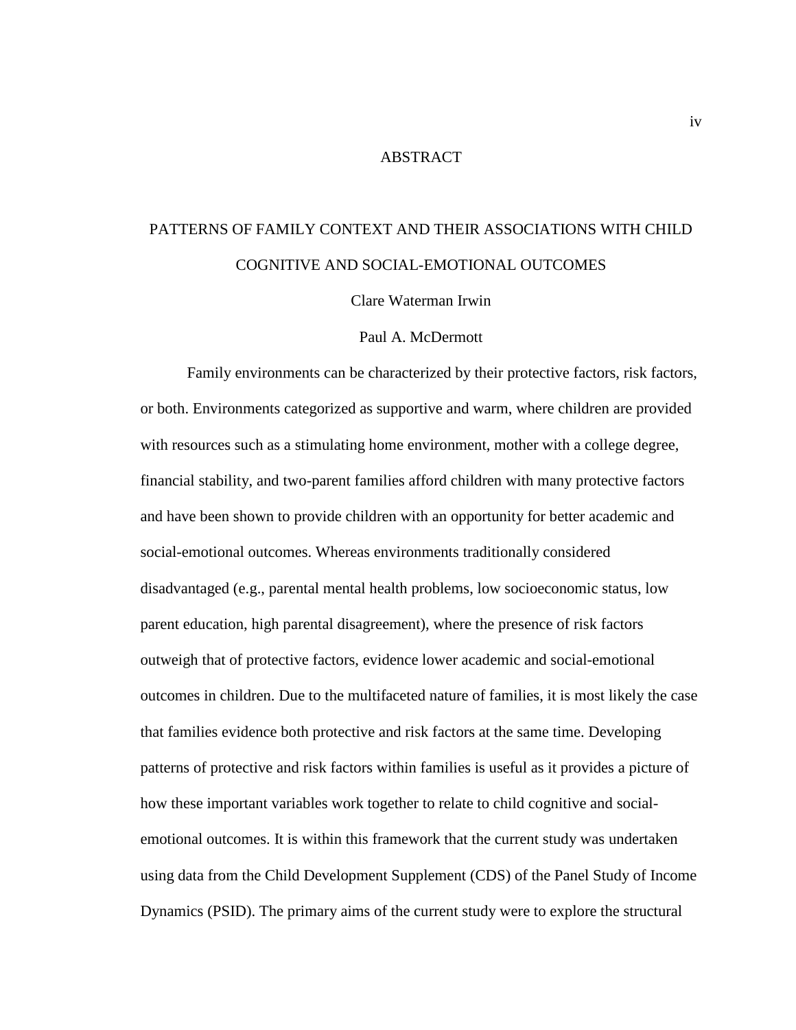# ABSTRACT

## PATTERNS OF FAMILY CONTEXT AND THEIR ASSOCIATIONS WITH CHILD COGNITIVE AND SOCIAL-EMOTIONAL OUTCOMES

Clare Waterman Irwin

Paul A. McDermott

Family environments can be characterized by their protective factors, risk factors, or both. Environments categorized as supportive and warm, where children are provided with resources such as a stimulating home environment, mother with a college degree, financial stability, and two-parent families afford children with many protective factors and have been shown to provide children with an opportunity for better academic and social-emotional outcomes. Whereas environments traditionally considered disadvantaged (e.g., parental mental health problems, low socioeconomic status, low parent education, high parental disagreement), where the presence of risk factors outweigh that of protective factors, evidence lower academic and social-emotional outcomes in children. Due to the multifaceted nature of families, it is most likely the case that families evidence both protective and risk factors at the same time. Developing patterns of protective and risk factors within families is useful as it provides a picture of how these important variables work together to relate to child cognitive and social-emotional outcomes. It is within this framework that the current study was undertaken using data from the Child Development Supplement (CDS) of the Panel Study of Income Dynamics (PSID). The primary aims of the current study were to explore the structural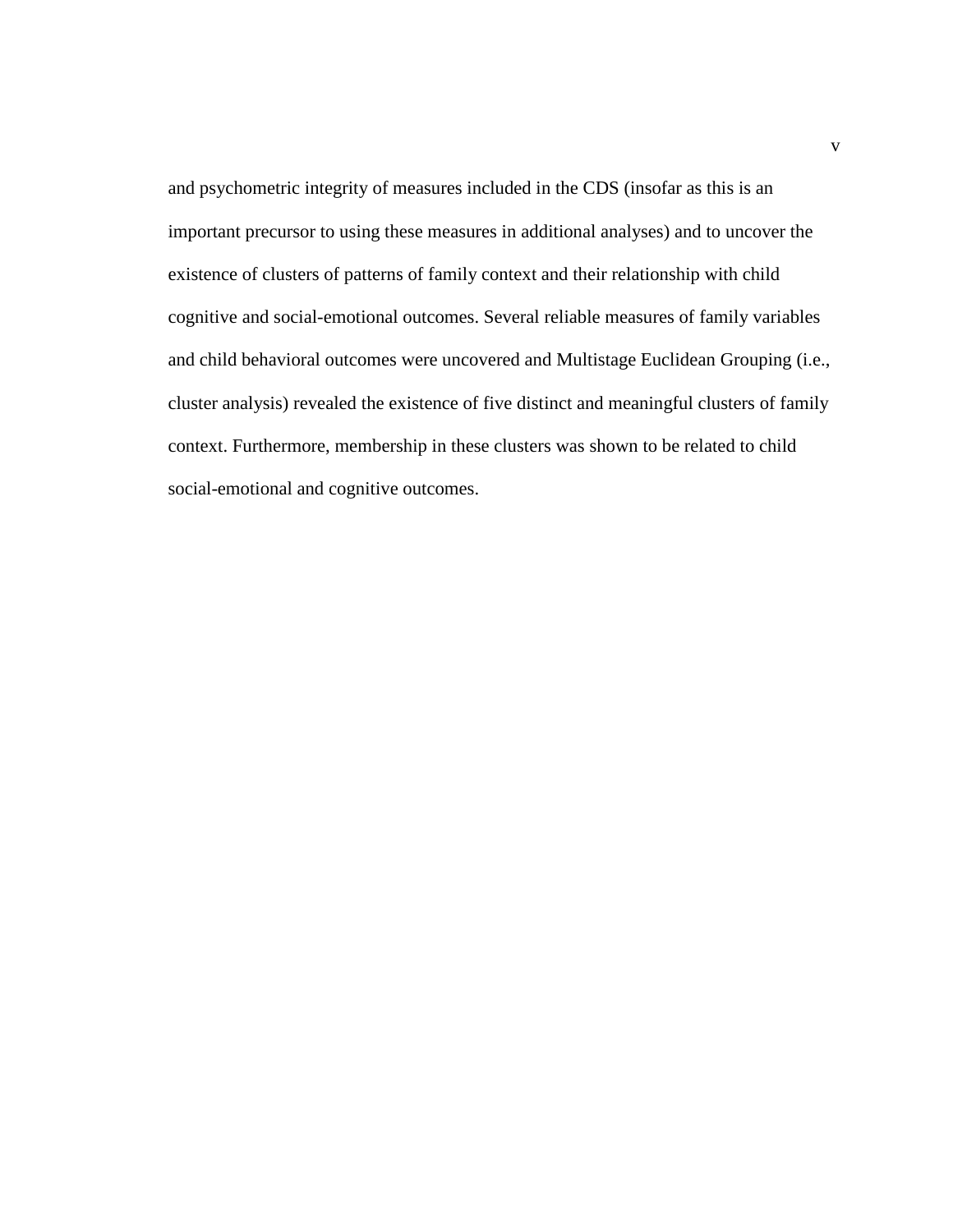and psychometric integrity of measures included in the CDS (insofar as this is an important precursor to using these measures in additional analyses) and to uncover the existence of clusters of patterns of family context and their relationship with child cognitive and social-emotional outcomes. Several reliable measures of family variables and child behavioral outcomes were uncovered and Multistage Euclidean Grouping (i.e., cluster analysis) revealed the existence of five distinct and meaningful clusters of family context. Furthermore, membership in these clusters was shown to be related to child social-emotional and cognitive outcomes.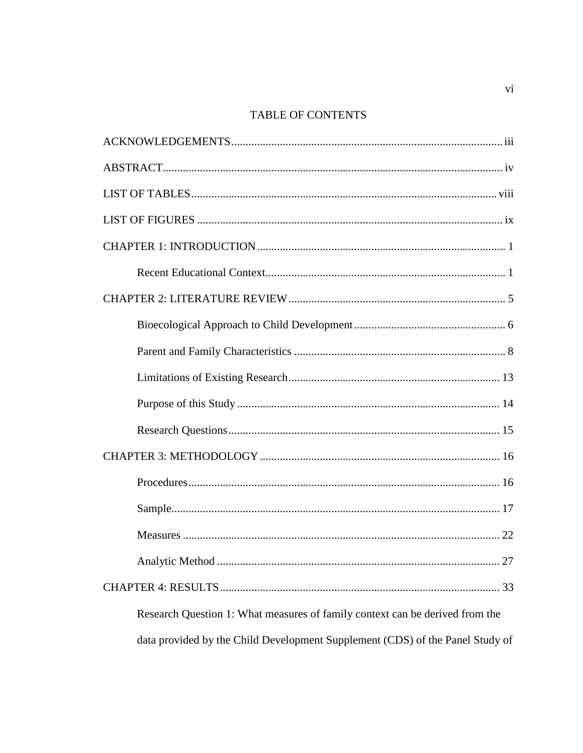# TABLE OF CONTENTS

ACKNOWLEDGEMENTS .......... iii

ABSTRACT .......... iv

LIST OF TABLES .......... viii

LIST OF FIGURES .......... ix

CHAPTER 1: INTRODUCTION .......... 1

- Recent Educational Context .......... 1

CHAPTER 2: LITERATURE REVIEW .......... 5

- Bioecological Approach to Child Development .......... 6
- Parent and Family Characteristics .......... 8
- Limitations of Existing Research .......... 13
- Purpose of this Study .......... 14
- Research Questions .......... 15

CHAPTER 3: METHODOLOGY .......... 16

- Procedures .......... 16
- Sample .......... 17
- Measures .......... 22
- Analytic Method .......... 27

CHAPTER 4: RESULTS .......... 33

- Research Question 1: What measures of family context can be derived from the data provided by the Child Development Supplement (CDS) of the Panel Study of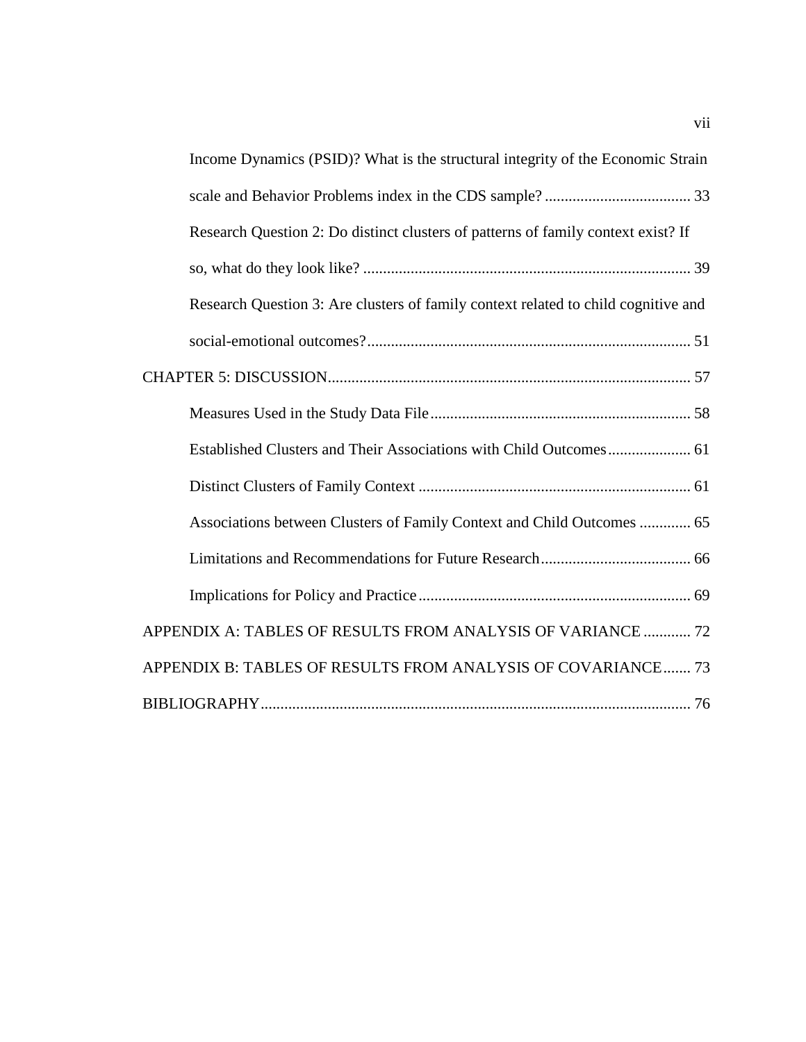Income Dynamics (PSID)? What is the structural integrity of the Economic Strain scale and Behavior Problems index in the CDS sample? ..................................... 33

Research Question 2: Do distinct clusters of patterns of family context exist? If so, what do they look like? ................................................................................... 39

Research Question 3: Are clusters of family context related to child cognitive and social-emotional outcomes?.................................................................................. 51

CHAPTER 5: DISCUSSION........................................................................................... 57

Measures Used in the Study Data File.................................................................. 58

Established Clusters and Their Associations with Child Outcomes..................... 61

Distinct Clusters of Family Context ..................................................................... 61

Associations between Clusters of Family Context and Child Outcomes ............. 65

Limitations and Recommendations for Future Research...................................... 66

Implications for Policy and Practice..................................................................... 69

APPENDIX A: TABLES OF RESULTS FROM ANALYSIS OF VARIANCE ............ 72

APPENDIX B: TABLES OF RESULTS FROM ANALYSIS OF COVARIANCE....... 73

BIBLIOGRAPHY............................................................................................................. 76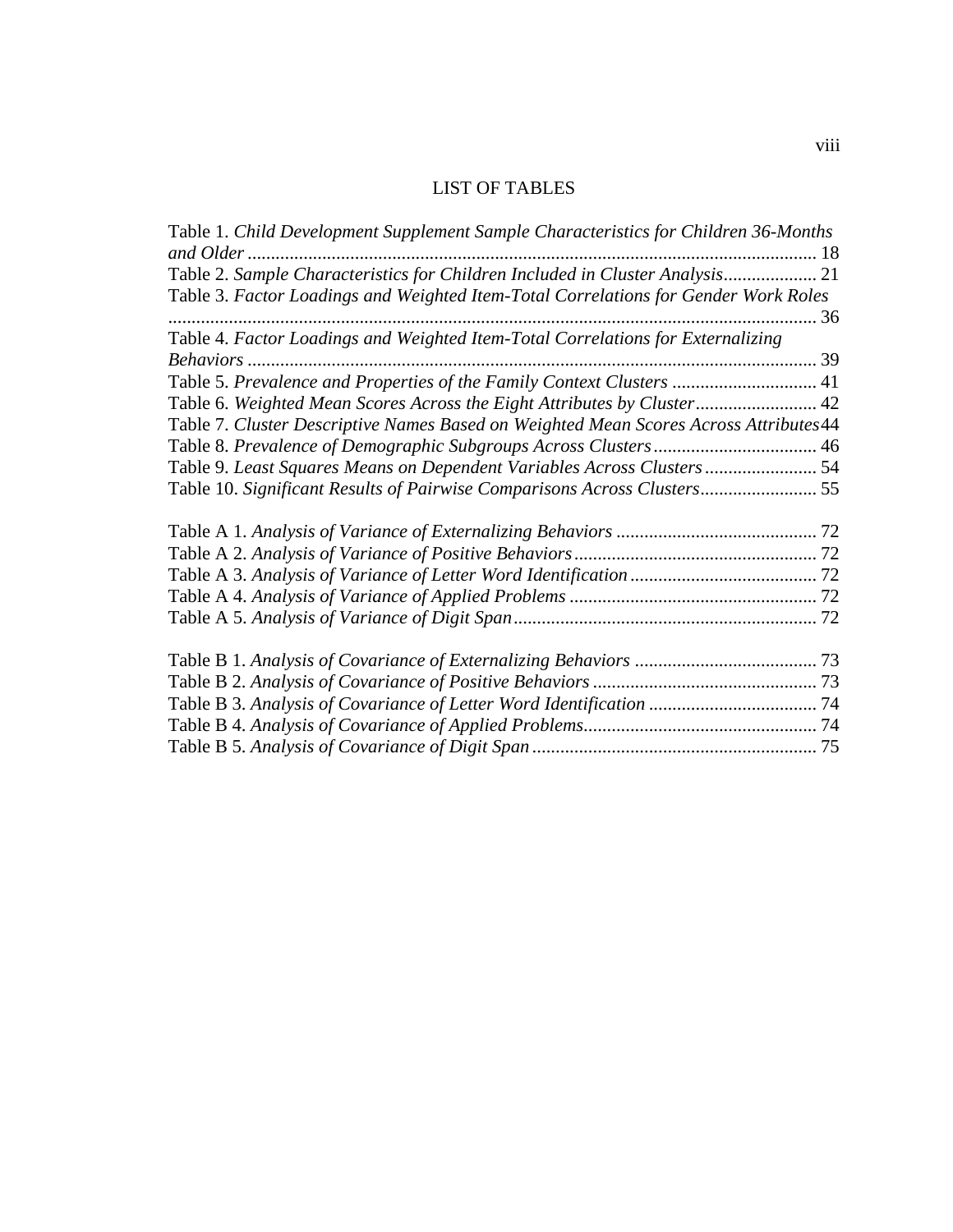# LIST OF TABLES

Table 1. *Child Development Supplement Sample Characteristics for Children 36-Months and Older* ........................................................................................................................ 18
Table 2. *Sample Characteristics for Children Included in Cluster Analysis*.................... 21
Table 3. *Factor Loadings and Weighted Item-Total Correlations for Gender Work Roles* ........................................................................................................................ 36
Table 4. *Factor Loadings and Weighted Item-Total Correlations for Externalizing Behaviors* ........................................................................................................................ 39
Table 5. *Prevalence and Properties of the Family Context Clusters* ............................... 41
Table 6. *Weighted Mean Scores Across the Eight Attributes by Cluster*.......................... 42
Table 7. *Cluster Descriptive Names Based on Weighted Mean Scores Across Attributes*44
Table 8. *Prevalence of Demographic Subgroups Across Clusters*................................... 46
Table 9. *Least Squares Means on Dependent Variables Across Clusters*........................ 54
Table 10. *Significant Results of Pairwise Comparisons Across Clusters*......................... 55

Table A 1. *Analysis of Variance of Externalizing Behaviors* ........................................... 72
Table A 2. *Analysis of Variance of Positive Behaviors*.................................................... 72
Table A 3. *Analysis of Variance of Letter Word Identification*........................................ 72
Table A 4. *Analysis of Variance of Applied Problems* ..................................................... 72
Table A 5. *Analysis of Variance of Digit Span*................................................................. 72

Table B 1. *Analysis of Covariance of Externalizing Behaviors* ....................................... 73
Table B 2. *Analysis of Covariance of Positive Behaviors* ................................................ 73
Table B 3. *Analysis of Covariance of Letter Word Identification* .................................... 74
Table B 4. *Analysis of Covariance of Applied Problems*.................................................. 74
Table B 5. *Analysis of Covariance of Digit Span* ............................................................. 75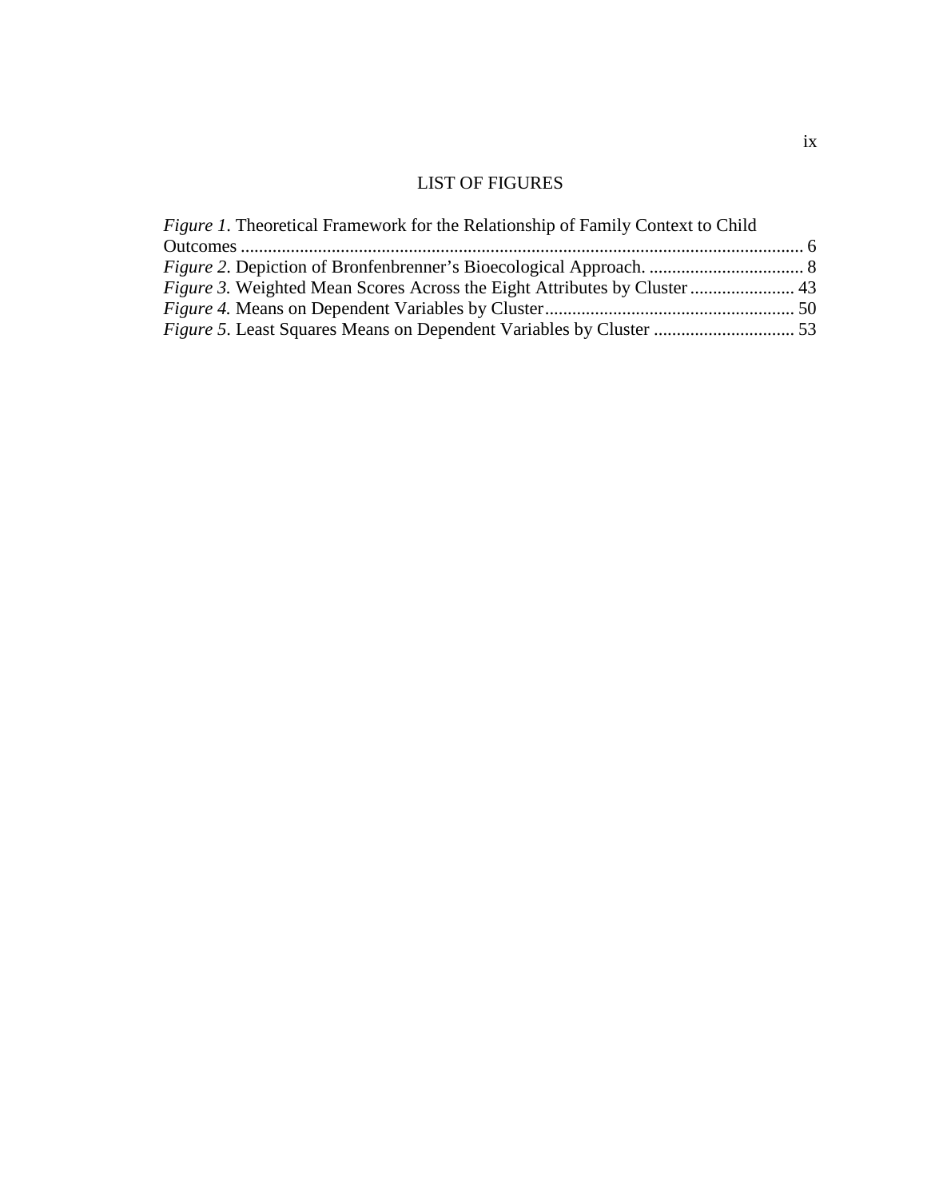# LIST OF FIGURES

*Figure 1*. Theoretical Framework for the Relationship of Family Context to Child Outcomes ........................................................................................................................ 6
*Figure 2*. Depiction of Bronfenbrenner's Bioecological Approach. .................................. 8
*Figure 3.* Weighted Mean Scores Across the Eight Attributes by Cluster ....................... 43
*Figure 4.* Means on Dependent Variables by Cluster....................................................... 50
*Figure 5*. Least Squares Means on Dependent Variables by Cluster ............................... 53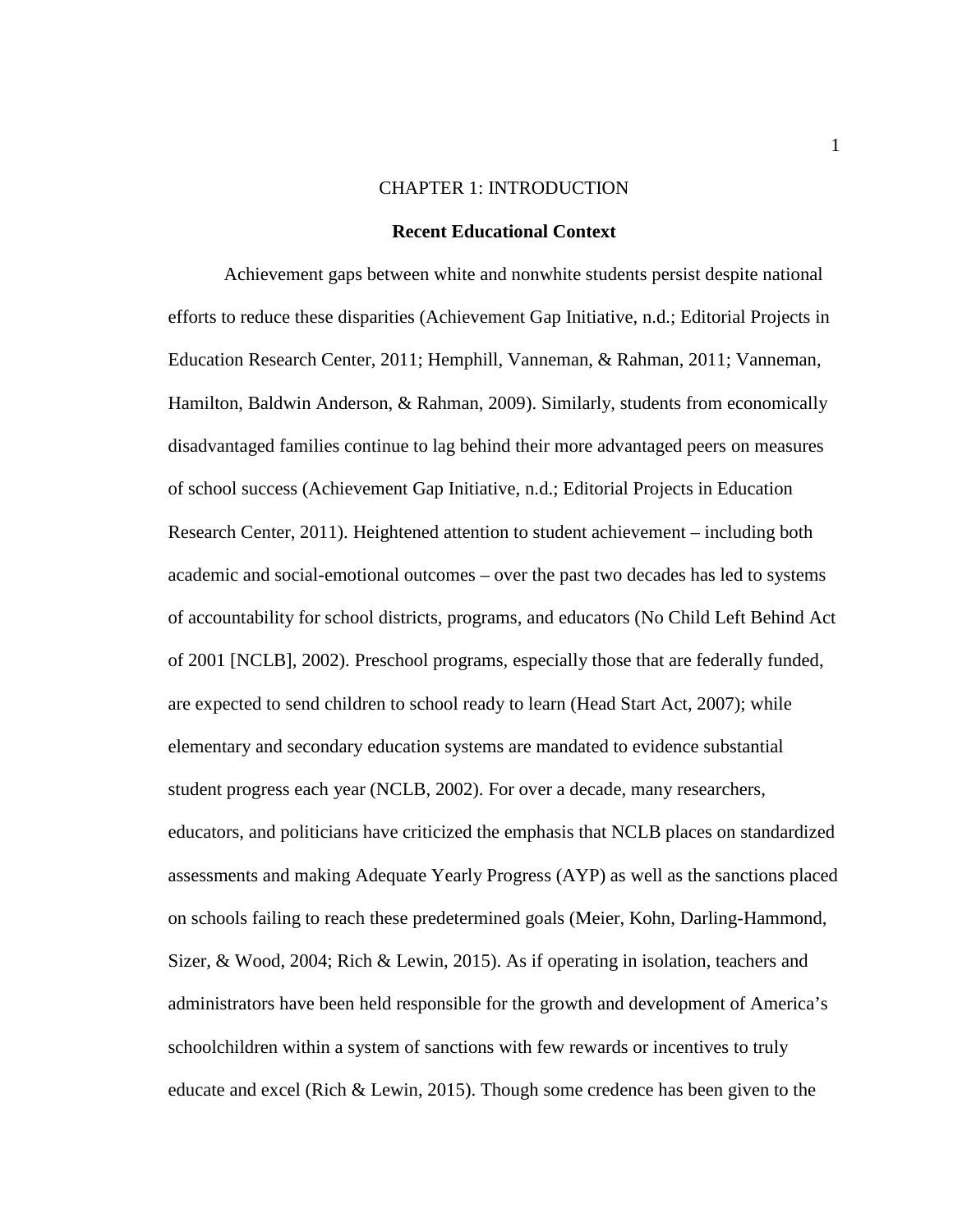# CHAPTER 1: INTRODUCTION

## Recent Educational Context

Achievement gaps between white and nonwhite students persist despite national efforts to reduce these disparities (Achievement Gap Initiative, n.d.; Editorial Projects in Education Research Center, 2011; Hemphill, Vanneman, & Rahman, 2011; Vanneman, Hamilton, Baldwin Anderson, & Rahman, 2009). Similarly, students from economically disadvantaged families continue to lag behind their more advantaged peers on measures of school success (Achievement Gap Initiative, n.d.; Editorial Projects in Education Research Center, 2011). Heightened attention to student achievement – including both academic and social-emotional outcomes – over the past two decades has led to systems of accountability for school districts, programs, and educators (No Child Left Behind Act of 2001 [NCLB], 2002). Preschool programs, especially those that are federally funded, are expected to send children to school ready to learn (Head Start Act, 2007); while elementary and secondary education systems are mandated to evidence substantial student progress each year (NCLB, 2002). For over a decade, many researchers, educators, and politicians have criticized the emphasis that NCLB places on standardized assessments and making Adequate Yearly Progress (AYP) as well as the sanctions placed on schools failing to reach these predetermined goals (Meier, Kohn, Darling-Hammond, Sizer, & Wood, 2004; Rich & Lewin, 2015). As if operating in isolation, teachers and administrators have been held responsible for the growth and development of America's schoolchildren within a system of sanctions with few rewards or incentives to truly educate and excel (Rich & Lewin, 2015). Though some credence has been given to the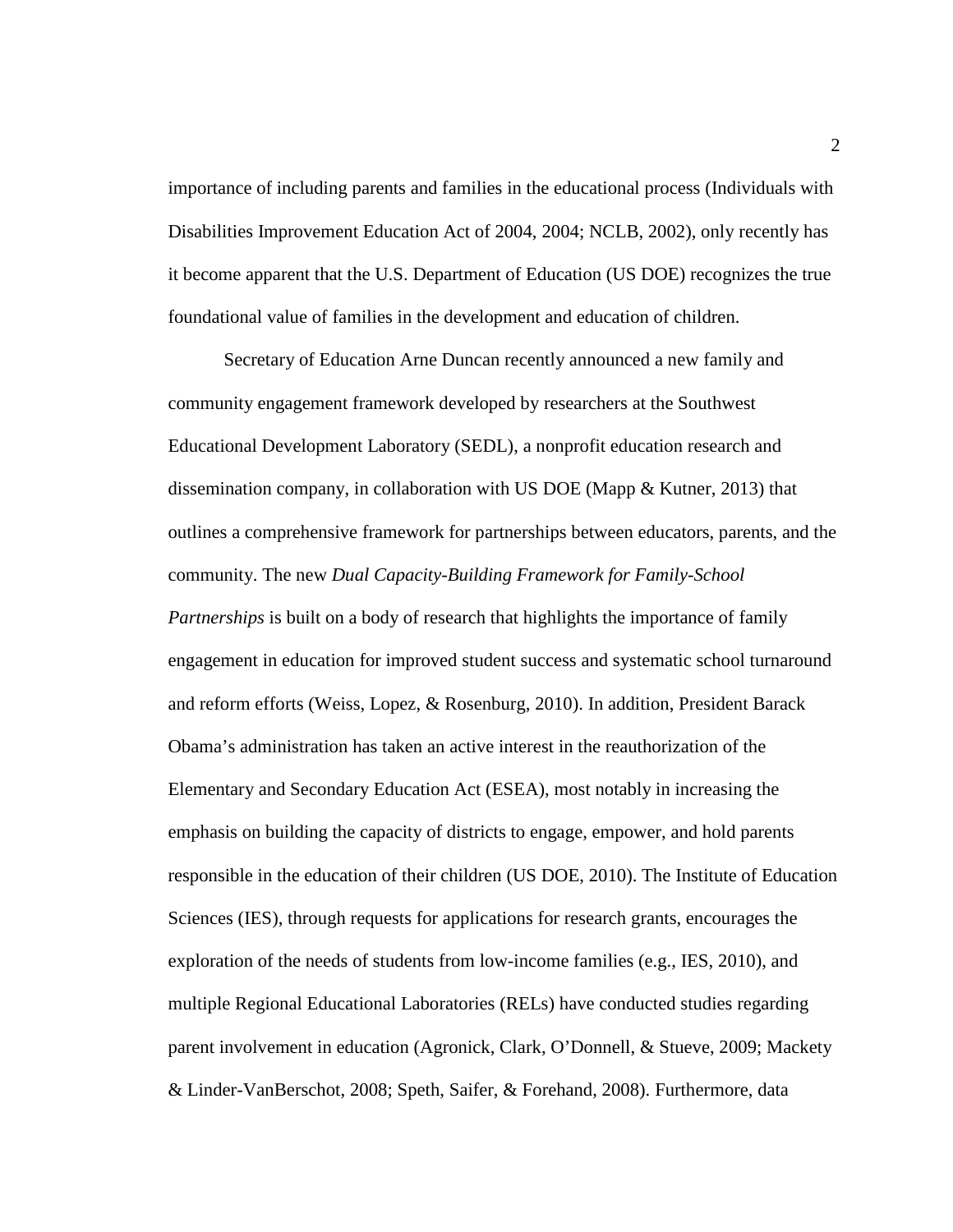importance of including parents and families in the educational process (Individuals with Disabilities Improvement Education Act of 2004, 2004; NCLB, 2002), only recently has it become apparent that the U.S. Department of Education (US DOE) recognizes the true foundational value of families in the development and education of children.

Secretary of Education Arne Duncan recently announced a new family and community engagement framework developed by researchers at the Southwest Educational Development Laboratory (SEDL), a nonprofit education research and dissemination company, in collaboration with US DOE (Mapp & Kutner, 2013) that outlines a comprehensive framework for partnerships between educators, parents, and the community. The new *Dual Capacity-Building Framework for Family-School Partnerships* is built on a body of research that highlights the importance of family engagement in education for improved student success and systematic school turnaround and reform efforts (Weiss, Lopez, & Rosenburg, 2010). In addition, President Barack Obama's administration has taken an active interest in the reauthorization of the Elementary and Secondary Education Act (ESEA), most notably in increasing the emphasis on building the capacity of districts to engage, empower, and hold parents responsible in the education of their children (US DOE, 2010). The Institute of Education Sciences (IES), through requests for applications for research grants, encourages the exploration of the needs of students from low-income families (e.g., IES, 2010), and multiple Regional Educational Laboratories (RELs) have conducted studies regarding parent involvement in education (Agronick, Clark, O'Donnell, & Stueve, 2009; Mackety & Linder-VanBerschot, 2008; Speth, Saifer, & Forehand, 2008). Furthermore, data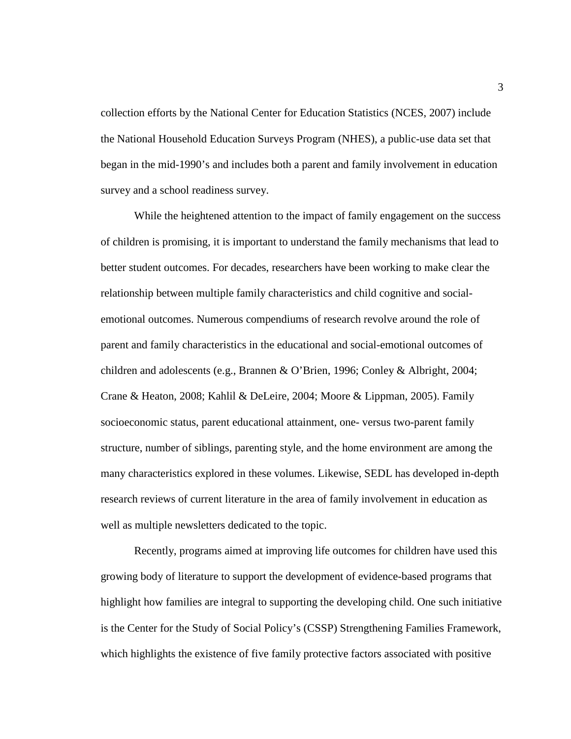collection efforts by the National Center for Education Statistics (NCES, 2007) include the National Household Education Surveys Program (NHES), a public-use data set that began in the mid-1990's and includes both a parent and family involvement in education survey and a school readiness survey.

While the heightened attention to the impact of family engagement on the success of children is promising, it is important to understand the family mechanisms that lead to better student outcomes. For decades, researchers have been working to make clear the relationship between multiple family characteristics and child cognitive and social-emotional outcomes. Numerous compendiums of research revolve around the role of parent and family characteristics in the educational and social-emotional outcomes of children and adolescents (e.g., Brannen & O'Brien, 1996; Conley & Albright, 2004; Crane & Heaton, 2008; Kahlil & DeLeire, 2004; Moore & Lippman, 2005). Family socioeconomic status, parent educational attainment, one- versus two-parent family structure, number of siblings, parenting style, and the home environment are among the many characteristics explored in these volumes. Likewise, SEDL has developed in-depth research reviews of current literature in the area of family involvement in education as well as multiple newsletters dedicated to the topic.

Recently, programs aimed at improving life outcomes for children have used this growing body of literature to support the development of evidence-based programs that highlight how families are integral to supporting the developing child. One such initiative is the Center for the Study of Social Policy's (CSSP) Strengthening Families Framework, which highlights the existence of five family protective factors associated with positive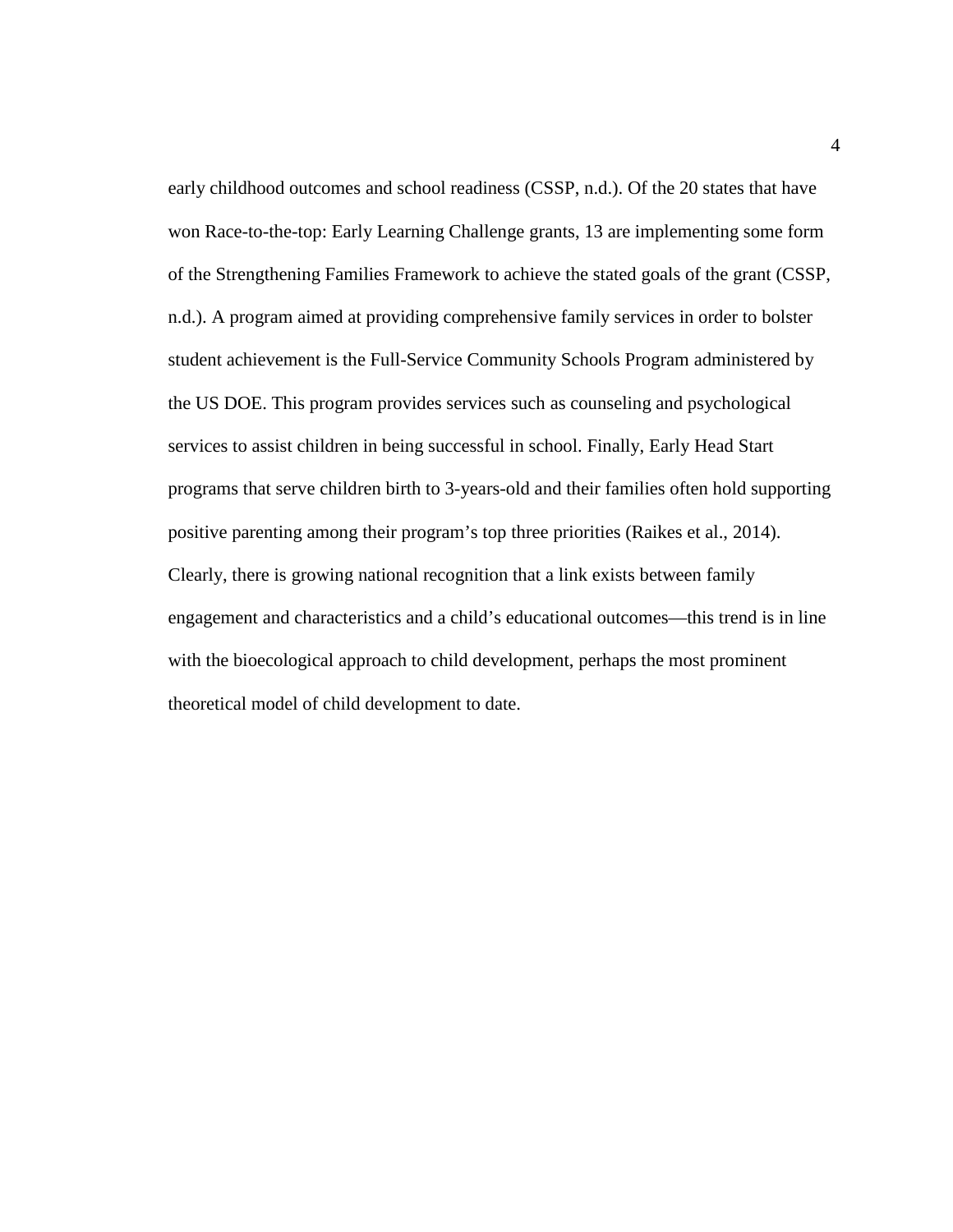early childhood outcomes and school readiness (CSSP, n.d.). Of the 20 states that have won Race-to-the-top: Early Learning Challenge grants, 13 are implementing some form of the Strengthening Families Framework to achieve the stated goals of the grant (CSSP, n.d.). A program aimed at providing comprehensive family services in order to bolster student achievement is the Full-Service Community Schools Program administered by the US DOE. This program provides services such as counseling and psychological services to assist children in being successful in school. Finally, Early Head Start programs that serve children birth to 3-years-old and their families often hold supporting positive parenting among their program's top three priorities (Raikes et al., 2014). Clearly, there is growing national recognition that a link exists between family engagement and characteristics and a child's educational outcomes—this trend is in line with the bioecological approach to child development, perhaps the most prominent theoretical model of child development to date.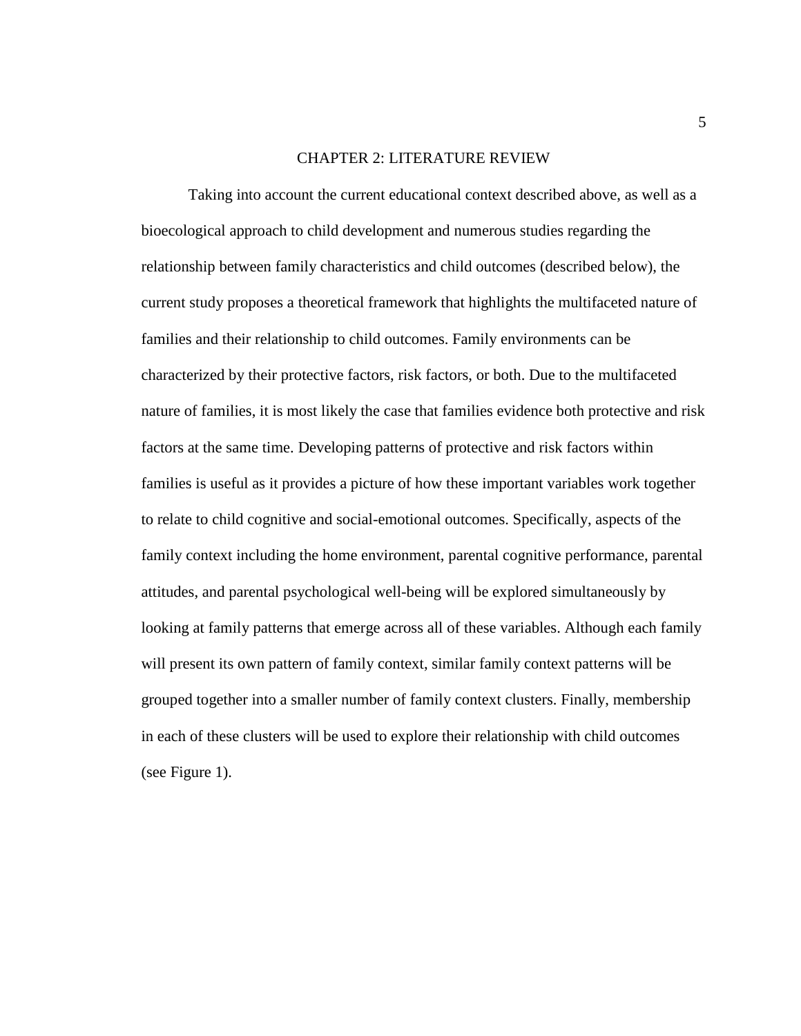# CHAPTER 2: LITERATURE REVIEW

Taking into account the current educational context described above, as well as a bioecological approach to child development and numerous studies regarding the relationship between family characteristics and child outcomes (described below), the current study proposes a theoretical framework that highlights the multifaceted nature of families and their relationship to child outcomes. Family environments can be characterized by their protective factors, risk factors, or both. Due to the multifaceted nature of families, it is most likely the case that families evidence both protective and risk factors at the same time. Developing patterns of protective and risk factors within families is useful as it provides a picture of how these important variables work together to relate to child cognitive and social-emotional outcomes. Specifically, aspects of the family context including the home environment, parental cognitive performance, parental attitudes, and parental psychological well-being will be explored simultaneously by looking at family patterns that emerge across all of these variables. Although each family will present its own pattern of family context, similar family context patterns will be grouped together into a smaller number of family context clusters. Finally, membership in each of these clusters will be used to explore their relationship with child outcomes (see Figure 1).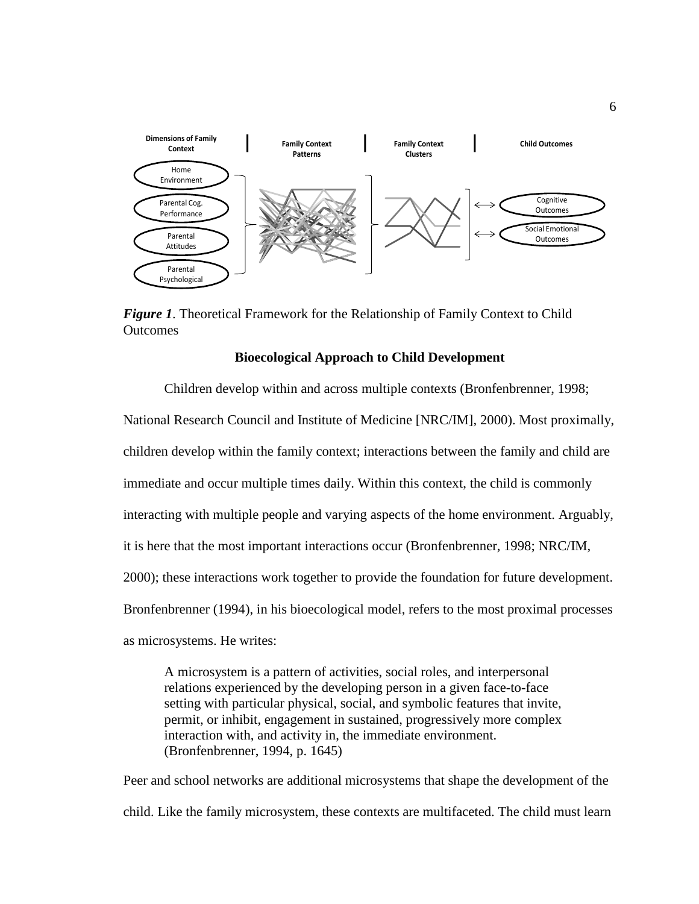Dimensions of Family Context | Family Context Patterns | Family Context Clusters | Child Outcomes

Home Environment

Parental Cog. Performance

Parental Attitudes

Parental Psychological

Cognitive Outcomes

Social Emotional Outcomes

***Figure 1***. Theoretical Framework for the Relationship of Family Context to Child Outcomes

**Biological Approach to Child Development**

Children develop within and across multiple contexts (Bronfenbrenner, 1998; National Research Council and Institute of Medicine [NRC/IM], 2000). Most proximally, children develop within the family context; interactions between the family and child are immediate and occur multiple times daily. Within this context, the child is commonly interacting with multiple people and varying aspects of the home environment. Arguably, it is here that the most important interactions occur (Bronfenbrenner, 1998; NRC/IM, 2000); these interactions work together to provide the foundation for future development. Bronfenbrenner (1994), in his bioecological model, refers to the most proximal processes as microsystems. He writes:

> A microsystem is a pattern of activities, social roles, and interpersonal relations experienced by the developing person in a given face-to-face setting with particular physical, social, and symbolic features that invite, permit, or inhibit, engagement in sustained, progressively more complex interaction with, and activity in, the immediate environment. (Bronfenbrenner, 1994, p. 1645)

Peer and school networks are additional microsystems that shape the development of the child. Like the family microsystem, these contexts are multifaceted. The child must learn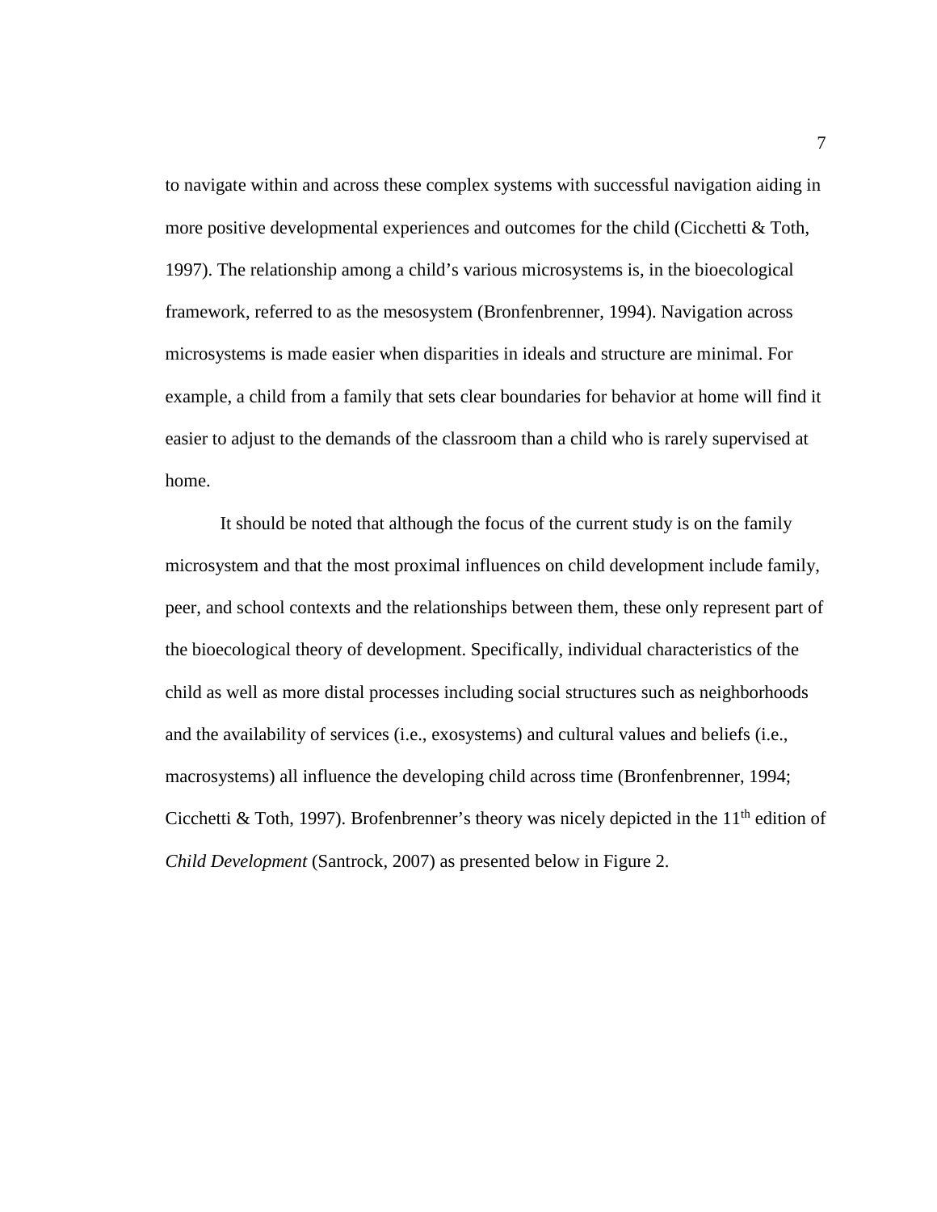to navigate within and across these complex systems with successful navigation aiding in more positive developmental experiences and outcomes for the child (Cicchetti & Toth, 1997). The relationship among a child's various microsystems is, in the bioecological framework, referred to as the mesosystem (Bronfenbrenner, 1994). Navigation across microsystems is made easier when disparities in ideals and structure are minimal. For example, a child from a family that sets clear boundaries for behavior at home will find it easier to adjust to the demands of the classroom than a child who is rarely supervised at home.

It should be noted that although the focus of the current study is on the family microsystem and that the most proximal influences on child development include family, peer, and school contexts and the relationships between them, these only represent part of the bioecological theory of development. Specifically, individual characteristics of the child as well as more distal processes including social structures such as neighborhoods and the availability of services (i.e., exosystems) and cultural values and beliefs (i.e., macrosystems) all influence the developing child across time (Bronfenbrenner, 1994; Cicchetti & Toth, 1997). Brofenbrenner's theory was nicely depicted in the 11th edition of *Child Development* (Santrock, 2007) as presented below in Figure 2.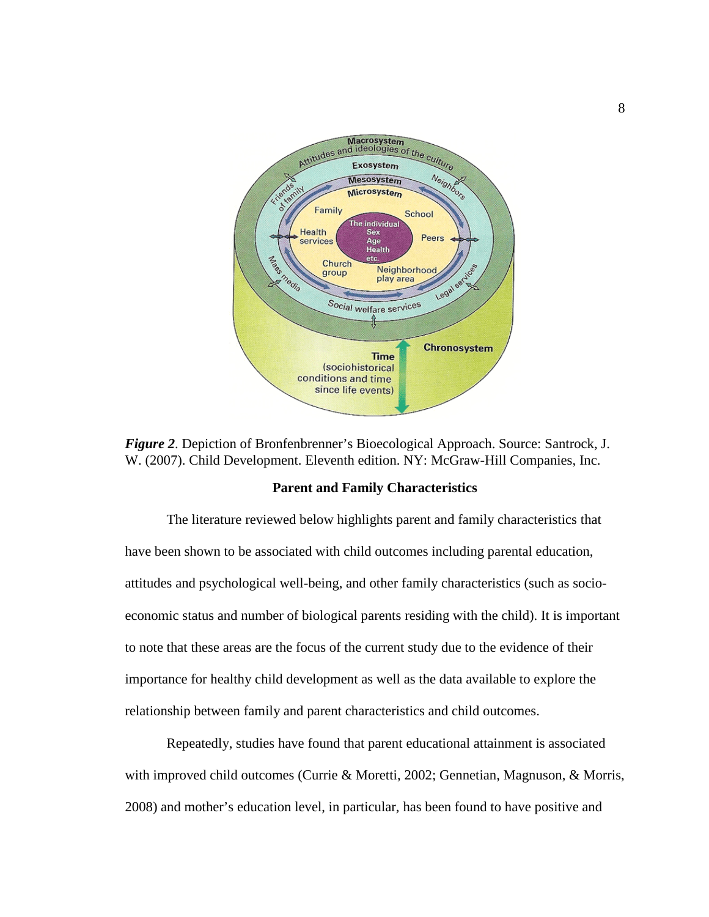*Figure 2*. Depiction of Bronfenbrenner's Bioecological Approach. Source: Santrock, J. W. (2007). Child Development. Eleventh edition. NY: McGraw-Hill Companies, Inc.

**Parent and Family Characteristics**

The literature reviewed below highlights parent and family characteristics that have been shown to be associated with child outcomes including parental education, attitudes and psychological well-being, and other family characteristics (such as socio-economic status and number of biological parents residing with the child). It is important to note that these areas are the focus of the current study due to the evidence of their importance for healthy child development as well as the data available to explore the relationship between family and parent characteristics and child outcomes.

Repeatedly, studies have found that parent educational attainment is associated with improved child outcomes (Currie & Moretti, 2002; Gennetian, Magnuson, & Morris, 2008) and mother's education level, in particular, has been found to have positive and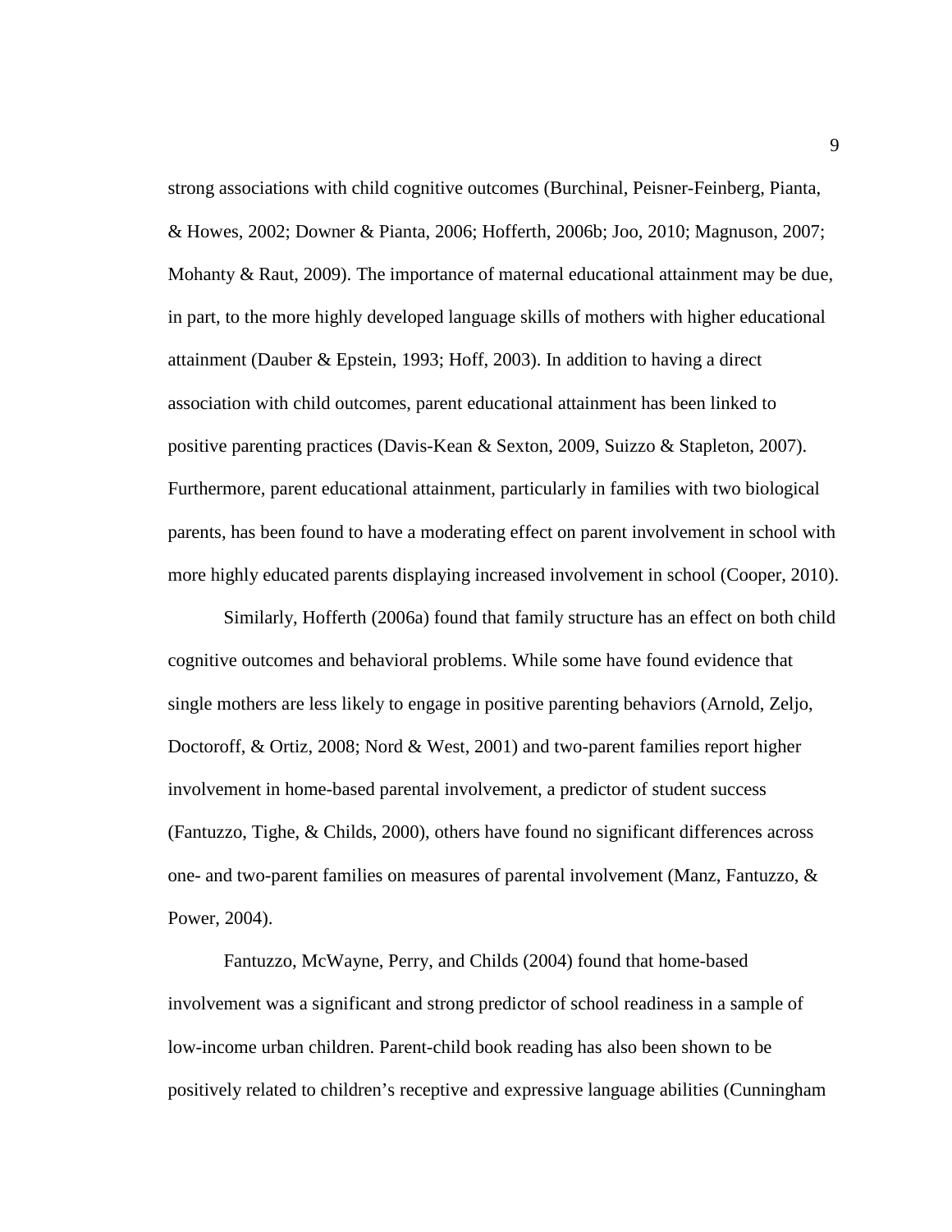strong associations with child cognitive outcomes (Burchinal, Peisner-Feinberg, Pianta, & Howes, 2002; Downer & Pianta, 2006; Hofferth, 2006b; Joo, 2010; Magnuson, 2007; Mohanty & Raut, 2009). The importance of maternal educational attainment may be due, in part, to the more highly developed language skills of mothers with higher educational attainment (Dauber & Epstein, 1993; Hoff, 2003). In addition to having a direct association with child outcomes, parent educational attainment has been linked to positive parenting practices (Davis-Kean & Sexton, 2009, Suizzo & Stapleton, 2007). Furthermore, parent educational attainment, particularly in families with two biological parents, has been found to have a moderating effect on parent involvement in school with more highly educated parents displaying increased involvement in school (Cooper, 2010).

Similarly, Hofferth (2006a) found that family structure has an effect on both child cognitive outcomes and behavioral problems. While some have found evidence that single mothers are less likely to engage in positive parenting behaviors (Arnold, Zeljo, Doctoroff, & Ortiz, 2008; Nord & West, 2001) and two-parent families report higher involvement in home-based parental involvement, a predictor of student success (Fantuzzo, Tighe, & Childs, 2000), others have found no significant differences across one- and two-parent families on measures of parental involvement (Manz, Fantuzzo, & Power, 2004).

Fantuzzo, McWayne, Perry, and Childs (2004) found that home-based involvement was a significant and strong predictor of school readiness in a sample of low-income urban children. Parent-child book reading has also been shown to be positively related to children's receptive and expressive language abilities (Cunningham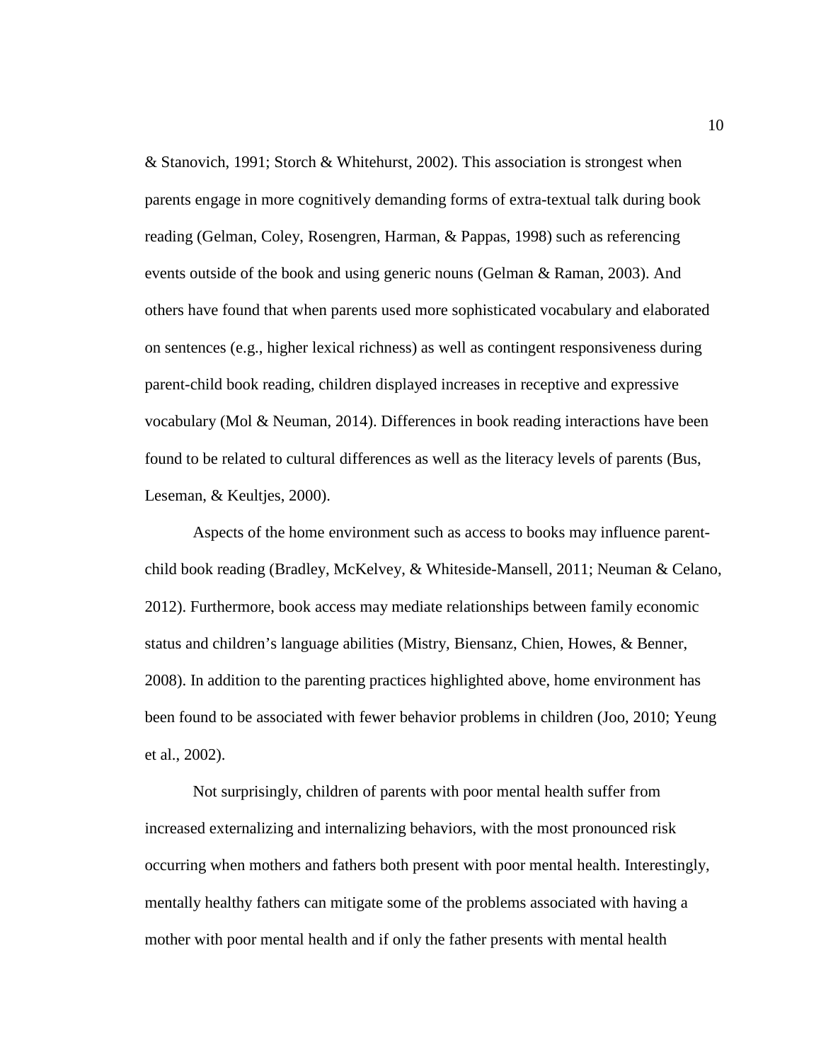& Stanovich, 1991; Storch & Whitehurst, 2002). This association is strongest when parents engage in more cognitively demanding forms of extra-textual talk during book reading (Gelman, Coley, Rosengren, Harman, & Pappas, 1998) such as referencing events outside of the book and using generic nouns (Gelman & Raman, 2003). And others have found that when parents used more sophisticated vocabulary and elaborated on sentences (e.g., higher lexical richness) as well as contingent responsiveness during parent-child book reading, children displayed increases in receptive and expressive vocabulary (Mol & Neuman, 2014). Differences in book reading interactions have been found to be related to cultural differences as well as the literacy levels of parents (Bus, Leseman, & Keultjes, 2000).

Aspects of the home environment such as access to books may influence parent-child book reading (Bradley, McKelvey, & Whiteside-Mansell, 2011; Neuman & Celano, 2012). Furthermore, book access may mediate relationships between family economic status and children's language abilities (Mistry, Biensanz, Chien, Howes, & Benner, 2008). In addition to the parenting practices highlighted above, home environment has been found to be associated with fewer behavior problems in children (Joo, 2010; Yeung et al., 2002).

Not surprisingly, children of parents with poor mental health suffer from increased externalizing and internalizing behaviors, with the most pronounced risk occurring when mothers and fathers both present with poor mental health. Interestingly, mentally healthy fathers can mitigate some of the problems associated with having a mother with poor mental health and if only the father presents with mental health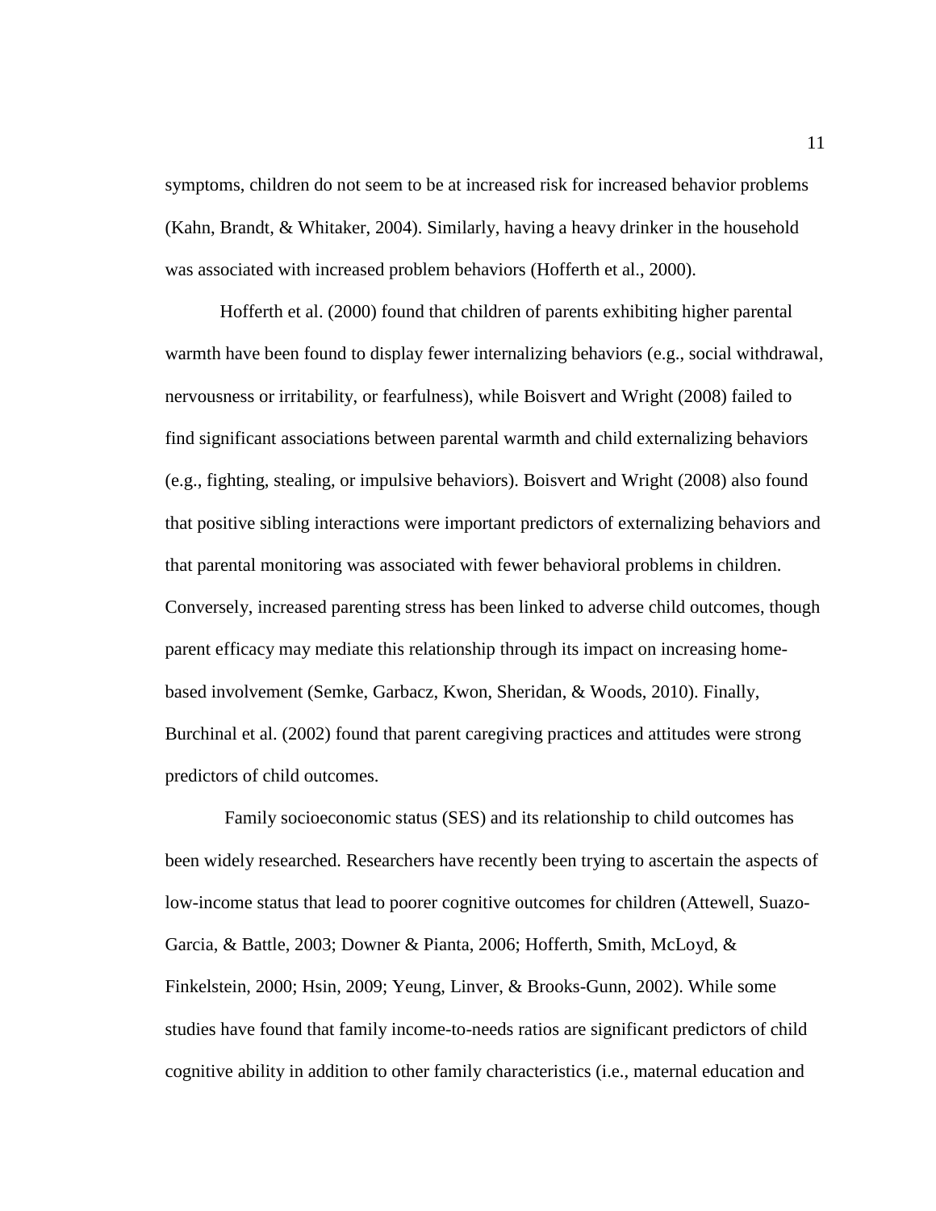symptoms, children do not seem to be at increased risk for increased behavior problems (Kahn, Brandt, & Whitaker, 2004). Similarly, having a heavy drinker in the household was associated with increased problem behaviors (Hofferth et al., 2000).

Hofferth et al. (2000) found that children of parents exhibiting higher parental warmth have been found to display fewer internalizing behaviors (e.g., social withdrawal, nervousness or irritability, or fearfulness), while Boisvert and Wright (2008) failed to find significant associations between parental warmth and child externalizing behaviors (e.g., fighting, stealing, or impulsive behaviors). Boisvert and Wright (2008) also found that positive sibling interactions were important predictors of externalizing behaviors and that parental monitoring was associated with fewer behavioral problems in children. Conversely, increased parenting stress has been linked to adverse child outcomes, though parent efficacy may mediate this relationship through its impact on increasing home-based involvement (Semke, Garbacz, Kwon, Sheridan, & Woods, 2010). Finally, Burchinal et al. (2002) found that parent caregiving practices and attitudes were strong predictors of child outcomes.

Family socioeconomic status (SES) and its relationship to child outcomes has been widely researched. Researchers have recently been trying to ascertain the aspects of low-income status that lead to poorer cognitive outcomes for children (Attewell, Suazo-Garcia, & Battle, 2003; Downer & Pianta, 2006; Hofferth, Smith, McLoyd, & Finkelstein, 2000; Hsin, 2009; Yeung, Linver, & Brooks-Gunn, 2002). While some studies have found that family income-to-needs ratios are significant predictors of child cognitive ability in addition to other family characteristics (i.e., maternal education and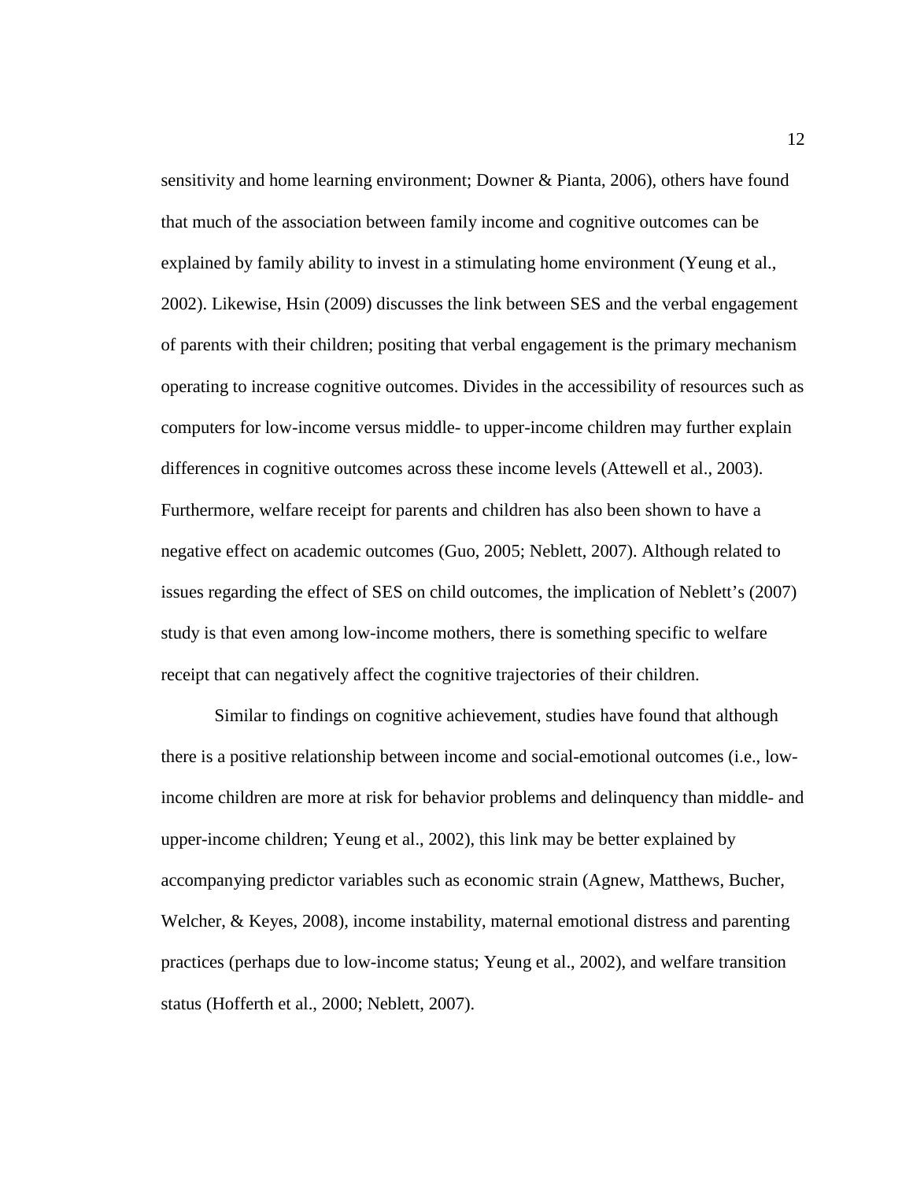sensitivity and home learning environment; Downer & Pianta, 2006), others have found that much of the association between family income and cognitive outcomes can be explained by family ability to invest in a stimulating home environment (Yeung et al., 2002). Likewise, Hsin (2009) discusses the link between SES and the verbal engagement of parents with their children; positing that verbal engagement is the primary mechanism operating to increase cognitive outcomes. Divides in the accessibility of resources such as computers for low-income versus middle- to upper-income children may further explain differences in cognitive outcomes across these income levels (Attewell et al., 2003). Furthermore, welfare receipt for parents and children has also been shown to have a negative effect on academic outcomes (Guo, 2005; Neblett, 2007). Although related to issues regarding the effect of SES on child outcomes, the implication of Neblett's (2007) study is that even among low-income mothers, there is something specific to welfare receipt that can negatively affect the cognitive trajectories of their children.

Similar to findings on cognitive achievement, studies have found that although there is a positive relationship between income and social-emotional outcomes (i.e., low-income children are more at risk for behavior problems and delinquency than middle- and upper-income children; Yeung et al., 2002), this link may be better explained by accompanying predictor variables such as economic strain (Agnew, Matthews, Bucher, Welcher, & Keyes, 2008), income instability, maternal emotional distress and parenting practices (perhaps due to low-income status; Yeung et al., 2002), and welfare transition status (Hofferth et al., 2000; Neblett, 2007).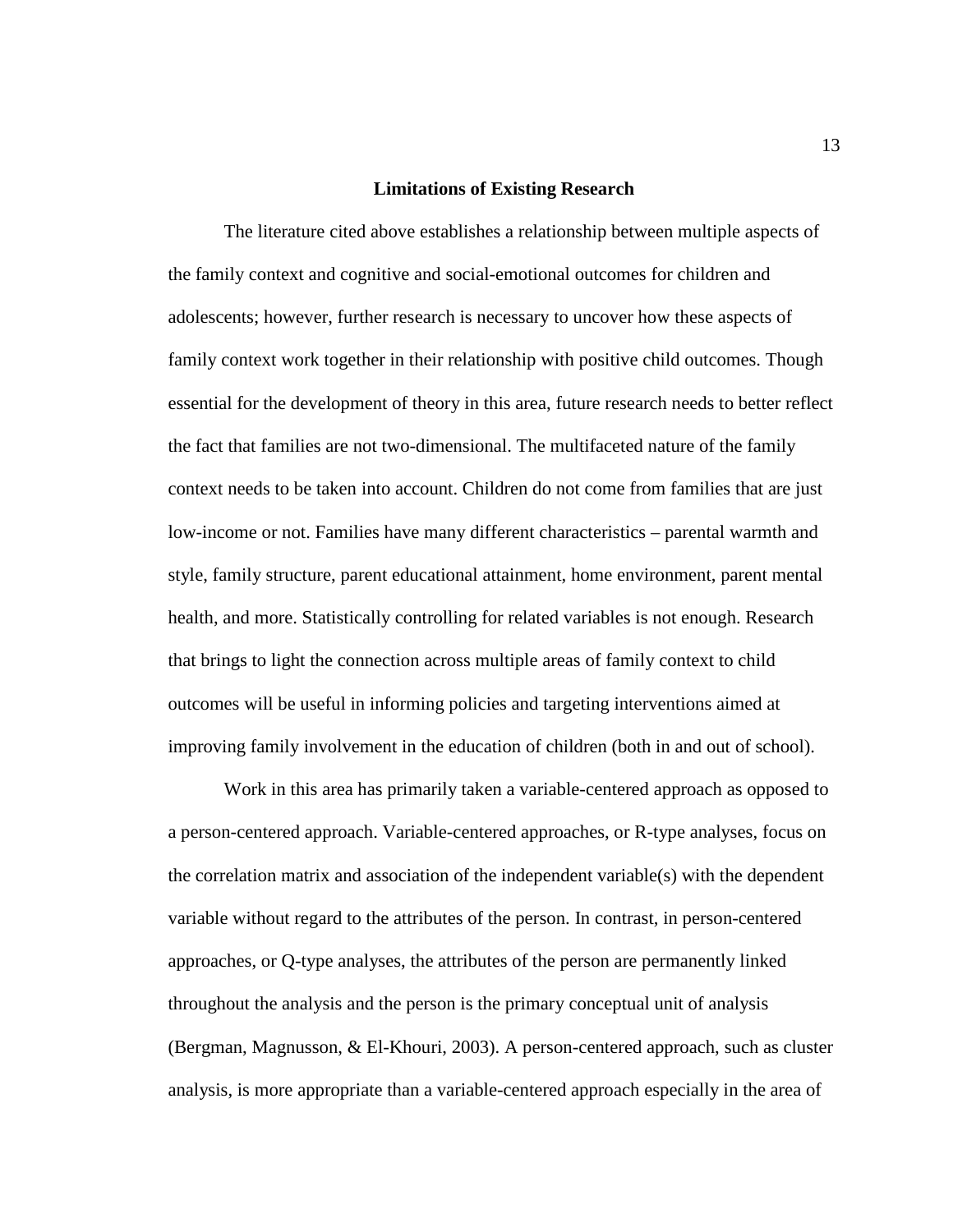## Limitations of Existing Research

The literature cited above establishes a relationship between multiple aspects of the family context and cognitive and social-emotional outcomes for children and adolescents; however, further research is necessary to uncover how these aspects of family context work together in their relationship with positive child outcomes. Though essential for the development of theory in this area, future research needs to better reflect the fact that families are not two-dimensional. The multifaceted nature of the family context needs to be taken into account. Children do not come from families that are just low-income or not. Families have many different characteristics – parental warmth and style, family structure, parent educational attainment, home environment, parent mental health, and more. Statistically controlling for related variables is not enough. Research that brings to light the connection across multiple areas of family context to child outcomes will be useful in informing policies and targeting interventions aimed at improving family involvement in the education of children (both in and out of school).

Work in this area has primarily taken a variable-centered approach as opposed to a person-centered approach. Variable-centered approaches, or R-type analyses, focus on the correlation matrix and association of the independent variable(s) with the dependent variable without regard to the attributes of the person. In contrast, in person-centered approaches, or Q-type analyses, the attributes of the person are permanently linked throughout the analysis and the person is the primary conceptual unit of analysis (Bergman, Magnusson, & El-Khouri, 2003). A person-centered approach, such as cluster analysis, is more appropriate than a variable-centered approach especially in the area of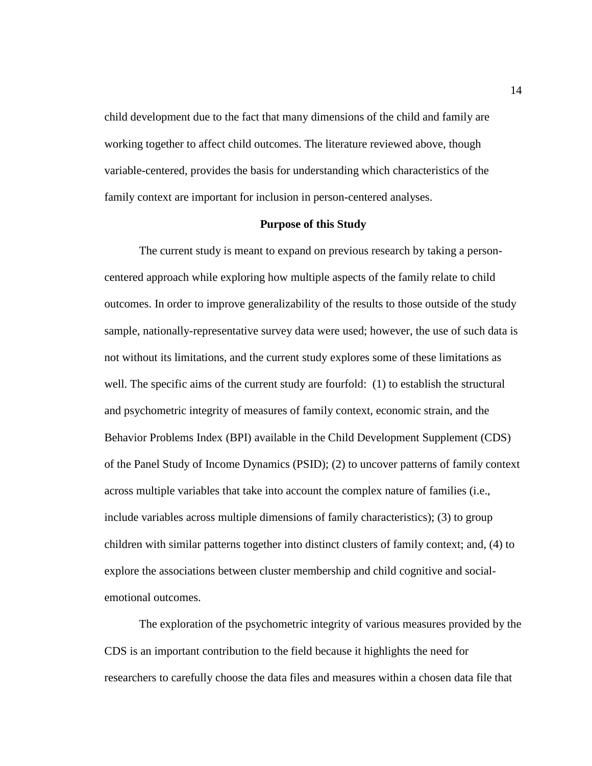child development due to the fact that many dimensions of the child and family are working together to affect child outcomes. The literature reviewed above, though variable-centered, provides the basis for understanding which characteristics of the family context are important for inclusion in person-centered analyses.

## Purpose of this Study

The current study is meant to expand on previous research by taking a person-centered approach while exploring how multiple aspects of the family relate to child outcomes. In order to improve generalizability of the results to those outside of the study sample, nationally-representative survey data were used; however, the use of such data is not without its limitations, and the current study explores some of these limitations as well. The specific aims of the current study are fourfold: (1) to establish the structural and psychometric integrity of measures of family context, economic strain, and the Behavior Problems Index (BPI) available in the Child Development Supplement (CDS) of the Panel Study of Income Dynamics (PSID); (2) to uncover patterns of family context across multiple variables that take into account the complex nature of families (i.e., include variables across multiple dimensions of family characteristics); (3) to group children with similar patterns together into distinct clusters of family context; and, (4) to explore the associations between cluster membership and child cognitive and social-emotional outcomes.

The exploration of the psychometric integrity of various measures provided by the CDS is an important contribution to the field because it highlights the need for researchers to carefully choose the data files and measures within a chosen data file that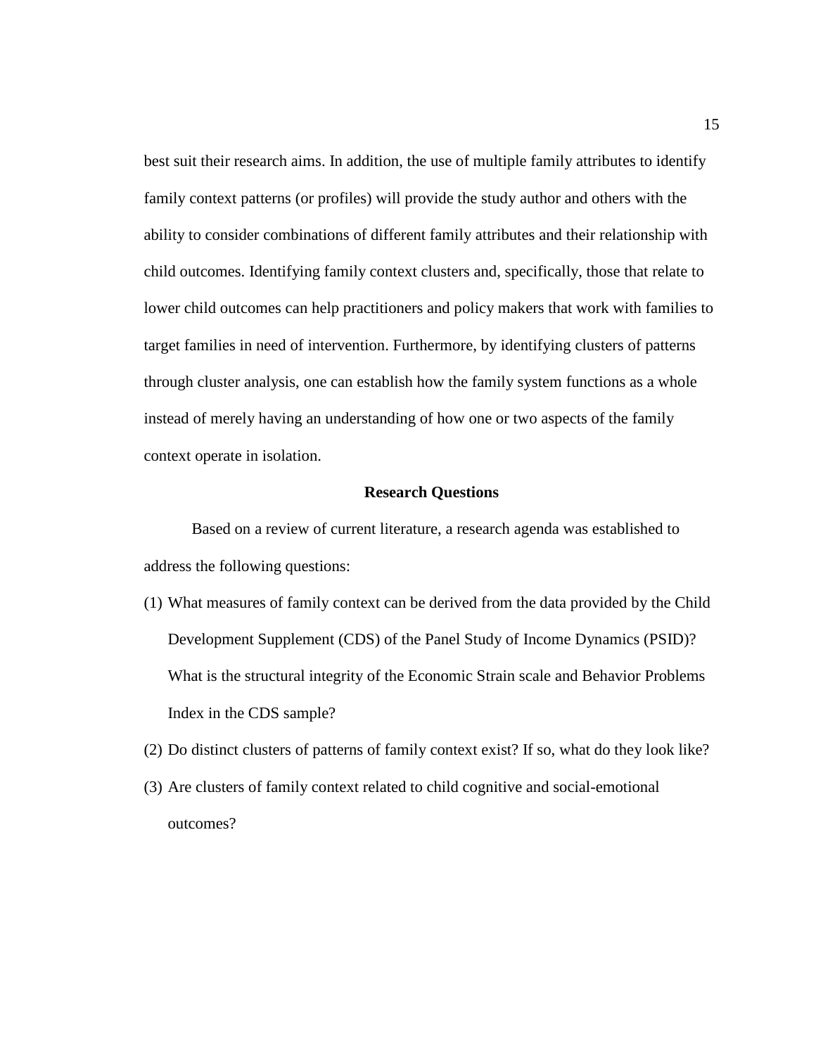best suit their research aims. In addition, the use of multiple family attributes to identify family context patterns (or profiles) will provide the study author and others with the ability to consider combinations of different family attributes and their relationship with child outcomes. Identifying family context clusters and, specifically, those that relate to lower child outcomes can help practitioners and policy makers that work with families to target families in need of intervention. Furthermore, by identifying clusters of patterns through cluster analysis, one can establish how the family system functions as a whole instead of merely having an understanding of how one or two aspects of the family context operate in isolation.

## Research Questions

Based on a review of current literature, a research agenda was established to address the following questions:

(1) What measures of family context can be derived from the data provided by the Child Development Supplement (CDS) of the Panel Study of Income Dynamics (PSID)? What is the structural integrity of the Economic Strain scale and Behavior Problems Index in the CDS sample?

(2) Do distinct clusters of patterns of family context exist? If so, what do they look like?

(3) Are clusters of family context related to child cognitive and social-emotional outcomes?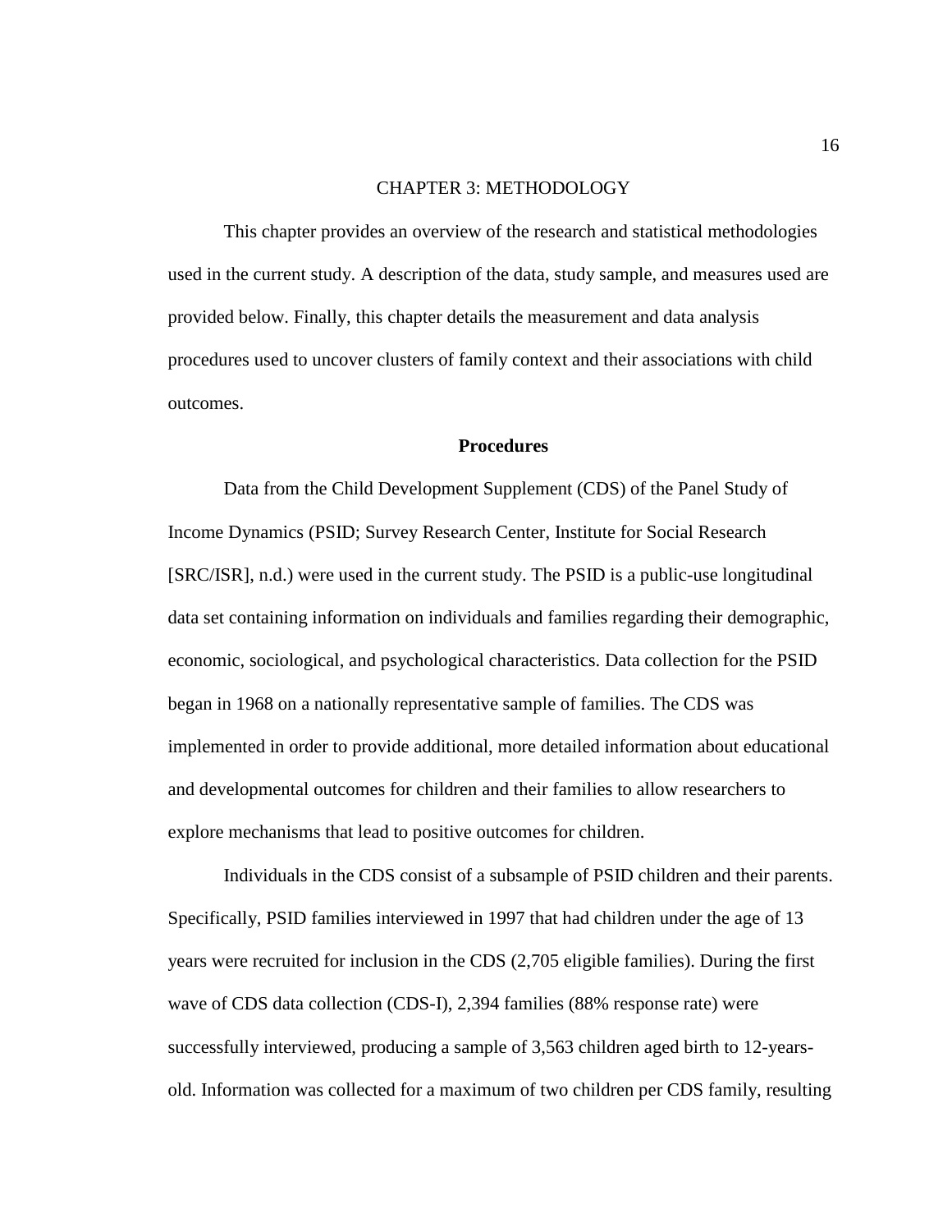# CHAPTER 3: METHODOLOGY

This chapter provides an overview of the research and statistical methodologies used in the current study. A description of the data, study sample, and measures used are provided below. Finally, this chapter details the measurement and data analysis procedures used to uncover clusters of family context and their associations with child outcomes.

## Procedures

Data from the Child Development Supplement (CDS) of the Panel Study of Income Dynamics (PSID; Survey Research Center, Institute for Social Research [SRC/ISR], n.d.) were used in the current study. The PSID is a public-use longitudinal data set containing information on individuals and families regarding their demographic, economic, sociological, and psychological characteristics. Data collection for the PSID began in 1968 on a nationally representative sample of families. The CDS was implemented in order to provide additional, more detailed information about educational and developmental outcomes for children and their families to allow researchers to explore mechanisms that lead to positive outcomes for children.

Individuals in the CDS consist of a subsample of PSID children and their parents. Specifically, PSID families interviewed in 1997 that had children under the age of 13 years were recruited for inclusion in the CDS (2,705 eligible families). During the first wave of CDS data collection (CDS-I), 2,394 families (88% response rate) were successfully interviewed, producing a sample of 3,563 children aged birth to 12-years-old. Information was collected for a maximum of two children per CDS family, resulting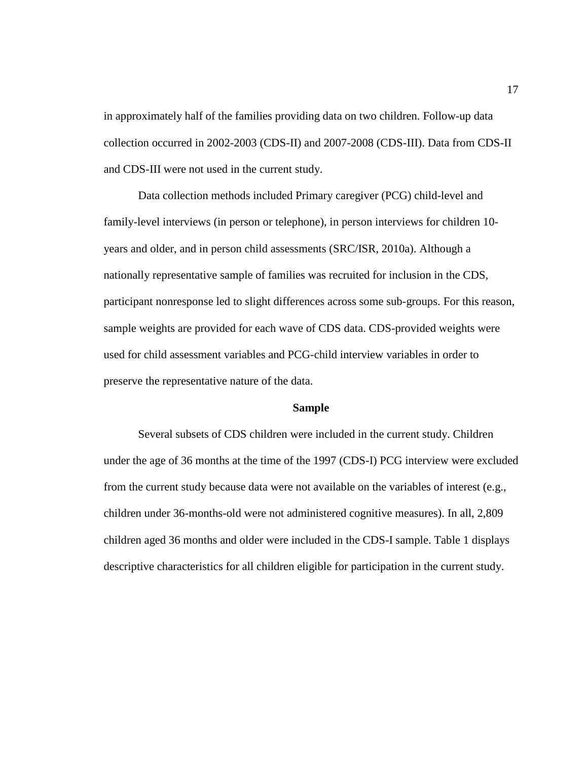in approximately half of the families providing data on two children. Follow-up data collection occurred in 2002-2003 (CDS-II) and 2007-2008 (CDS-III). Data from CDS-II and CDS-III were not used in the current study.

Data collection methods included Primary caregiver (PCG) child-level and family-level interviews (in person or telephone), in person interviews for children 10-years and older, and in person child assessments (SRC/ISR, 2010a). Although a nationally representative sample of families was recruited for inclusion in the CDS, participant nonresponse led to slight differences across some sub-groups. For this reason, sample weights are provided for each wave of CDS data. CDS-provided weights were used for child assessment variables and PCG-child interview variables in order to preserve the representative nature of the data.

## Sample

Several subsets of CDS children were included in the current study. Children under the age of 36 months at the time of the 1997 (CDS-I) PCG interview were excluded from the current study because data were not available on the variables of interest (e.g., children under 36-months-old were not administered cognitive measures). In all, 2,809 children aged 36 months and older were included in the CDS-I sample. Table 1 displays descriptive characteristics for all children eligible for participation in the current study.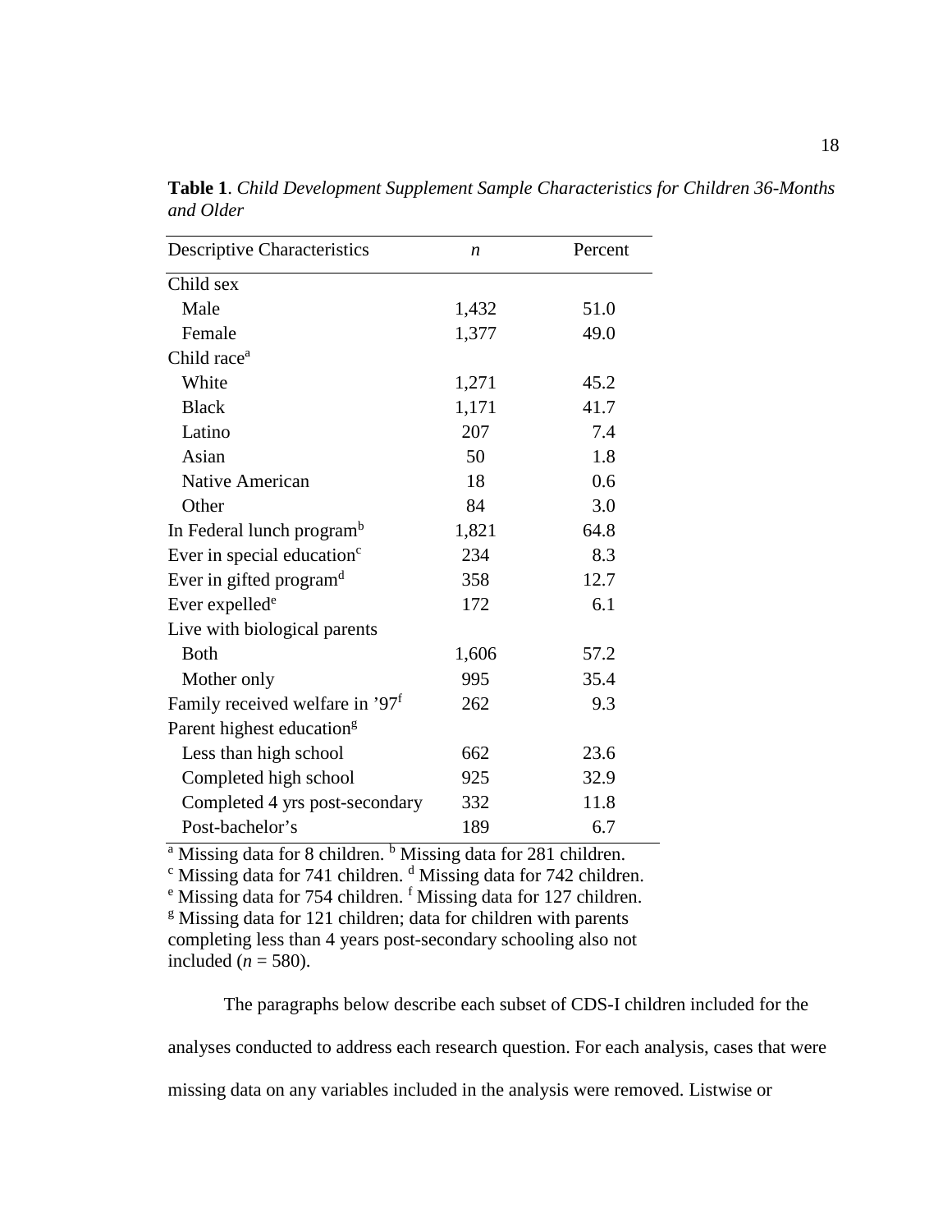**Table 1**. *Child Development Supplement Sample Characteristics for Children 36-Months and Older*

| Descriptive Characteristics | *n* | Percent |
|---|---|---|
| Child sex | | |
| Male | 1,432 | 51.0 |
| Female | 1,377 | 49.0 |
| Child race[a] | | |
| White | 1,271 | 45.2 |
| Black | 1,171 | 41.7 |
| Latino | 207 | 7.4 |
| Asian | 50 | 1.8 |
| Native American | 18 | 0.6 |
| Other | 84 | 3.0 |
| In Federal lunch program[b] | 1,821 | 64.8 |
| Ever in special education[c] | 234 | 8.3 |
| Ever in gifted program[d] | 358 | 12.7 |
| Ever expelled[e] | 172 | 6.1 |
| Live with biological parents | | |
| Both | 1,606 | 57.2 |
| Mother only | 995 | 35.4 |
| Family received welfare in '97[f] | 262 | 9.3 |
| Parent highest education[g] | | |
| Less than high school | 662 | 23.6 |
| Completed high school | 925 | 32.9 |
| Completed 4 yrs post-secondary | 332 | 11.8 |
| Post-bachelor's | 189 | 6.7 |

[a] Missing data for 8 children. [b] Missing data for 281 children.
[c] Missing data for 741 children. [d] Missing data for 742 children.
[e] Missing data for 754 children. [f] Missing data for 127 children.
[g] Missing data for 121 children; data for children with parents completing less than 4 years post-secondary schooling also not included (*n* = 580).

The paragraphs below describe each subset of CDS-I children included for the analyses conducted to address each research question. For each analysis, cases that were missing data on any variables included in the analysis were removed. Listwise or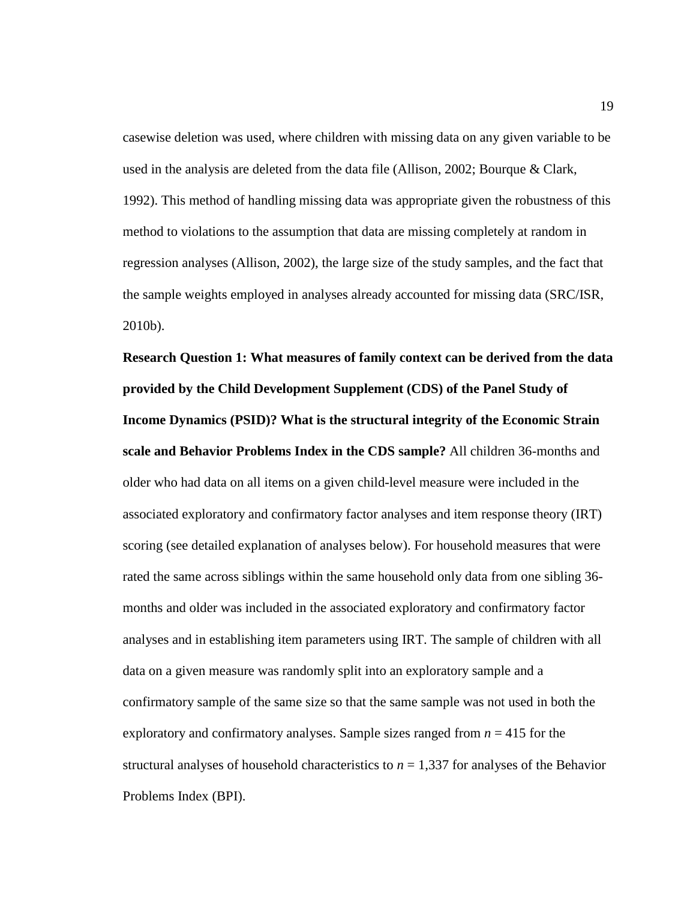casewise deletion was used, where children with missing data on any given variable to be used in the analysis are deleted from the data file (Allison, 2002; Bourque & Clark, 1992). This method of handling missing data was appropriate given the robustness of this method to violations to the assumption that data are missing completely at random in regression analyses (Allison, 2002), the large size of the study samples, and the fact that the sample weights employed in analyses already accounted for missing data (SRC/ISR, 2010b).

**Research Question 1: What measures of family context can be derived from the data provided by the Child Development Supplement (CDS) of the Panel Study of Income Dynamics (PSID)? What is the structural integrity of the Economic Strain scale and Behavior Problems Index in the CDS sample?** All children 36-months and older who had data on all items on a given child-level measure were included in the associated exploratory and confirmatory factor analyses and item response theory (IRT) scoring (see detailed explanation of analyses below). For household measures that were rated the same across siblings within the same household only data from one sibling 36-months and older was included in the associated exploratory and confirmatory factor analyses and in establishing item parameters using IRT. The sample of children with all data on a given measure was randomly split into an exploratory sample and a confirmatory sample of the same size so that the same sample was not used in both the exploratory and confirmatory analyses. Sample sizes ranged from *n* = 415 for the structural analyses of household characteristics to *n* = 1,337 for analyses of the Behavior Problems Index (BPI).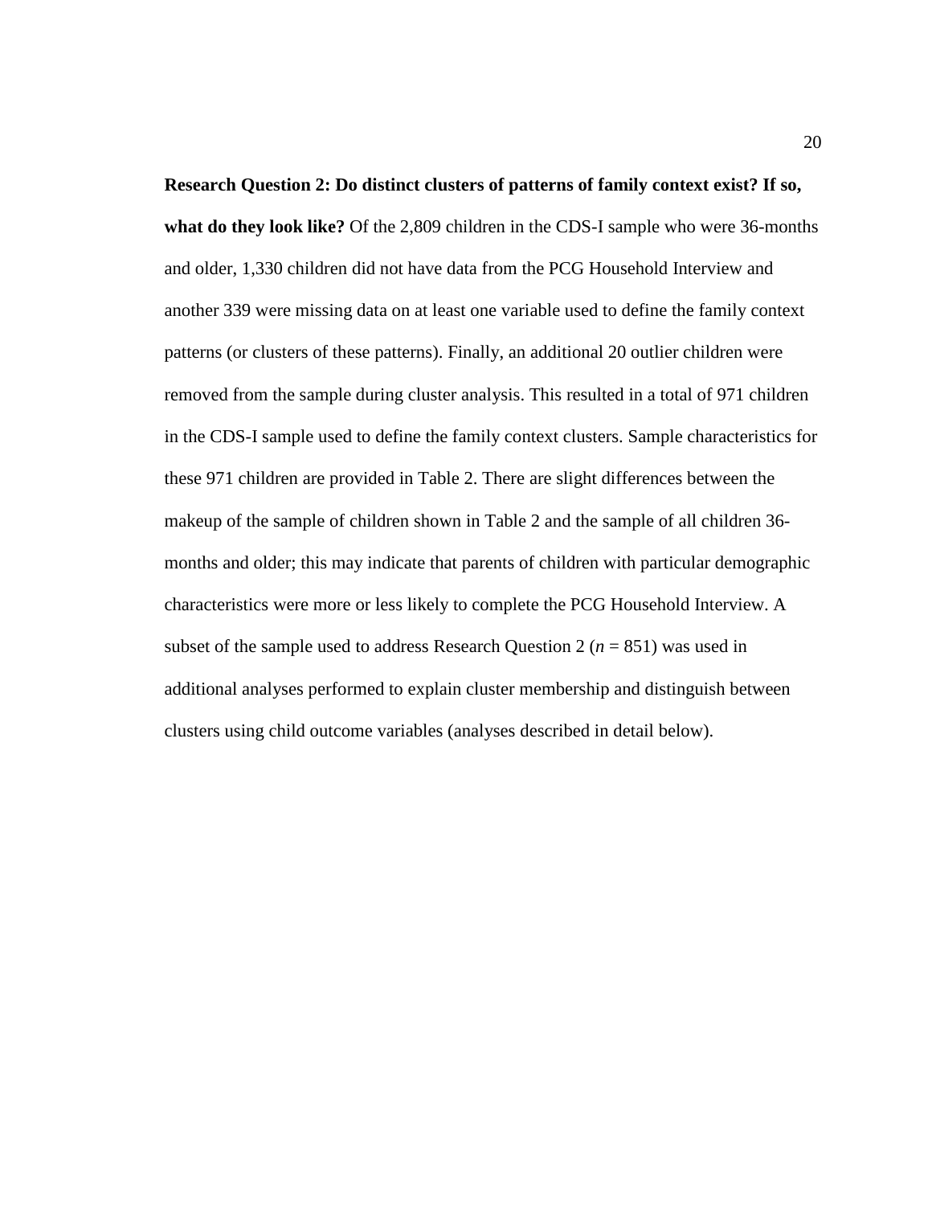**Research Question 2: Do distinct clusters of patterns of family context exist? If so, what do they look like?** Of the 2,809 children in the CDS-I sample who were 36-months and older, 1,330 children did not have data from the PCG Household Interview and another 339 were missing data on at least one variable used to define the family context patterns (or clusters of these patterns). Finally, an additional 20 outlier children were removed from the sample during cluster analysis. This resulted in a total of 971 children in the CDS-I sample used to define the family context clusters. Sample characteristics for these 971 children are provided in Table 2. There are slight differences between the makeup of the sample of children shown in Table 2 and the sample of all children 36-months and older; this may indicate that parents of children with particular demographic characteristics were more or less likely to complete the PCG Household Interview. A subset of the sample used to address Research Question 2 ($n$ = 851) was used in additional analyses performed to explain cluster membership and distinguish between clusters using child outcome variables (analyses described in detail below).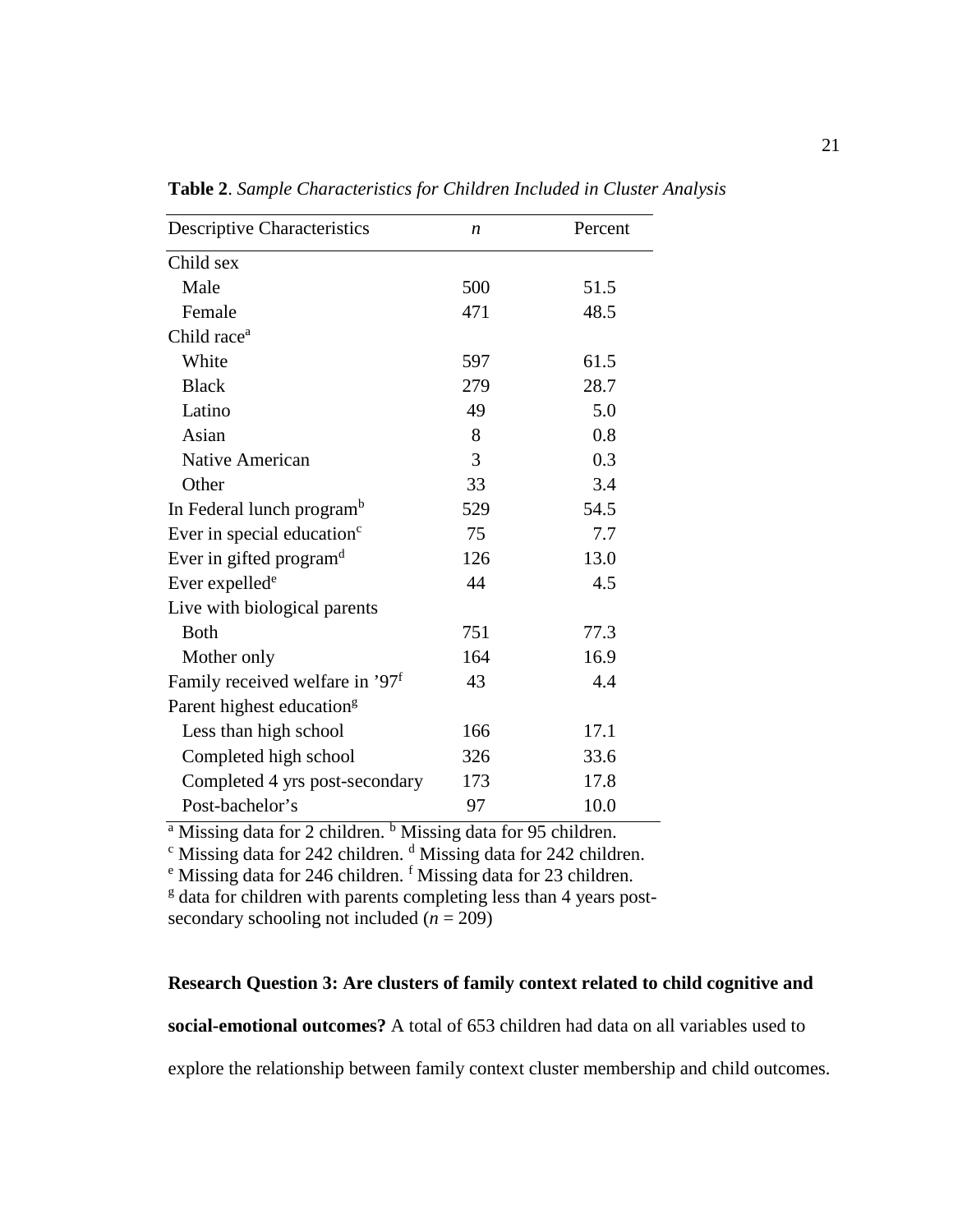**Table 2**. *Sample Characteristics for Children Included in Cluster Analysis*

| Descriptive Characteristics | *n* | Percent |
|---|---|---|
| Child sex | | |
| Male | 500 | 51.5 |
| Female | 471 | 48.5 |
| Child race[a] | | |
| White | 597 | 61.5 |
| Black | 279 | 28.7 |
| Latino | 49 | 5.0 |
| Asian | 8 | 0.8 |
| Native American | 3 | 0.3 |
| Other | 33 | 3.4 |
| In Federal lunch program[b] | 529 | 54.5 |
| Ever in special education[c] | 75 | 7.7 |
| Ever in gifted program[d] | 126 | 13.0 |
| Ever expelled[e] | 44 | 4.5 |
| Live with biological parents | | |
| Both | 751 | 77.3 |
| Mother only | 164 | 16.9 |
| Family received welfare in '97[f] | 43 | 4.4 |
| Parent highest education[g] | | |
| Less than high school | 166 | 17.1 |
| Completed high school | 326 | 33.6 |
| Completed 4 yrs post-secondary | 173 | 17.8 |
| Post-bachelor's | 97 | 10.0 |

[a] Missing data for 2 children. [b] Missing data for 95 children.
[c] Missing data for 242 children. [d] Missing data for 242 children.
[e] Missing data for 246 children. [f] Missing data for 23 children.
[g] data for children with parents completing less than 4 years post-secondary schooling not included (*n* = 209)

**Research Question 3: Are clusters of family context related to child cognitive and social-emotional outcomes?** A total of 653 children had data on all variables used to explore the relationship between family context cluster membership and child outcomes.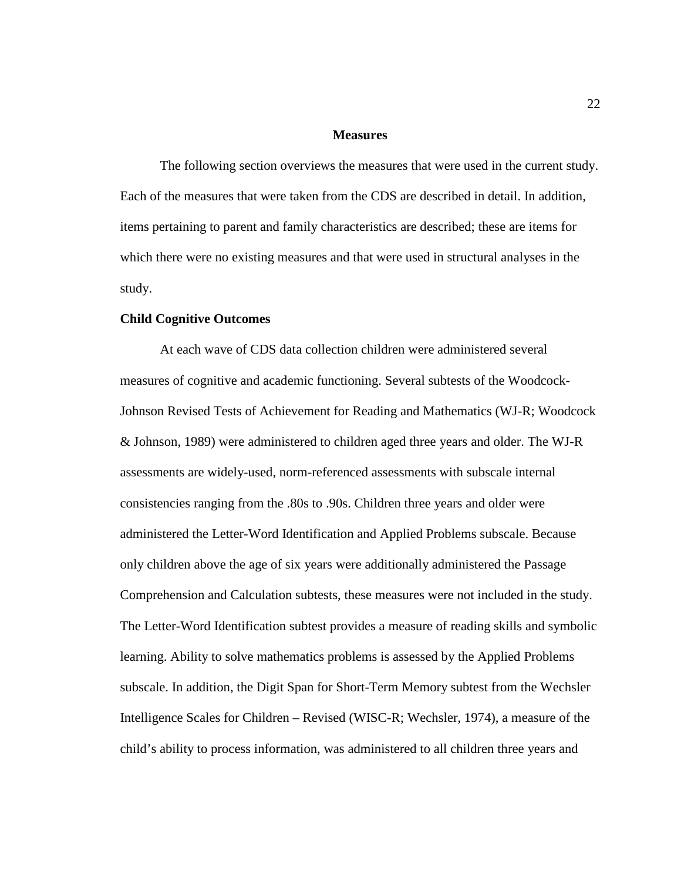## Measures

The following section overviews the measures that were used in the current study. Each of the measures that were taken from the CDS are described in detail. In addition, items pertaining to parent and family characteristics are described; these are items for which there were no existing measures and that were used in structural analyses in the study.

### Child Cognitive Outcomes

At each wave of CDS data collection children were administered several measures of cognitive and academic functioning. Several subtests of the Woodcock-Johnson Revised Tests of Achievement for Reading and Mathematics (WJ-R; Woodcock & Johnson, 1989) were administered to children aged three years and older. The WJ-R assessments are widely-used, norm-referenced assessments with subscale internal consistencies ranging from the .80s to .90s. Children three years and older were administered the Letter-Word Identification and Applied Problems subscale. Because only children above the age of six years were additionally administered the Passage Comprehension and Calculation subtests, these measures were not included in the study. The Letter-Word Identification subtest provides a measure of reading skills and symbolic learning. Ability to solve mathematics problems is assessed by the Applied Problems subscale. In addition, the Digit Span for Short-Term Memory subtest from the Wechsler Intelligence Scales for Children – Revised (WISC-R; Wechsler, 1974), a measure of the child's ability to process information, was administered to all children three years and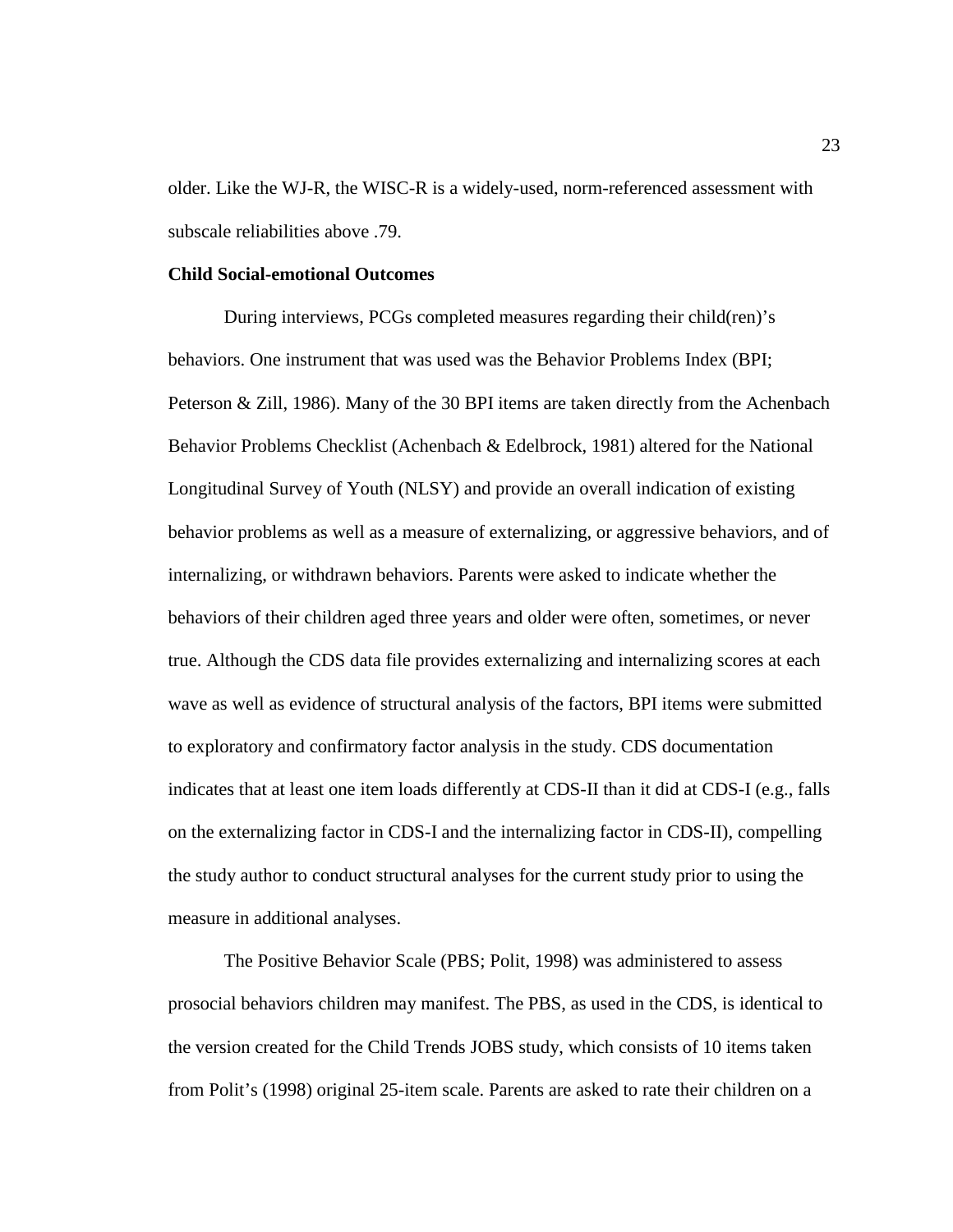older. Like the WJ-R, the WISC-R is a widely-used, norm-referenced assessment with subscale reliabilities above .79.

**Child Social-emotional Outcomes**

During interviews, PCGs completed measures regarding their child(ren)'s behaviors. One instrument that was used was the Behavior Problems Index (BPI; Peterson & Zill, 1986). Many of the 30 BPI items are taken directly from the Achenbach Behavior Problems Checklist (Achenbach & Edelbrock, 1981) altered for the National Longitudinal Survey of Youth (NLSY) and provide an overall indication of existing behavior problems as well as a measure of externalizing, or aggressive behaviors, and of internalizing, or withdrawn behaviors. Parents were asked to indicate whether the behaviors of their children aged three years and older were often, sometimes, or never true. Although the CDS data file provides externalizing and internalizing scores at each wave as well as evidence of structural analysis of the factors, BPI items were submitted to exploratory and confirmatory factor analysis in the study. CDS documentation indicates that at least one item loads differently at CDS-II than it did at CDS-I (e.g., falls on the externalizing factor in CDS-I and the internalizing factor in CDS-II), compelling the study author to conduct structural analyses for the current study prior to using the measure in additional analyses.

The Positive Behavior Scale (PBS; Polit, 1998) was administered to assess prosocial behaviors children may manifest. The PBS, as used in the CDS, is identical to the version created for the Child Trends JOBS study, which consists of 10 items taken from Polit's (1998) original 25-item scale. Parents are asked to rate their children on a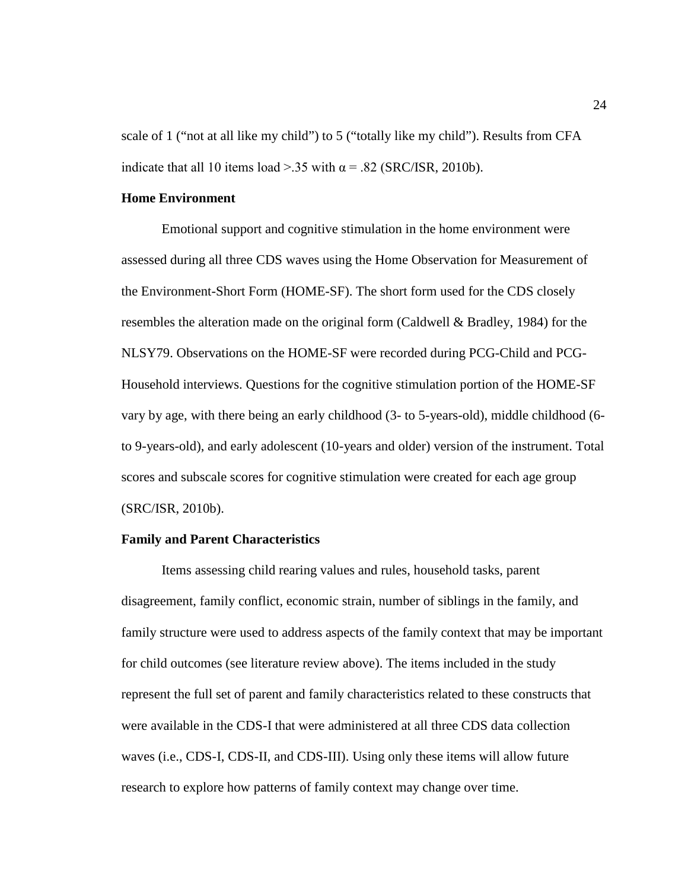scale of 1 (“not at all like my child”) to 5 (“totally like my child”). Results from CFA indicate that all 10 items load >.35 with $\alpha = .82$ (SRC/ISR, 2010b).

**Home Environment**

Emotional support and cognitive stimulation in the home environment were assessed during all three CDS waves using the Home Observation for Measurement of the Environment-Short Form (HOME-SF). The short form used for the CDS closely resembles the alteration made on the original form (Caldwell & Bradley, 1984) for the NLSY79. Observations on the HOME-SF were recorded during PCG-Child and PCG-Household interviews. Questions for the cognitive stimulation portion of the HOME-SF vary by age, with there being an early childhood (3- to 5-years-old), middle childhood (6- to 9-years-old), and early adolescent (10-years and older) version of the instrument. Total scores and subscale scores for cognitive stimulation were created for each age group (SRC/ISR, 2010b).

**Family and Parent Characteristics**

Items assessing child rearing values and rules, household tasks, parent disagreement, family conflict, economic strain, number of siblings in the family, and family structure were used to address aspects of the family context that may be important for child outcomes (see literature review above). The items included in the study represent the full set of parent and family characteristics related to these constructs that were available in the CDS-I that were administered at all three CDS data collection waves (i.e., CDS-I, CDS-II, and CDS-III). Using only these items will allow future research to explore how patterns of family context may change over time.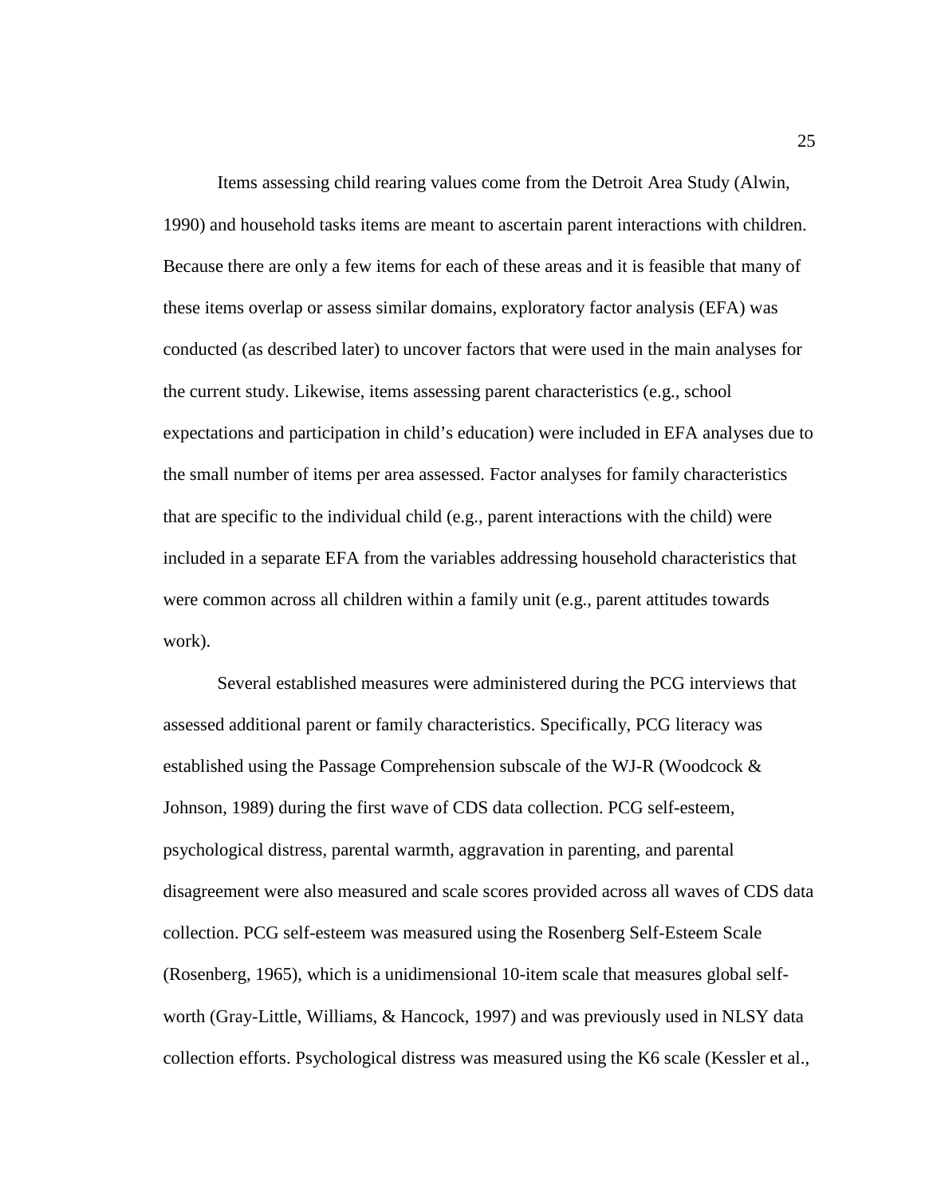Items assessing child rearing values come from the Detroit Area Study (Alwin, 1990) and household tasks items are meant to ascertain parent interactions with children. Because there are only a few items for each of these areas and it is feasible that many of these items overlap or assess similar domains, exploratory factor analysis (EFA) was conducted (as described later) to uncover factors that were used in the main analyses for the current study. Likewise, items assessing parent characteristics (e.g., school expectations and participation in child's education) were included in EFA analyses due to the small number of items per area assessed. Factor analyses for family characteristics that are specific to the individual child (e.g., parent interactions with the child) were included in a separate EFA from the variables addressing household characteristics that were common across all children within a family unit (e.g., parent attitudes towards work).

Several established measures were administered during the PCG interviews that assessed additional parent or family characteristics. Specifically, PCG literacy was established using the Passage Comprehension subscale of the WJ-R (Woodcock & Johnson, 1989) during the first wave of CDS data collection. PCG self-esteem, psychological distress, parental warmth, aggravation in parenting, and parental disagreement were also measured and scale scores provided across all waves of CDS data collection. PCG self-esteem was measured using the Rosenberg Self-Esteem Scale (Rosenberg, 1965), which is a unidimensional 10-item scale that measures global self-worth (Gray-Little, Williams, & Hancock, 1997) and was previously used in NLSY data collection efforts. Psychological distress was measured using the K6 scale (Kessler et al.,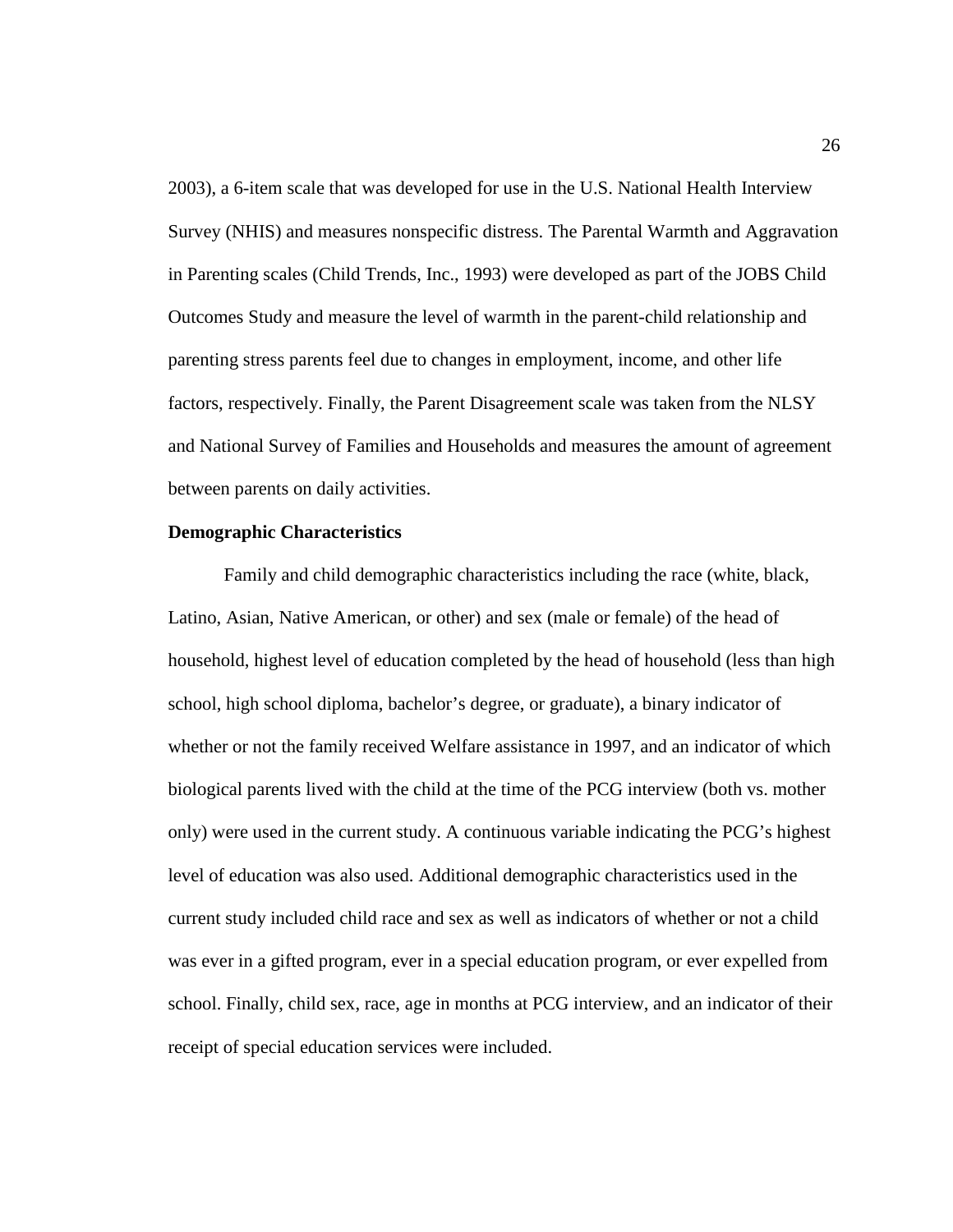2003), a 6-item scale that was developed for use in the U.S. National Health Interview Survey (NHIS) and measures nonspecific distress. The Parental Warmth and Aggravation in Parenting scales (Child Trends, Inc., 1993) were developed as part of the JOBS Child Outcomes Study and measure the level of warmth in the parent-child relationship and parenting stress parents feel due to changes in employment, income, and other life factors, respectively. Finally, the Parent Disagreement scale was taken from the NLSY and National Survey of Families and Households and measures the amount of agreement between parents on daily activities.

**Demographic Characteristics**

Family and child demographic characteristics including the race (white, black, Latino, Asian, Native American, or other) and sex (male or female) of the head of household, highest level of education completed by the head of household (less than high school, high school diploma, bachelor's degree, or graduate), a binary indicator of whether or not the family received Welfare assistance in 1997, and an indicator of which biological parents lived with the child at the time of the PCG interview (both vs. mother only) were used in the current study. A continuous variable indicating the PCG's highest level of education was also used. Additional demographic characteristics used in the current study included child race and sex as well as indicators of whether or not a child was ever in a gifted program, ever in a special education program, or ever expelled from school. Finally, child sex, race, age in months at PCG interview, and an indicator of their receipt of special education services were included.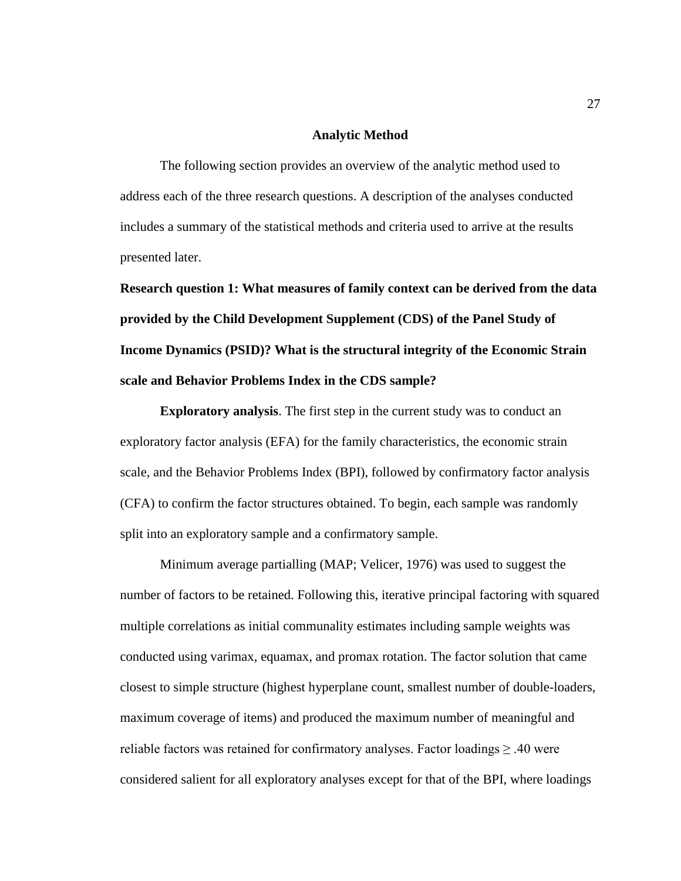## Analytic Method

The following section provides an overview of the analytic method used to address each of the three research questions. A description of the analyses conducted includes a summary of the statistical methods and criteria used to arrive at the results presented later.

### Research question 1: What measures of family context can be derived from the data provided by the Child Development Supplement (CDS) of the Panel Study of Income Dynamics (PSID)? What is the structural integrity of the Economic Strain scale and Behavior Problems Index in the CDS sample?

**Exploratory analysis**. The first step in the current study was to conduct an exploratory factor analysis (EFA) for the family characteristics, the economic strain scale, and the Behavior Problems Index (BPI), followed by confirmatory factor analysis (CFA) to confirm the factor structures obtained. To begin, each sample was randomly split into an exploratory sample and a confirmatory sample.

Minimum average partialling (MAP; Velicer, 1976) was used to suggest the number of factors to be retained. Following this, iterative principal factoring with squared multiple correlations as initial communality estimates including sample weights was conducted using varimax, equamax, and promax rotation. The factor solution that came closest to simple structure (highest hyperplane count, smallest number of double-loaders, maximum coverage of items) and produced the maximum number of meaningful and reliable factors was retained for confirmatory analyses. Factor loadings $\geq .40$ were considered salient for all exploratory analyses except for that of the BPI, where loadings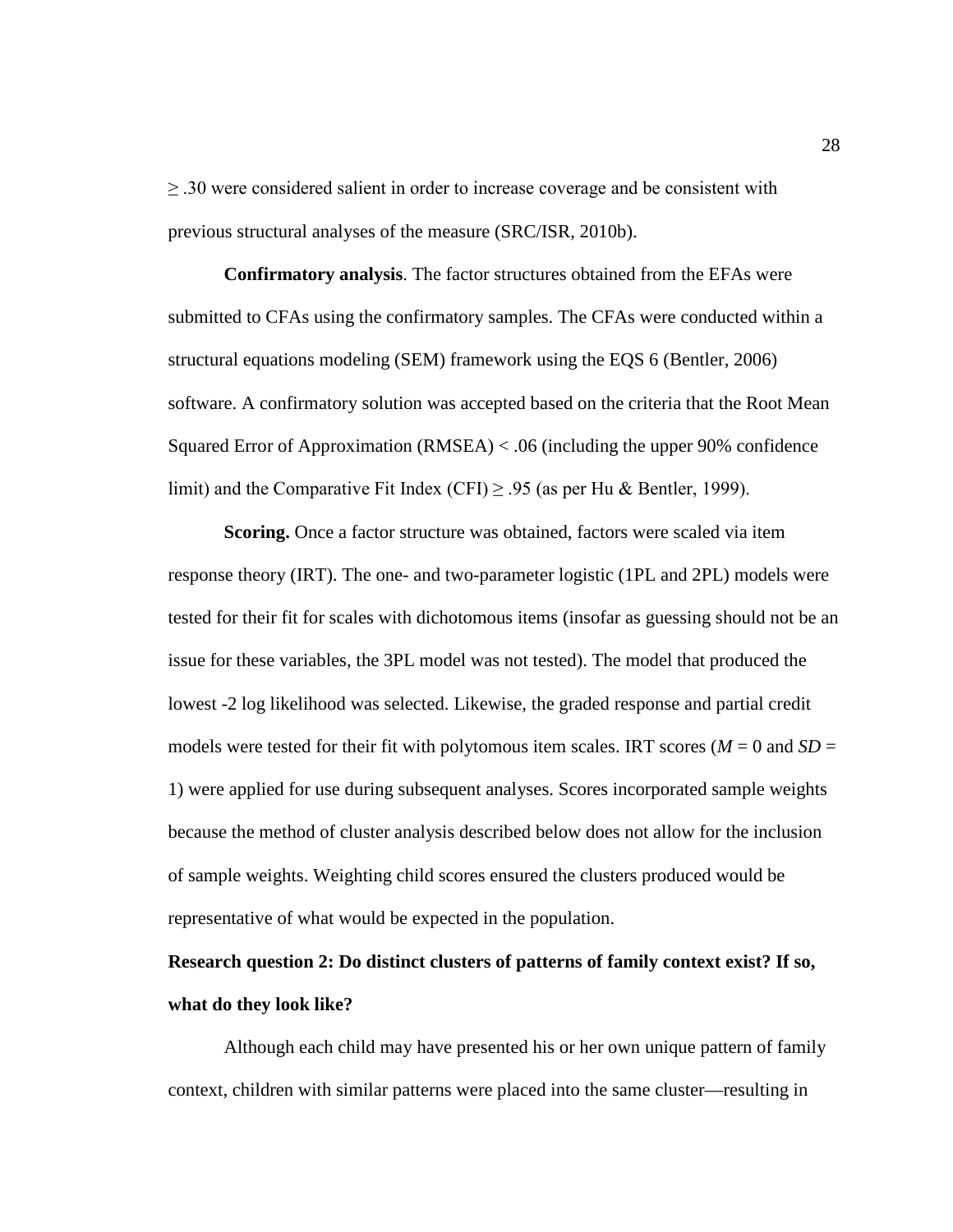≥ .30 were considered salient in order to increase coverage and be consistent with previous structural analyses of the measure (SRC/ISR, 2010b).

**Confirmatory analysis**. The factor structures obtained from the EFAs were submitted to CFAs using the confirmatory samples. The CFAs were conducted within a structural equations modeling (SEM) framework using the EQS 6 (Bentler, 2006) software. A confirmatory solution was accepted based on the criteria that the Root Mean Squared Error of Approximation (RMSEA) < .06 (including the upper 90% confidence limit) and the Comparative Fit Index (CFI) ≥ .95 (as per Hu & Bentler, 1999).

**Scoring.** Once a factor structure was obtained, factors were scaled via item response theory (IRT). The one- and two-parameter logistic (1PL and 2PL) models were tested for their fit for scales with dichotomous items (insofar as guessing should not be an issue for these variables, the 3PL model was not tested). The model that produced the lowest -2 log likelihood was selected. Likewise, the graded response and partial credit models were tested for their fit with polytomous item scales. IRT scores ($M$ = 0 and $SD$ = 1) were applied for use during subsequent analyses. Scores incorporated sample weights because the method of cluster analysis described below does not allow for the inclusion of sample weights. Weighting child scores ensured the clusters produced would be representative of what would be expected in the population.

### Research question 2: Do distinct clusters of patterns of family context exist? If so, what do they look like?

Although each child may have presented his or her own unique pattern of family context, children with similar patterns were placed into the same cluster—resulting in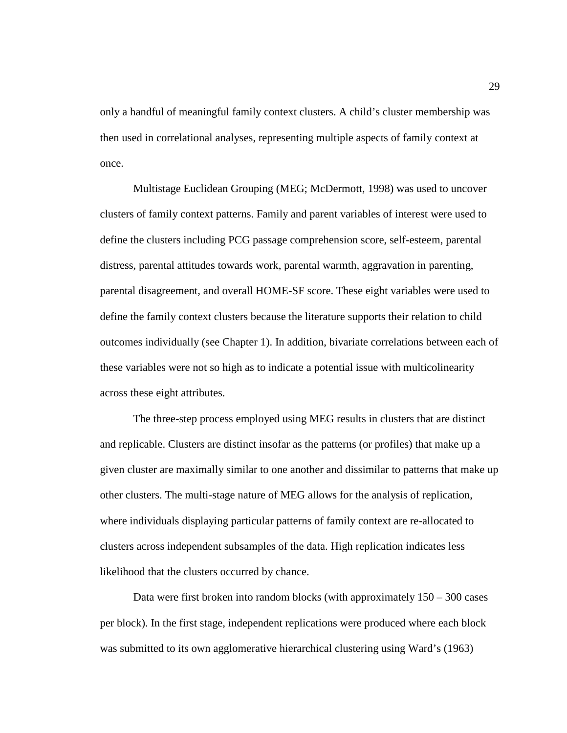only a handful of meaningful family context clusters. A child's cluster membership was then used in correlational analyses, representing multiple aspects of family context at once.

Multistage Euclidean Grouping (MEG; McDermott, 1998) was used to uncover clusters of family context patterns. Family and parent variables of interest were used to define the clusters including PCG passage comprehension score, self-esteem, parental distress, parental attitudes towards work, parental warmth, aggravation in parenting, parental disagreement, and overall HOME-SF score. These eight variables were used to define the family context clusters because the literature supports their relation to child outcomes individually (see Chapter 1). In addition, bivariate correlations between each of these variables were not so high as to indicate a potential issue with multicolinearity across these eight attributes.

The three-step process employed using MEG results in clusters that are distinct and replicable. Clusters are distinct insofar as the patterns (or profiles) that make up a given cluster are maximally similar to one another and dissimilar to patterns that make up other clusters. The multi-stage nature of MEG allows for the analysis of replication, where individuals displaying particular patterns of family context are re-allocated to clusters across independent subsamples of the data. High replication indicates less likelihood that the clusters occurred by chance.

Data were first broken into random blocks (with approximately 150 – 300 cases per block). In the first stage, independent replications were produced where each block was submitted to its own agglomerative hierarchical clustering using Ward's (1963)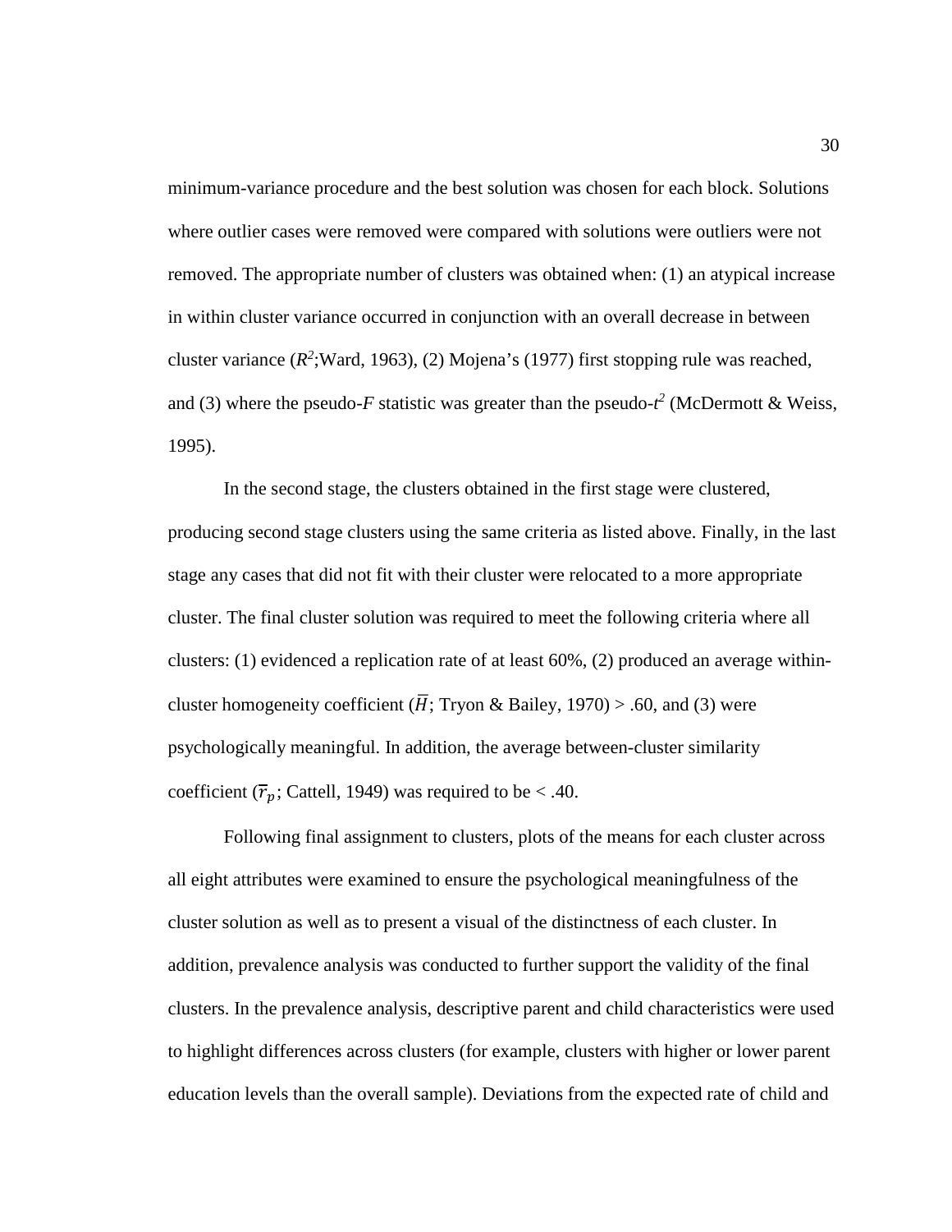minimum-variance procedure and the best solution was chosen for each block. Solutions where outlier cases were removed were compared with solutions were outliers were not removed. The appropriate number of clusters was obtained when: (1) an atypical increase in within cluster variance occurred in conjunction with an overall decrease in between cluster variance ($R^2$;Ward, 1963), (2) Mojena's (1977) first stopping rule was reached, and (3) where the pseudo-*F* statistic was greater than the pseudo-$t^2$ (McDermott & Weiss, 1995).

In the second stage, the clusters obtained in the first stage were clustered, producing second stage clusters using the same criteria as listed above. Finally, in the last stage any cases that did not fit with their cluster were relocated to a more appropriate cluster. The final cluster solution was required to meet the following criteria where all clusters: (1) evidenced a replication rate of at least 60%, (2) produced an average within-cluster homogeneity coefficient ($\overline{H}$; Tryon & Bailey, 1970) > .60, and (3) were psychologically meaningful. In addition, the average between-cluster similarity coefficient ($\overline{r}_p$; Cattell, 1949) was required to be < .40.

Following final assignment to clusters, plots of the means for each cluster across all eight attributes were examined to ensure the psychological meaningfulness of the cluster solution as well as to present a visual of the distinctness of each cluster. In addition, prevalence analysis was conducted to further support the validity of the final clusters. In the prevalence analysis, descriptive parent and child characteristics were used to highlight differences across clusters (for example, clusters with higher or lower parent education levels than the overall sample). Deviations from the expected rate of child and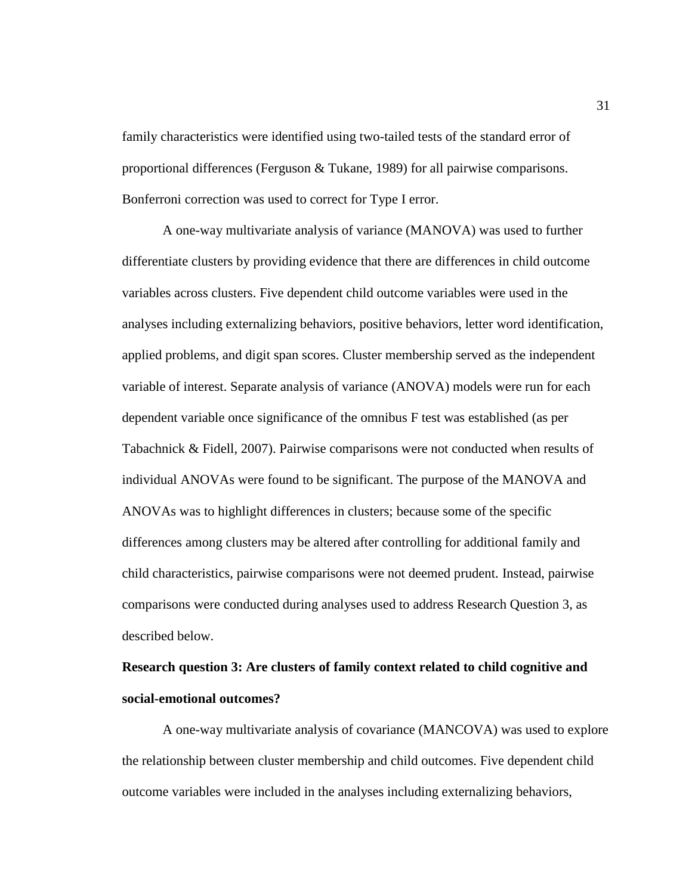family characteristics were identified using two-tailed tests of the standard error of proportional differences (Ferguson & Tukane, 1989) for all pairwise comparisons. Bonferroni correction was used to correct for Type I error.

A one-way multivariate analysis of variance (MANOVA) was used to further differentiate clusters by providing evidence that there are differences in child outcome variables across clusters. Five dependent child outcome variables were used in the analyses including externalizing behaviors, positive behaviors, letter word identification, applied problems, and digit span scores. Cluster membership served as the independent variable of interest. Separate analysis of variance (ANOVA) models were run for each dependent variable once significance of the omnibus F test was established (as per Tabachnick & Fidell, 2007). Pairwise comparisons were not conducted when results of individual ANOVAs were found to be significant. The purpose of the MANOVA and ANOVAs was to highlight differences in clusters; because some of the specific differences among clusters may be altered after controlling for additional family and child characteristics, pairwise comparisons were not deemed prudent. Instead, pairwise comparisons were conducted during analyses used to address Research Question 3, as described below.

**Research question 3: Are clusters of family context related to child cognitive and social-emotional outcomes?**

A one-way multivariate analysis of covariance (MANCOVA) was used to explore the relationship between cluster membership and child outcomes. Five dependent child outcome variables were included in the analyses including externalizing behaviors,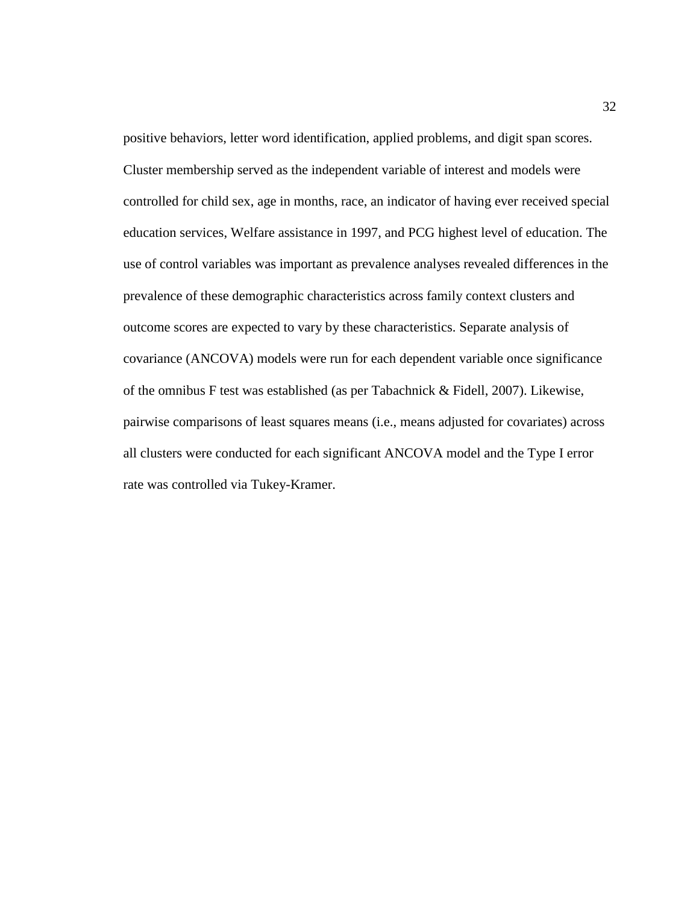positive behaviors, letter word identification, applied problems, and digit span scores. Cluster membership served as the independent variable of interest and models were controlled for child sex, age in months, race, an indicator of having ever received special education services, Welfare assistance in 1997, and PCG highest level of education. The use of control variables was important as prevalence analyses revealed differences in the prevalence of these demographic characteristics across family context clusters and outcome scores are expected to vary by these characteristics. Separate analysis of covariance (ANCOVA) models were run for each dependent variable once significance of the omnibus F test was established (as per Tabachnick & Fidell, 2007). Likewise, pairwise comparisons of least squares means (i.e., means adjusted for covariates) across all clusters were conducted for each significant ANCOVA model and the Type I error rate was controlled via Tukey-Kramer.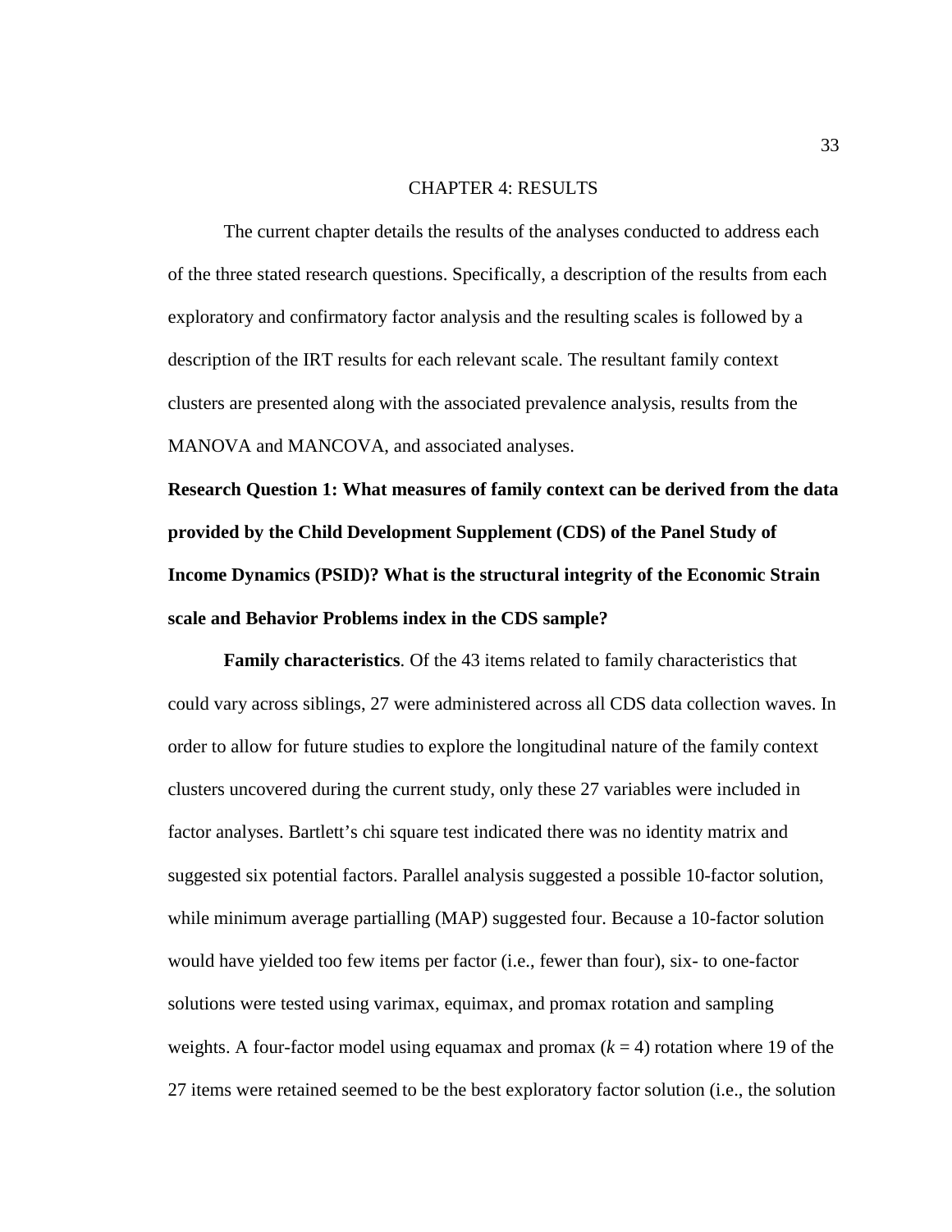# CHAPTER 4: RESULTS

The current chapter details the results of the analyses conducted to address each of the three stated research questions. Specifically, a description of the results from each exploratory and confirmatory factor analysis and the resulting scales is followed by a description of the IRT results for each relevant scale. The resultant family context clusters are presented along with the associated prevalence analysis, results from the MANOVA and MANCOVA, and associated analyses.

**Research Question 1: What measures of family context can be derived from the data provided by the Child Development Supplement (CDS) of the Panel Study of Income Dynamics (PSID)? What is the structural integrity of the Economic Strain scale and Behavior Problems index in the CDS sample?**

**Family characteristics**. Of the 43 items related to family characteristics that could vary across siblings, 27 were administered across all CDS data collection waves. In order to allow for future studies to explore the longitudinal nature of the family context clusters uncovered during the current study, only these 27 variables were included in factor analyses. Bartlett's chi square test indicated there was no identity matrix and suggested six potential factors. Parallel analysis suggested a possible 10-factor solution, while minimum average partialling (MAP) suggested four. Because a 10-factor solution would have yielded too few items per factor (i.e., fewer than four), six- to one-factor solutions were tested using varimax, equimax, and promax rotation and sampling weights. A four-factor model using equamax and promax ($k = 4$) rotation where 19 of the 27 items were retained seemed to be the best exploratory factor solution (i.e., the solution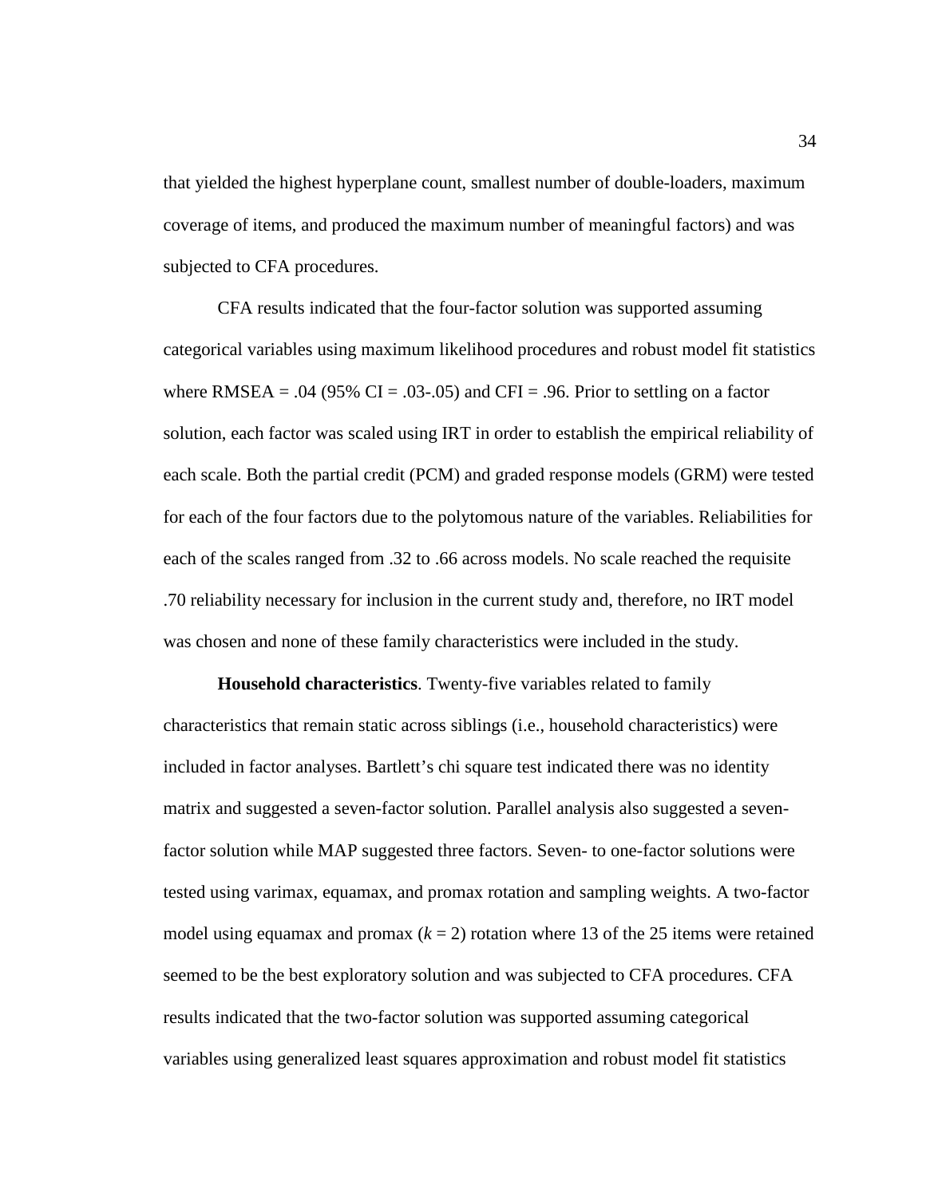that yielded the highest hyperplane count, smallest number of double-loaders, maximum coverage of items, and produced the maximum number of meaningful factors) and was subjected to CFA procedures.

CFA results indicated that the four-factor solution was supported assuming categorical variables using maximum likelihood procedures and robust model fit statistics where RMSEA = .04 (95% CI = .03-.05) and CFI = .96. Prior to settling on a factor solution, each factor was scaled using IRT in order to establish the empirical reliability of each scale. Both the partial credit (PCM) and graded response models (GRM) were tested for each of the four factors due to the polytomous nature of the variables. Reliabilities for each of the scales ranged from .32 to .66 across models. No scale reached the requisite .70 reliability necessary for inclusion in the current study and, therefore, no IRT model was chosen and none of these family characteristics were included in the study.

**Household characteristics**. Twenty-five variables related to family characteristics that remain static across siblings (i.e., household characteristics) were included in factor analyses. Bartlett's chi square test indicated there was no identity matrix and suggested a seven-factor solution. Parallel analysis also suggested a seven-factor solution while MAP suggested three factors. Seven- to one-factor solutions were tested using varimax, equamax, and promax rotation and sampling weights. A two-factor model using equamax and promax ($k = 2$) rotation where 13 of the 25 items were retained seemed to be the best exploratory solution and was subjected to CFA procedures. CFA results indicated that the two-factor solution was supported assuming categorical variables using generalized least squares approximation and robust model fit statistics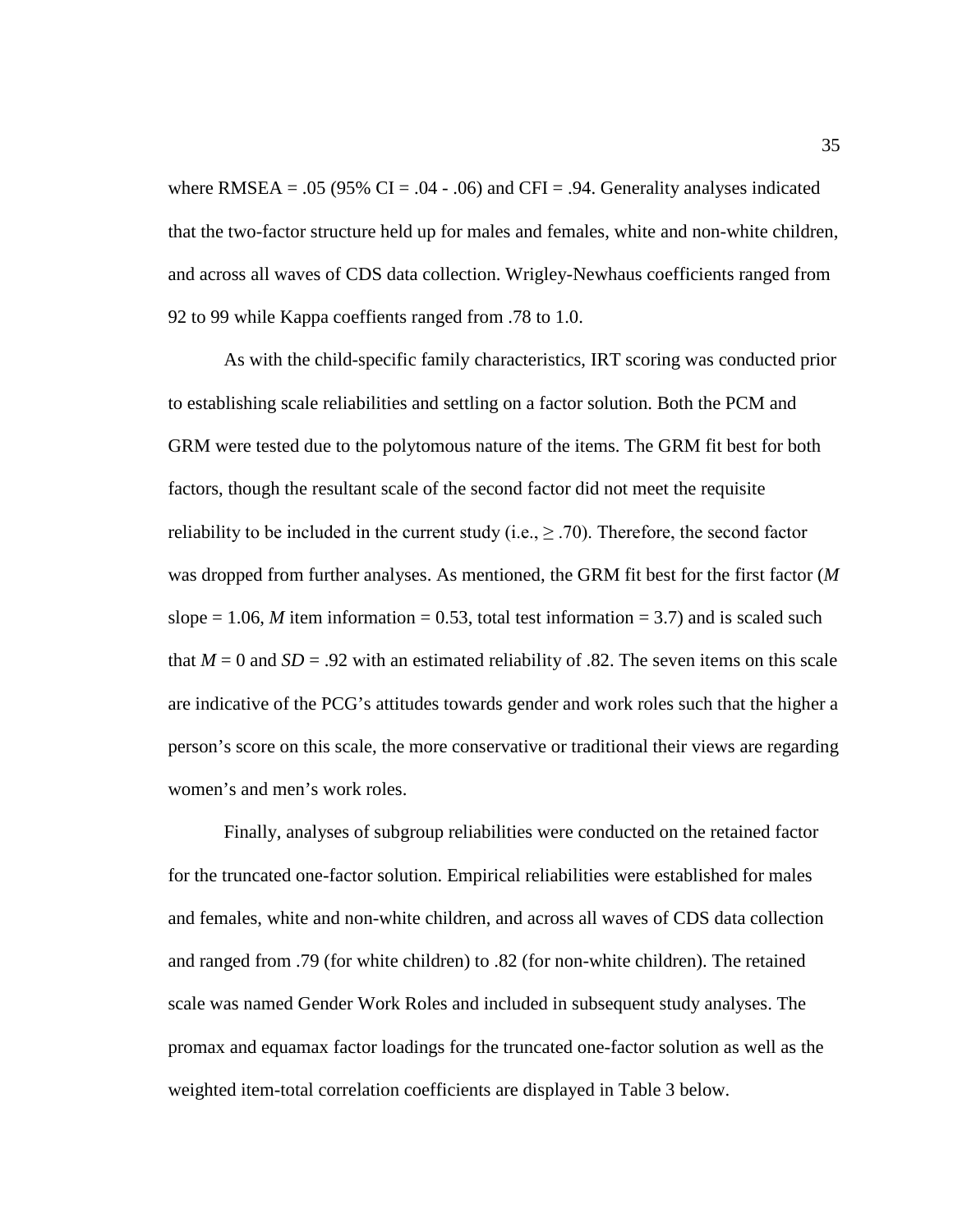where RMSEA = .05 (95% CI = .04 - .06) and CFI = .94. Generality analyses indicated that the two-factor structure held up for males and females, white and non-white children, and across all waves of CDS data collection. Wrigley-Newhaus coefficients ranged from 92 to 99 while Kappa coeffients ranged from .78 to 1.0.

As with the child-specific family characteristics, IRT scoring was conducted prior to establishing scale reliabilities and settling on a factor solution. Both the PCM and GRM were tested due to the polytomous nature of the items. The GRM fit best for both factors, though the resultant scale of the second factor did not meet the requisite reliability to be included in the current study (i.e., $\geq .70$). Therefore, the second factor was dropped from further analyses. As mentioned, the GRM fit best for the first factor ($M$ slope = 1.06, $M$ item information = 0.53, total test information = 3.7) and is scaled such that $M = 0$ and $SD = .92$ with an estimated reliability of .82. The seven items on this scale are indicative of the PCG's attitudes towards gender and work roles such that the higher a person's score on this scale, the more conservative or traditional their views are regarding women's and men's work roles.

Finally, analyses of subgroup reliabilities were conducted on the retained factor for the truncated one-factor solution. Empirical reliabilities were established for males and females, white and non-white children, and across all waves of CDS data collection and ranged from .79 (for white children) to .82 (for non-white children). The retained scale was named Gender Work Roles and included in subsequent study analyses. The promax and equamax factor loadings for the truncated one-factor solution as well as the weighted item-total correlation coefficients are displayed in Table 3 below.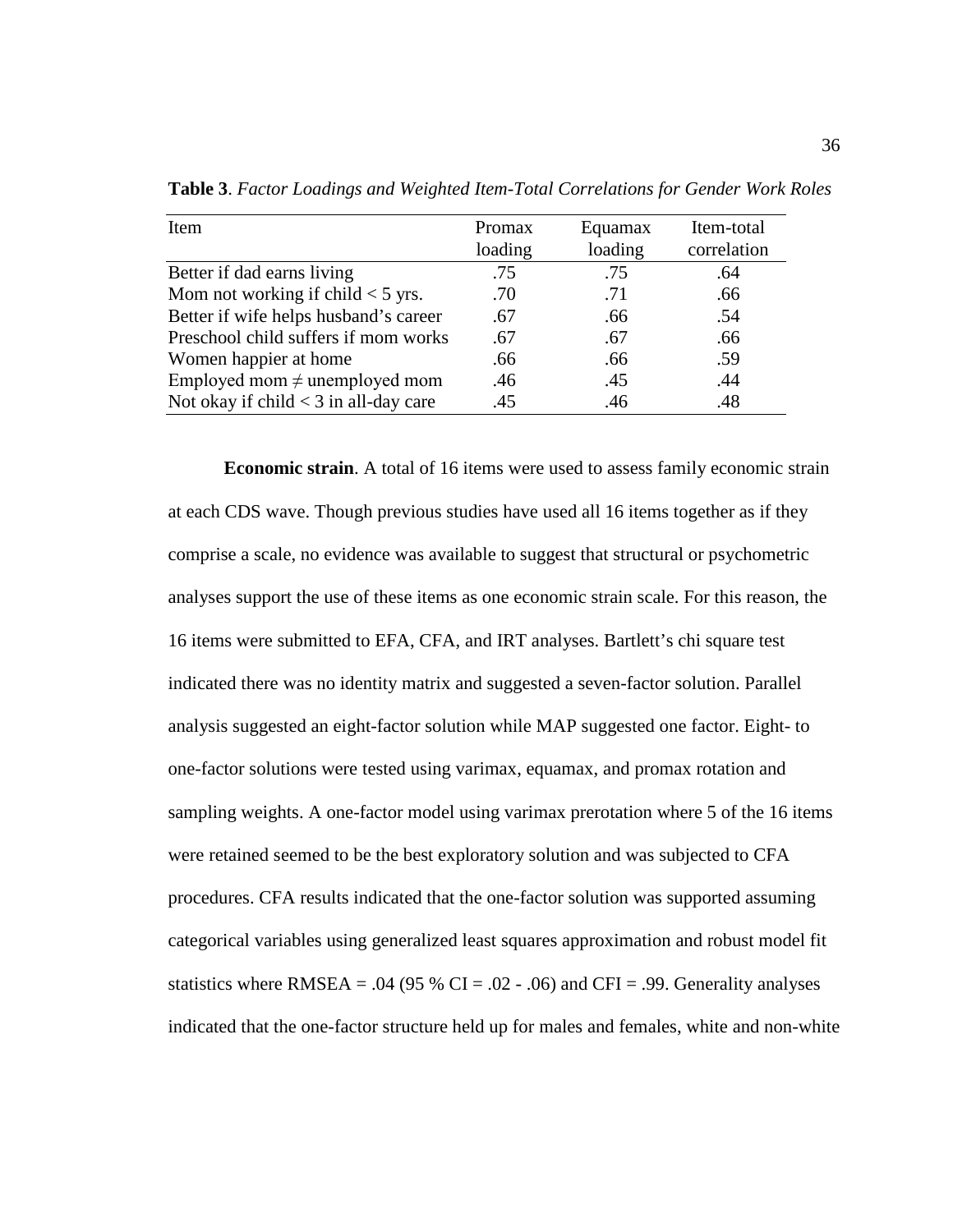**Table 3**. *Factor Loadings and Weighted Item-Total Correlations for Gender Work Roles*

| Item | Promax loading | Equamax loading | Item-total correlation |
|---|---|---|---|
| Better if dad earns living | .75 | .75 | .64 |
| Mom not working if child < 5 yrs. | .70 | .71 | .66 |
| Better if wife helps husband's career | .67 | .66 | .54 |
| Preschool child suffers if mom works | .67 | .67 | .66 |
| Women happier at home | .66 | .66 | .59 |
| Employed mom ≠ unemployed mom | .46 | .45 | .44 |
| Not okay if child < 3 in all-day care | .45 | .46 | .48 |

**Economic strain**. A total of 16 items were used to assess family economic strain at each CDS wave. Though previous studies have used all 16 items together as if they comprise a scale, no evidence was available to suggest that structural or psychometric analyses support the use of these items as one economic strain scale. For this reason, the 16 items were submitted to EFA, CFA, and IRT analyses. Bartlett's chi square test indicated there was no identity matrix and suggested a seven-factor solution. Parallel analysis suggested an eight-factor solution while MAP suggested one factor. Eight- to one-factor solutions were tested using varimax, equamax, and promax rotation and sampling weights. A one-factor model using varimax prerotation where 5 of the 16 items were retained seemed to be the best exploratory solution and was subjected to CFA procedures. CFA results indicated that the one-factor solution was supported assuming categorical variables using generalized least squares approximation and robust model fit statistics where RMSEA = .04 (95 % CI = .02 - .06) and CFI = .99. Generality analyses indicated that the one-factor structure held up for males and females, white and non-white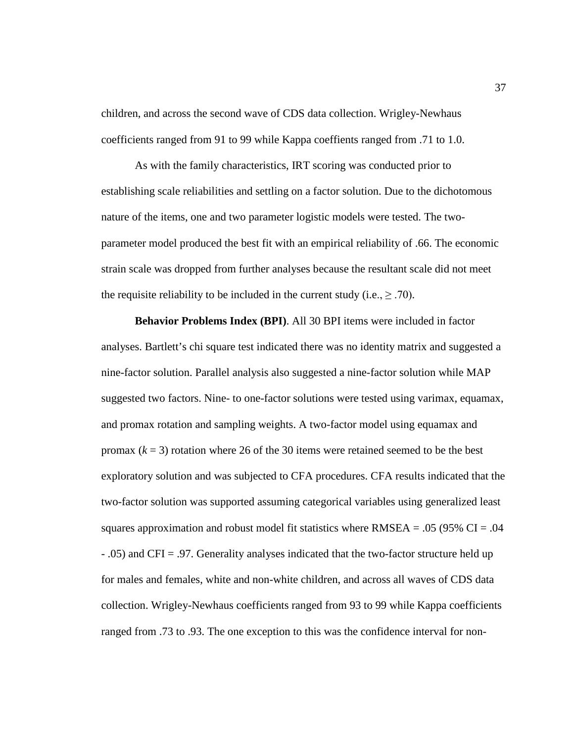children, and across the second wave of CDS data collection. Wrigley-Newhaus coefficients ranged from 91 to 99 while Kappa coeffients ranged from .71 to 1.0.

As with the family characteristics, IRT scoring was conducted prior to establishing scale reliabilities and settling on a factor solution. Due to the dichotomous nature of the items, one and two parameter logistic models were tested. The two-parameter model produced the best fit with an empirical reliability of .66. The economic strain scale was dropped from further analyses because the resultant scale did not meet the requisite reliability to be included in the current study (i.e., $\geq$ .70).

**Behavior Problems Index (BPI)**. All 30 BPI items were included in factor analyses. Bartlett's chi square test indicated there was no identity matrix and suggested a nine-factor solution. Parallel analysis also suggested a nine-factor solution while MAP suggested two factors. Nine- to one-factor solutions were tested using varimax, equamax, and promax rotation and sampling weights. A two-factor model using equamax and promax ($k$ = 3) rotation where 26 of the 30 items were retained seemed to be the best exploratory solution and was subjected to CFA procedures. CFA results indicated that the two-factor solution was supported assuming categorical variables using generalized least squares approximation and robust model fit statistics where RMSEA = .05 (95% CI = .04 - .05) and CFI = .97. Generality analyses indicated that the two-factor structure held up for males and females, white and non-white children, and across all waves of CDS data collection. Wrigley-Newhaus coefficients ranged from 93 to 99 while Kappa coefficients ranged from .73 to .93. The one exception to this was the confidence interval for non-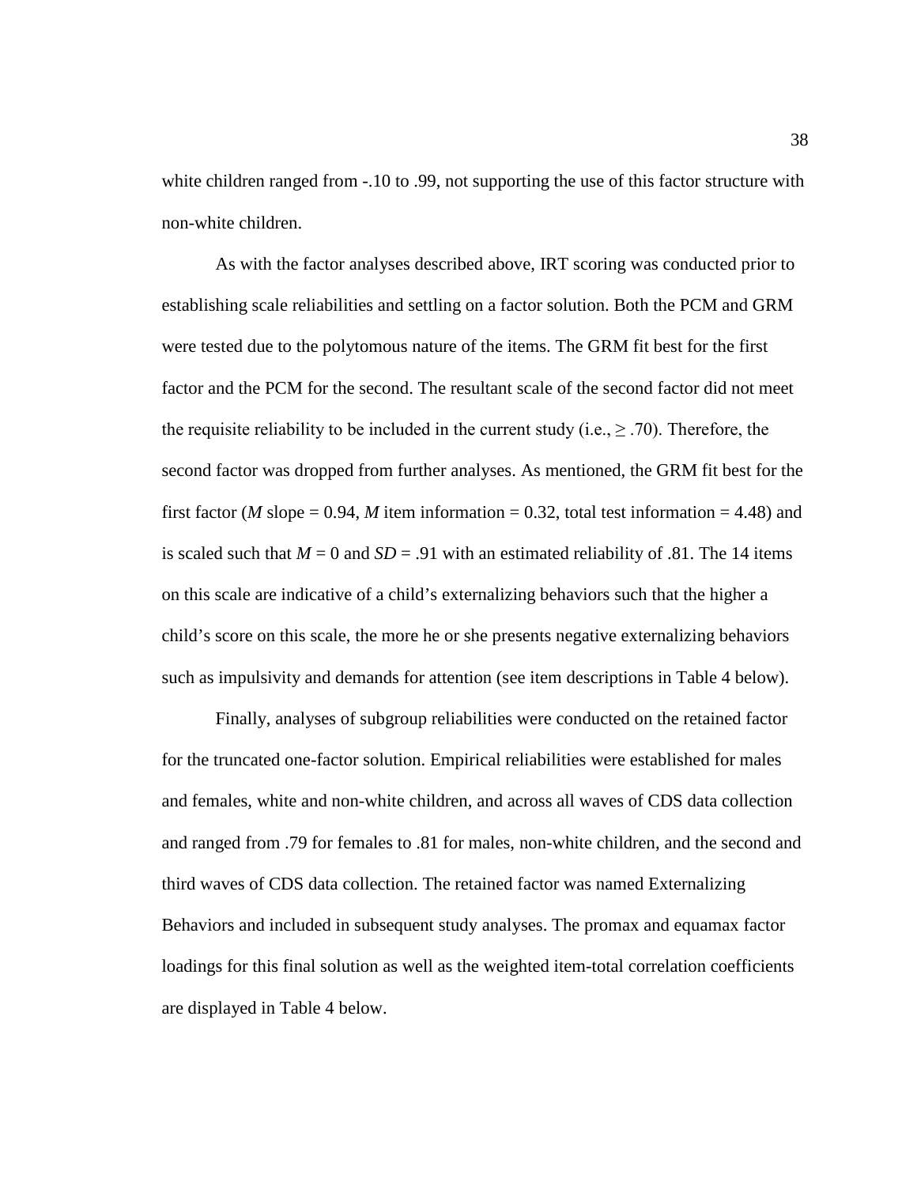white children ranged from -.10 to .99, not supporting the use of this factor structure with non-white children.

As with the factor analyses described above, IRT scoring was conducted prior to establishing scale reliabilities and settling on a factor solution. Both the PCM and GRM were tested due to the polytomous nature of the items. The GRM fit best for the first factor and the PCM for the second. The resultant scale of the second factor did not meet the requisite reliability to be included in the current study (i.e., $\geq$ .70). Therefore, the second factor was dropped from further analyses. As mentioned, the GRM fit best for the first factor (*M* slope = 0.94, *M* item information = 0.32, total test information = 4.48) and is scaled such that $M = 0$ and $SD = .91$ with an estimated reliability of .81. The 14 items on this scale are indicative of a child's externalizing behaviors such that the higher a child's score on this scale, the more he or she presents negative externalizing behaviors such as impulsivity and demands for attention (see item descriptions in Table 4 below).

Finally, analyses of subgroup reliabilities were conducted on the retained factor for the truncated one-factor solution. Empirical reliabilities were established for males and females, white and non-white children, and across all waves of CDS data collection and ranged from .79 for females to .81 for males, non-white children, and the second and third waves of CDS data collection. The retained factor was named Externalizing Behaviors and included in subsequent study analyses. The promax and equamax factor loadings for this final solution as well as the weighted item-total correlation coefficients are displayed in Table 4 below.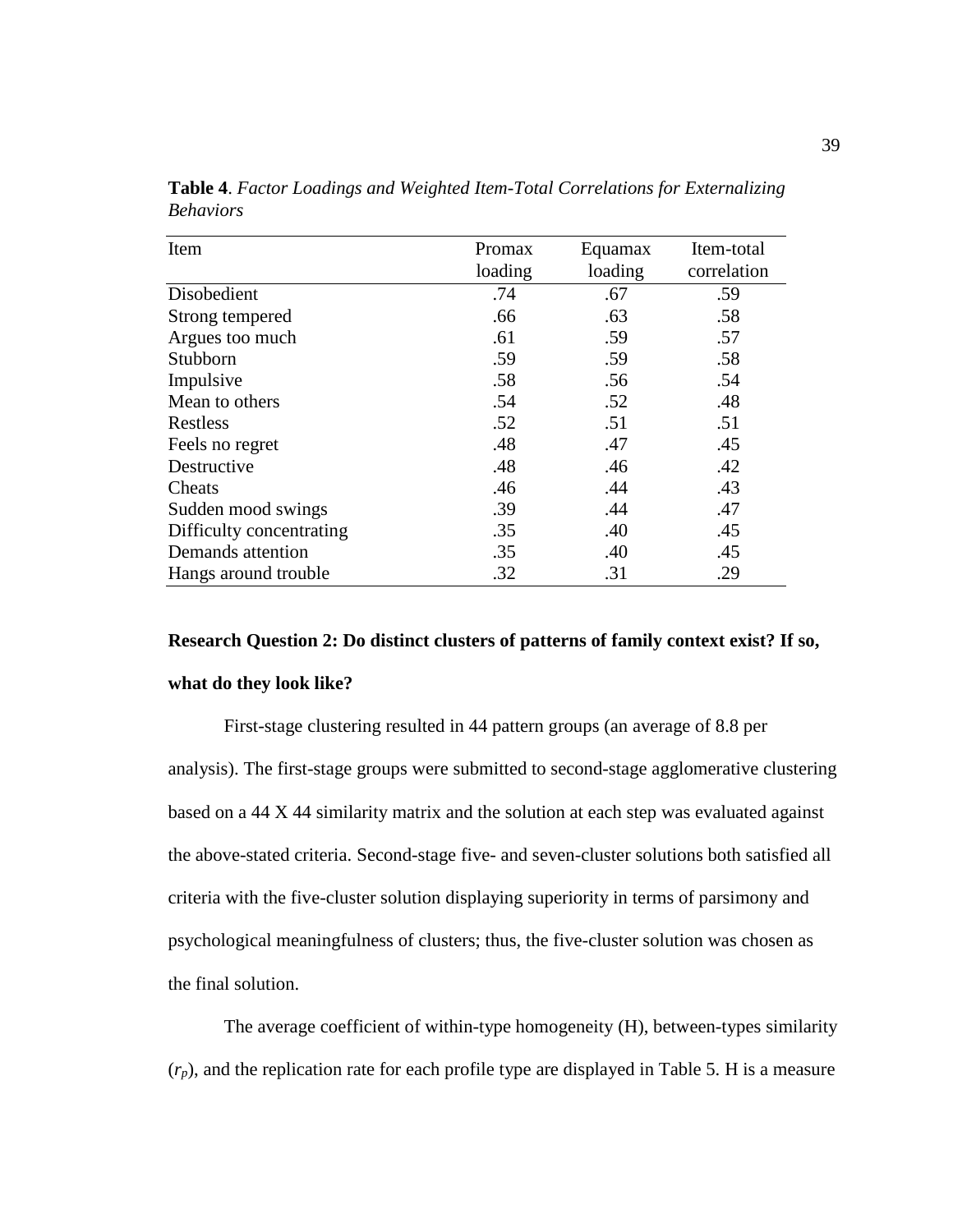**Table 4**. *Factor Loadings and Weighted Item-Total Correlations for Externalizing Behaviors*

| Item | Promax loading | Equamax loading | Item-total correlation |
|---|---|---|---|
| Disobedient | .74 | .67 | .59 |
| Strong tempered | .66 | .63 | .58 |
| Argues too much | .61 | .59 | .57 |
| Stubborn | .59 | .59 | .58 |
| Impulsive | .58 | .56 | .54 |
| Mean to others | .54 | .52 | .48 |
| Restless | .52 | .51 | .51 |
| Feels no regret | .48 | .47 | .45 |
| Destructive | .48 | .46 | .42 |
| Cheats | .46 | .44 | .43 |
| Sudden mood swings | .39 | .44 | .47 |
| Difficulty concentrating | .35 | .40 | .45 |
| Demands attention | .35 | .40 | .45 |
| Hangs around trouble | .32 | .31 | .29 |

**Research Question 2: Do distinct clusters of patterns of family context exist? If so, what do they look like?**

First-stage clustering resulted in 44 pattern groups (an average of 8.8 per analysis). The first-stage groups were submitted to second-stage agglomerative clustering based on a 44 X 44 similarity matrix and the solution at each step was evaluated against the above-stated criteria. Second-stage five- and seven-cluster solutions both satisfied all criteria with the five-cluster solution displaying superiority in terms of parsimony and psychological meaningfulness of clusters; thus, the five-cluster solution was chosen as the final solution.

The average coefficient of within-type homogeneity (H), between-types similarity ($r_p$), and the replication rate for each profile type are displayed in Table 5. H is a measure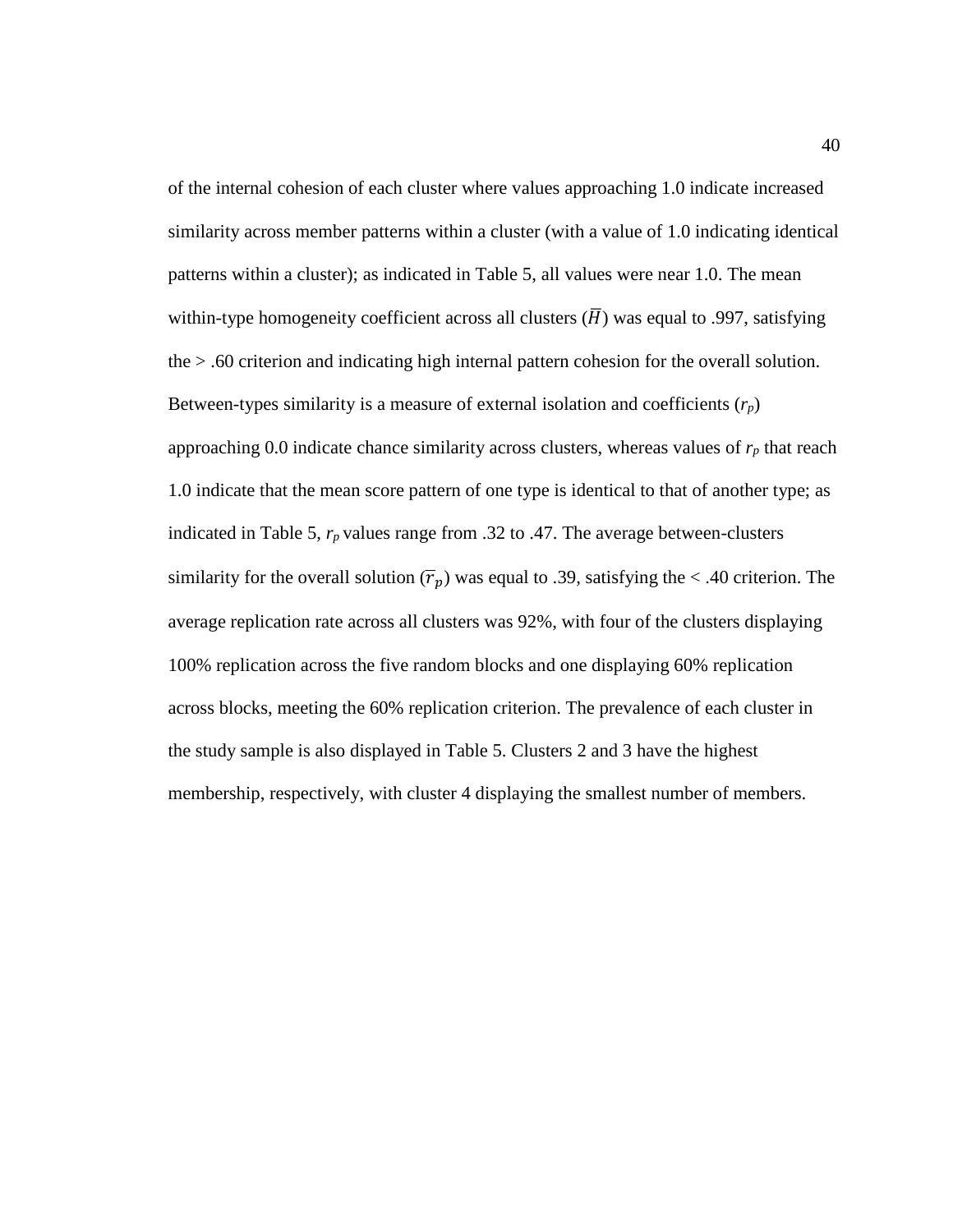of the internal cohesion of each cluster where values approaching 1.0 indicate increased similarity across member patterns within a cluster (with a value of 1.0 indicating identical patterns within a cluster); as indicated in Table 5, all values were near 1.0. The mean within-type homogeneity coefficient across all clusters ($\overline{H}$) was equal to .997, satisfying the > .60 criterion and indicating high internal pattern cohesion for the overall solution. Between-types similarity is a measure of external isolation and coefficients ($r_p$) approaching 0.0 indicate chance similarity across clusters, whereas values of $r_p$ that reach 1.0 indicate that the mean score pattern of one type is identical to that of another type; as indicated in Table 5, $r_p$ values range from .32 to .47. The average between-clusters similarity for the overall solution ($\overline{r}_p$) was equal to .39, satisfying the < .40 criterion. The average replication rate across all clusters was 92%, with four of the clusters displaying 100% replication across the five random blocks and one displaying 60% replication across blocks, meeting the 60% replication criterion. The prevalence of each cluster in the study sample is also displayed in Table 5. Clusters 2 and 3 have the highest membership, respectively, with cluster 4 displaying the smallest number of members.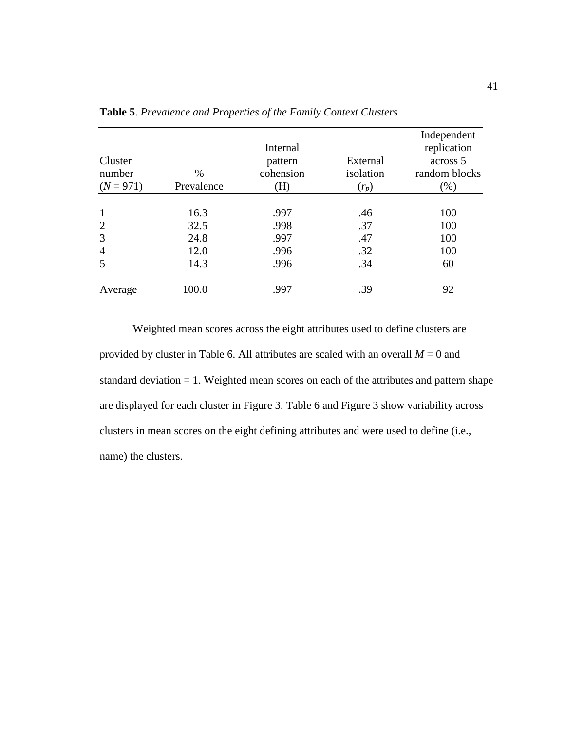**Table 5**. *Prevalence and Properties of the Family Context Clusters*

| Cluster number ($N$ = 971) | % Prevalence | Internal pattern cohension (H) | External isolation ($r_p$) | Independent replication across 5 random blocks (%) |
|---|---|---|---|---|
| 1 | 16.3 | .997 | .46 | 100 |
| 2 | 32.5 | .998 | .37 | 100 |
| 3 | 24.8 | .997 | .47 | 100 |
| 4 | 12.0 | .996 | .32 | 100 |
| 5 | 14.3 | .996 | .34 | 60 |
| Average | 100.0 | .997 | .39 | 92 |

Weighted mean scores across the eight attributes used to define clusters are provided by cluster in Table 6. All attributes are scaled with an overall $M = 0$ and standard deviation = 1. Weighted mean scores on each of the attributes and pattern shape are displayed for each cluster in Figure 3. Table 6 and Figure 3 show variability across clusters in mean scores on the eight defining attributes and were used to define (i.e., name) the clusters.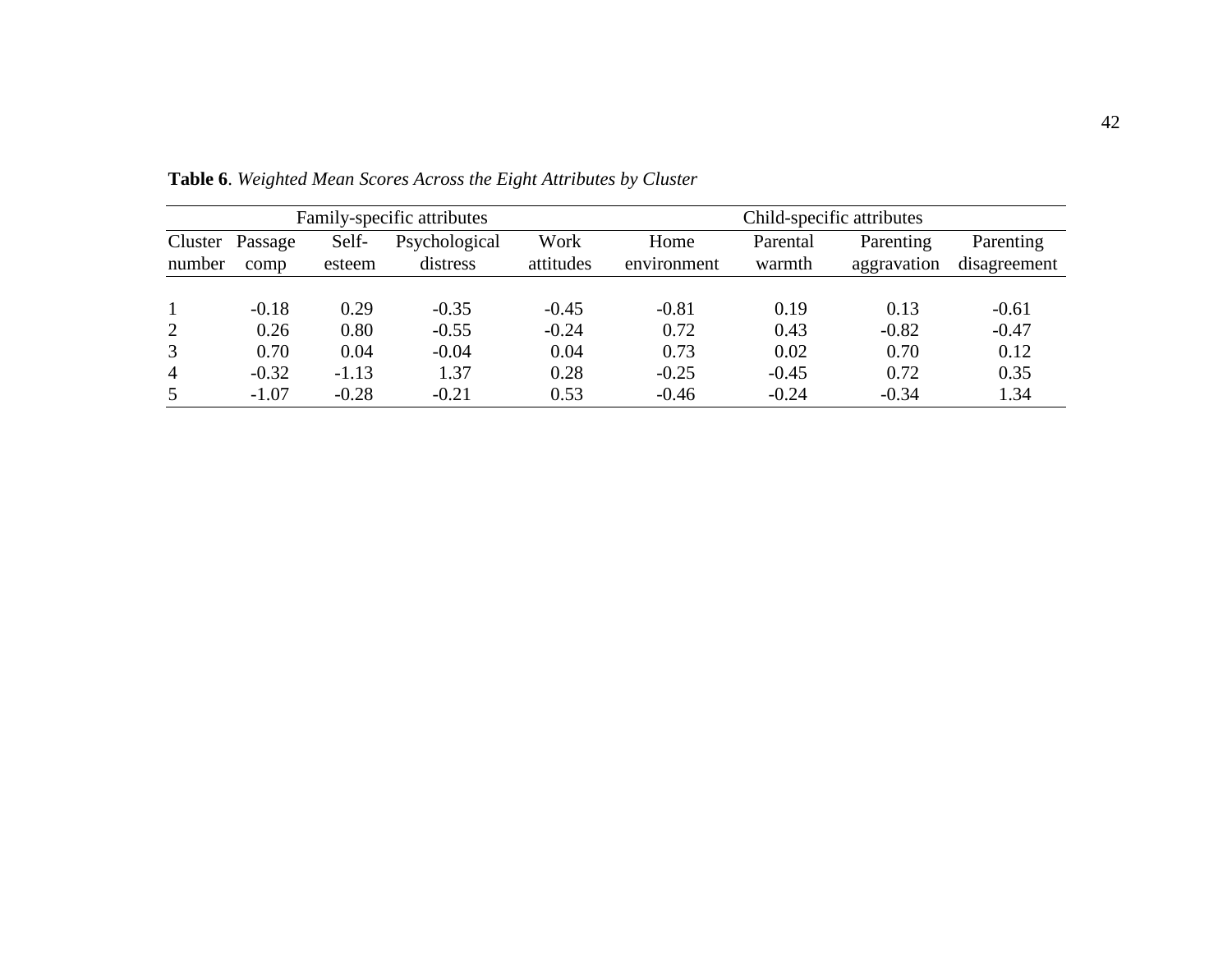**Table 6**. *Weighted Mean Scores Across the Eight Attributes by Cluster*

| | Family-specific attributes | | | | Child-specific attributes | | | |
|---|---|---|---|---|---|---|---|---|
| Cluster number | Passage comp | Self-esteem | Psychological distress | Work attitudes | Home environment | Parental warmth | Parenting aggravation | Parenting disagreement |
| 1 | -0.18 | 0.29 | -0.35 | -0.45 | -0.81 | 0.19 | 0.13 | -0.61 |
| 2 | 0.26 | 0.80 | -0.55 | -0.24 | 0.72 | 0.43 | -0.82 | -0.47 |
| 3 | 0.70 | 0.04 | -0.04 | 0.04 | 0.73 | 0.02 | 0.70 | 0.12 |
| 4 | -0.32 | -1.13 | 1.37 | 0.28 | -0.25 | -0.45 | 0.72 | 0.35 |
| 5 | -1.07 | -0.28 | -0.21 | 0.53 | -0.46 | -0.24 | -0.34 | 1.34 |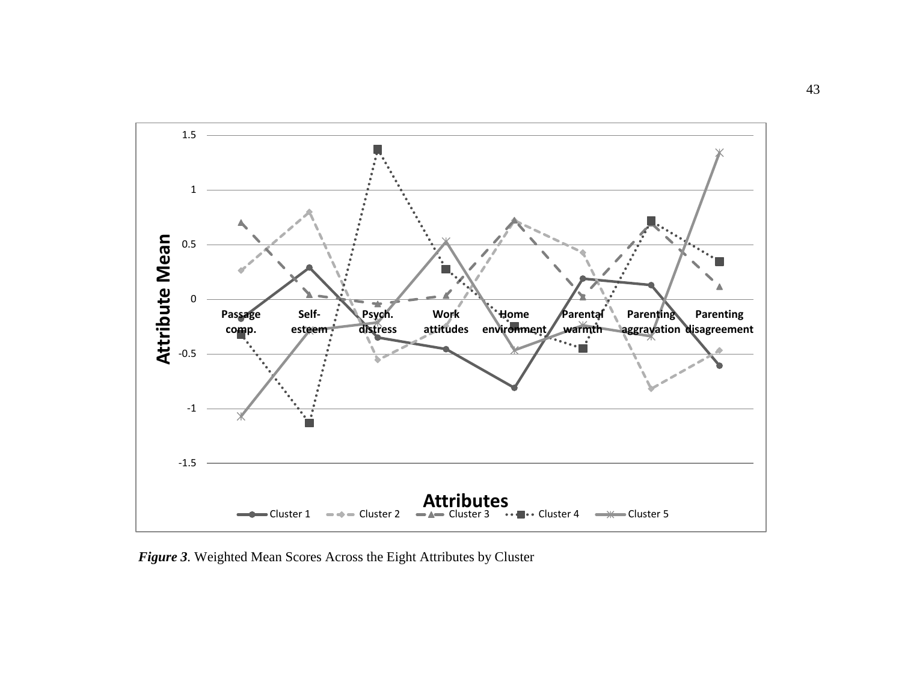*Figure 3*. Weighted Mean Scores Across the Eight Attributes by Cluster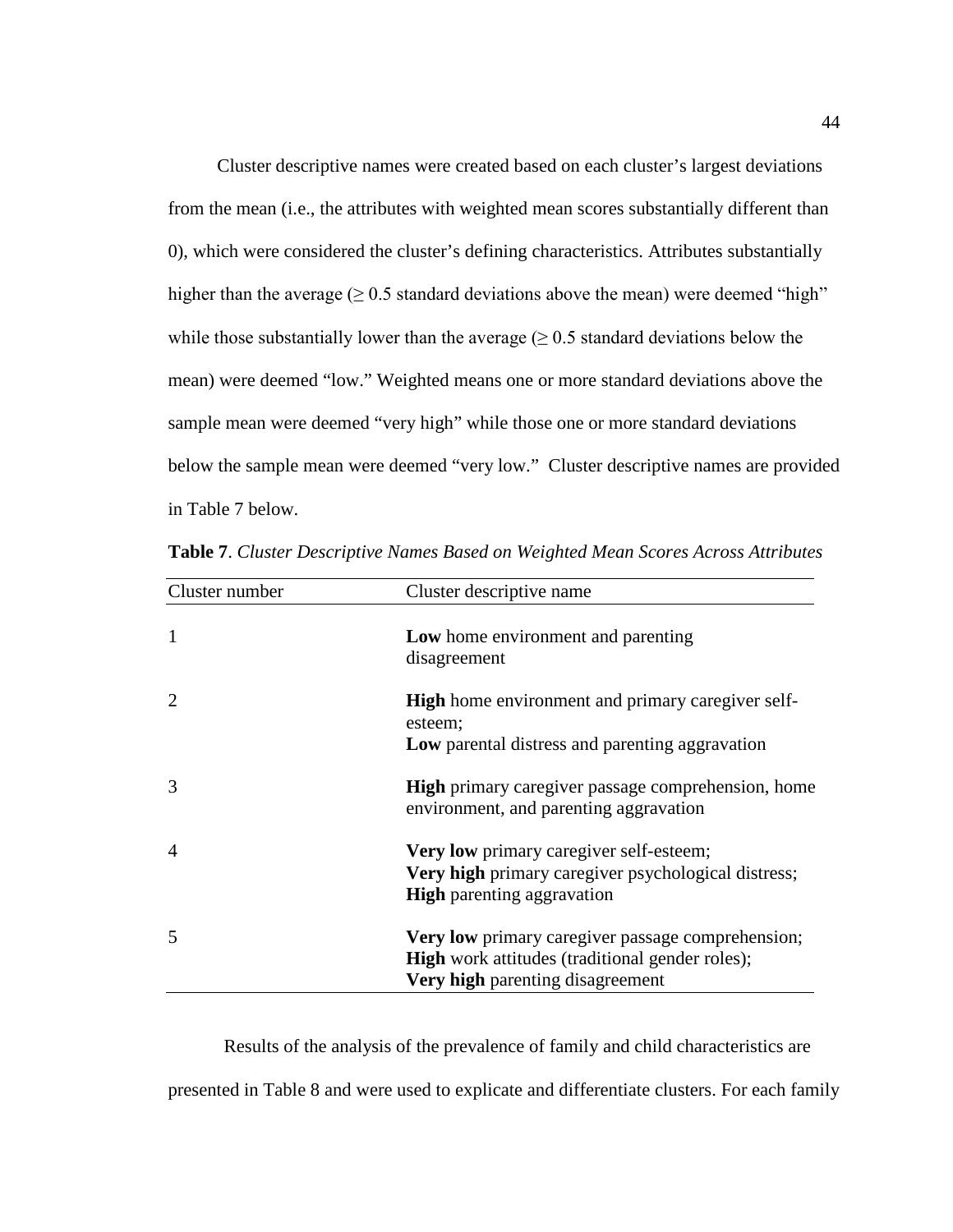Cluster descriptive names were created based on each cluster's largest deviations from the mean (i.e., the attributes with weighted mean scores substantially different than 0), which were considered the cluster's defining characteristics. Attributes substantially higher than the average ($\geq 0.5$ standard deviations above the mean) were deemed "high" while those substantially lower than the average ($\geq 0.5$ standard deviations below the mean) were deemed "low." Weighted means one or more standard deviations above the sample mean were deemed "very high" while those one or more standard deviations below the sample mean were deemed "very low." Cluster descriptive names are provided in Table 7 below.

**Table 7**. *Cluster Descriptive Names Based on Weighted Mean Scores Across Attributes*

| Cluster number | Cluster descriptive name |
|---|---|
| 1 | **Low** home environment and parenting disagreement |
| 2 | **High** home environment and primary caregiver self-esteem; **Low** parental distress and parenting aggravation |
| 3 | **High** primary caregiver passage comprehension, home environment, and parenting aggravation |
| 4 | **Very low** primary caregiver self-esteem; **Very high** primary caregiver psychological distress; **High** parenting aggravation |
| 5 | **Very low** primary caregiver passage comprehension; **High** work attitudes (traditional gender roles); **Very high** parenting disagreement |

Results of the analysis of the prevalence of family and child characteristics are presented in Table 8 and were used to explicate and differentiate clusters. For each family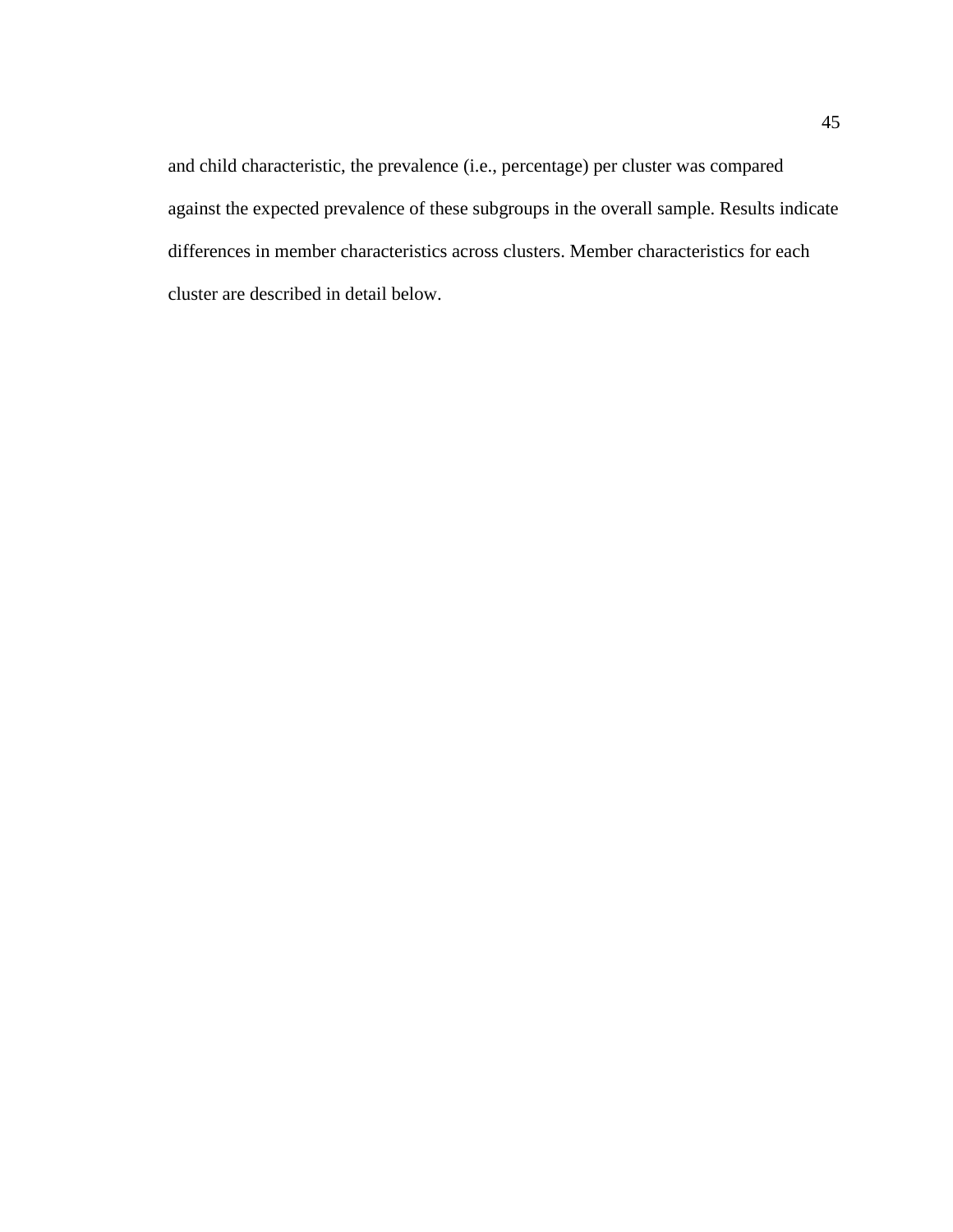and child characteristic, the prevalence (i.e., percentage) per cluster was compared against the expected prevalence of these subgroups in the overall sample. Results indicate differences in member characteristics across clusters. Member characteristics for each cluster are described in detail below.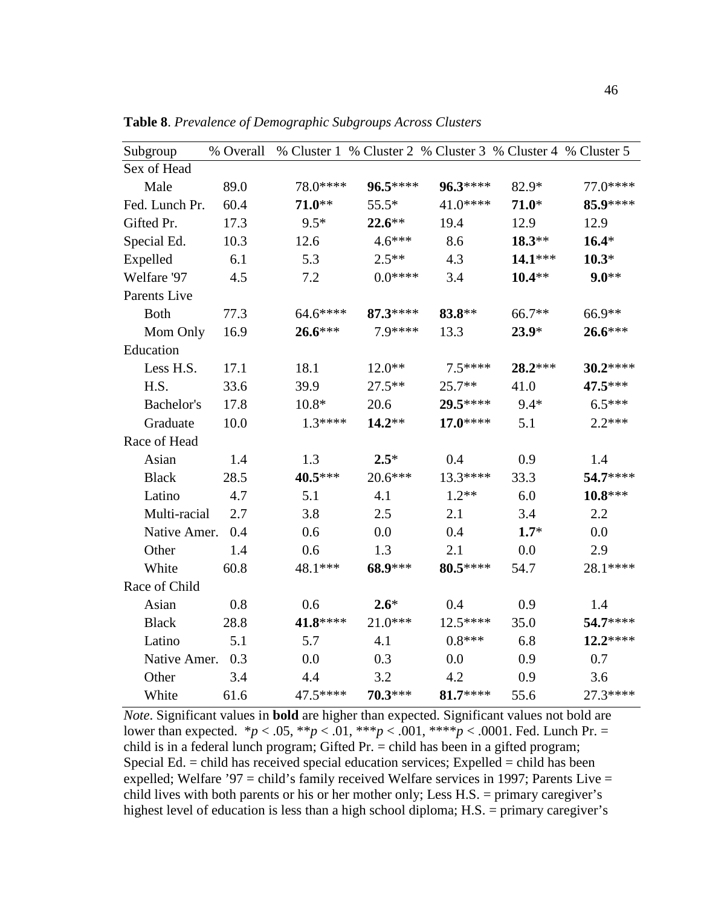**Table 8**. *Prevalence of Demographic Subgroups Across Clusters*

| Subgroup | % Overall | % Cluster 1 | % Cluster 2 | % Cluster 3 | % Cluster 4 | % Cluster 5 |
|---|---|---|---|---|---|---|
| Sex of Head | | | | | | |
| Male | 89.0 | 78.0**** | **96.5**\*\*\*\* | **96.3**\*\*\*\* | 82.9* | 77.0**** |
| Fed. Lunch Pr. | 60.4 | **71.0**\*\* | 55.5* | 41.0**** | **71.0**\* | **85.9**\*\*\*\* |
| Gifted Pr. | 17.3 | 9.5* | **22.6**\*\* | 19.4 | 12.9 | 12.9 |
| Special Ed. | 10.3 | 12.6 | 4.6*** | 8.6 | **18.3**\*\* | **16.4**\* |
| Expelled | 6.1 | 5.3 | 2.5** | 4.3 | **14.1**\*\*\* | **10.3**\* |
| Welfare '97 | 4.5 | 7.2 | 0.0**** | 3.4 | **10.4**\*\* | **9.0**\*\* |
| Parents Live | | | | | | |
| Both | 77.3 | 64.6**** | **87.3**\*\*\*\* | **83.8**\*\* | 66.7** | 66.9** |
| Mom Only | 16.9 | **26.6**\*\*\* | 7.9**** | 13.3 | **23.9**\* | **26.6**\*\*\* |
| Education | | | | | | |
| Less H.S. | 17.1 | 18.1 | 12.0** | 7.5**** | **28.2**\*\*\* | **30.2**\*\*\*\* |
| H.S. | 33.6 | 39.9 | 27.5** | 25.7** | 41.0 | **47.5**\*\*\* |
| Bachelor's | 17.8 | 10.8* | 20.6 | **29.5**\*\*\*\* | 9.4* | 6.5*** |
| Graduate | 10.0 | 1.3**** | **14.2**\*\* | **17.0**\*\*\*\* | 5.1 | 2.2*** |
| Race of Head | | | | | | |
| Asian | 1.4 | 1.3 | **2.5**\* | 0.4 | 0.9 | 1.4 |
| Black | 28.5 | **40.5**\*\*\* | 20.6*** | 13.3**** | 33.3 | **54.7**\*\*\*\* |
| Latino | 4.7 | 5.1 | 4.1 | 1.2** | 6.0 | **10.8**\*\*\* |
| Multi-racial | 2.7 | 3.8 | 2.5 | 2.1 | 3.4 | 2.2 |
| Native Amer. | 0.4 | 0.6 | 0.0 | 0.4 | **1.7**\* | 0.0 |
| Other | 1.4 | 0.6 | 1.3 | 2.1 | 0.0 | 2.9 |
| White | 60.8 | 48.1*** | **68.9**\*\*\* | **80.5**\*\*\*\* | 54.7 | 28.1**** |
| Race of Child | | | | | | |
| Asian | 0.8 | 0.6 | **2.6**\* | 0.4 | 0.9 | 1.4 |
| Black | 28.8 | **41.8**\*\*\*\* | 21.0*** | 12.5**** | 35.0 | **54.7**\*\*\*\* |
| Latino | 5.1 | 5.7 | 4.1 | 0.8*** | 6.8 | **12.2**\*\*\*\* |
| Native Amer. | 0.3 | 0.0 | 0.3 | 0.0 | 0.9 | 0.7 |
| Other | 3.4 | 4.4 | 3.2 | 4.2 | 0.9 | 3.6 |
| White | 61.6 | 47.5**** | **70.3**\*\*\* | **81.7**\*\*\*\* | 55.6 | 27.3**** |

*Note*. Significant values in **bold** are higher than expected. Significant values not bold are lower than expected. \**p* < .05, \*\**p* < .01, \*\*\**p* < .001, \*\*\*\**p* < .0001. Fed. Lunch Pr. = child is in a federal lunch program; Gifted Pr. = child has been in a gifted program; Special Ed. = child has received special education services; Expelled = child has been expelled; Welfare '97 = child's family received Welfare services in 1997; Parents Live = child lives with both parents or his or her mother only; Less H.S. = primary caregiver's highest level of education is less than a high school diploma; H.S. = primary caregiver's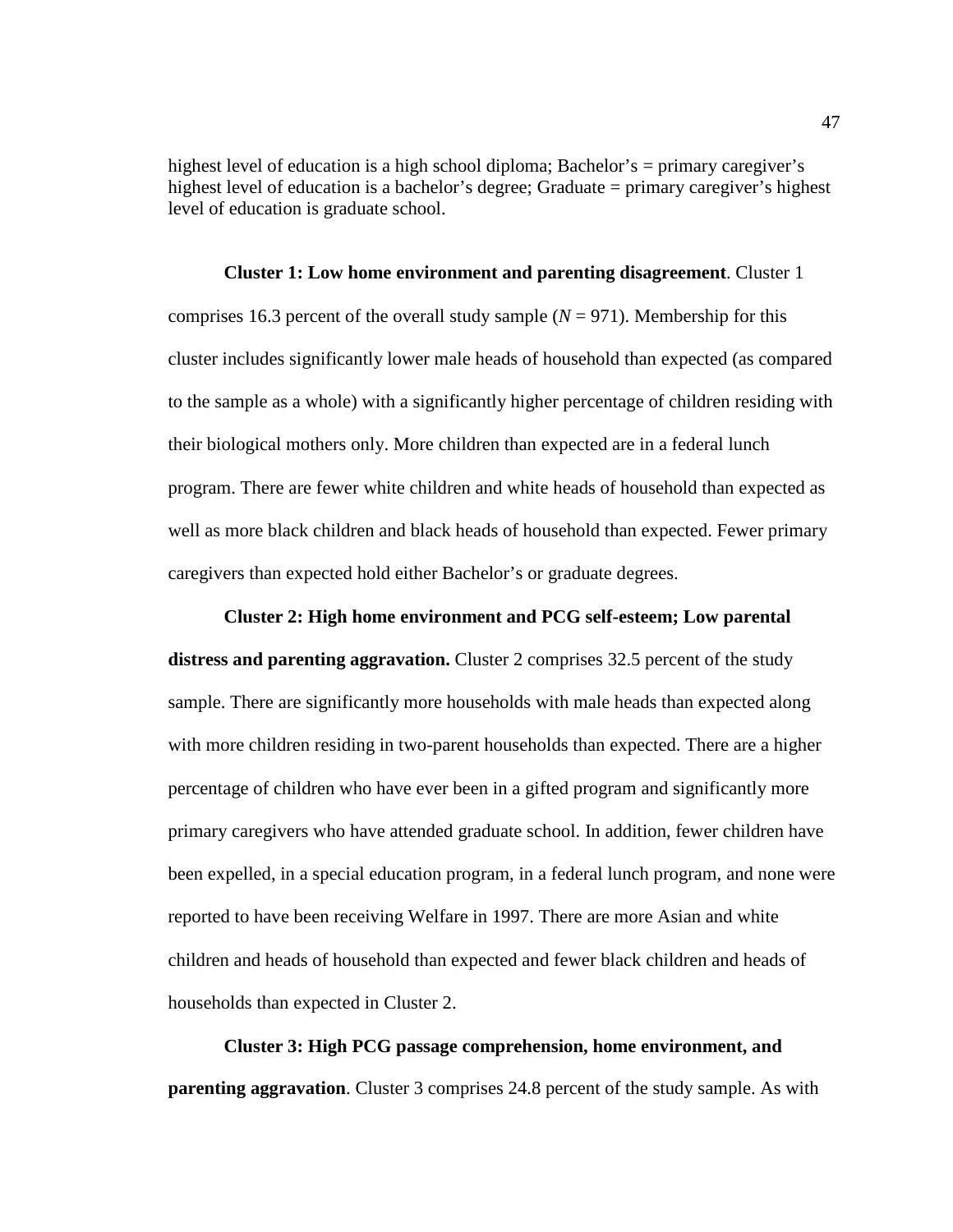highest level of education is a high school diploma; Bachelor's = primary caregiver's highest level of education is a bachelor's degree; Graduate = primary caregiver's highest level of education is graduate school.

**Cluster 1: Low home environment and parenting disagreement**. Cluster 1 comprises 16.3 percent of the overall study sample (*N* = 971). Membership for this cluster includes significantly lower male heads of household than expected (as compared to the sample as a whole) with a significantly higher percentage of children residing with their biological mothers only. More children than expected are in a federal lunch program. There are fewer white children and white heads of household than expected as well as more black children and black heads of household than expected. Fewer primary caregivers than expected hold either Bachelor's or graduate degrees.

**Cluster 2: High home environment and PCG self-esteem; Low parental distress and parenting aggravation.** Cluster 2 comprises 32.5 percent of the study sample. There are significantly more households with male heads than expected along with more children residing in two-parent households than expected. There are a higher percentage of children who have ever been in a gifted program and significantly more primary caregivers who have attended graduate school. In addition, fewer children have been expelled, in a special education program, in a federal lunch program, and none were reported to have been receiving Welfare in 1997. There are more Asian and white children and heads of household than expected and fewer black children and heads of households than expected in Cluster 2.

**Cluster 3: High PCG passage comprehension, home environment, and parenting aggravation**. Cluster 3 comprises 24.8 percent of the study sample. As with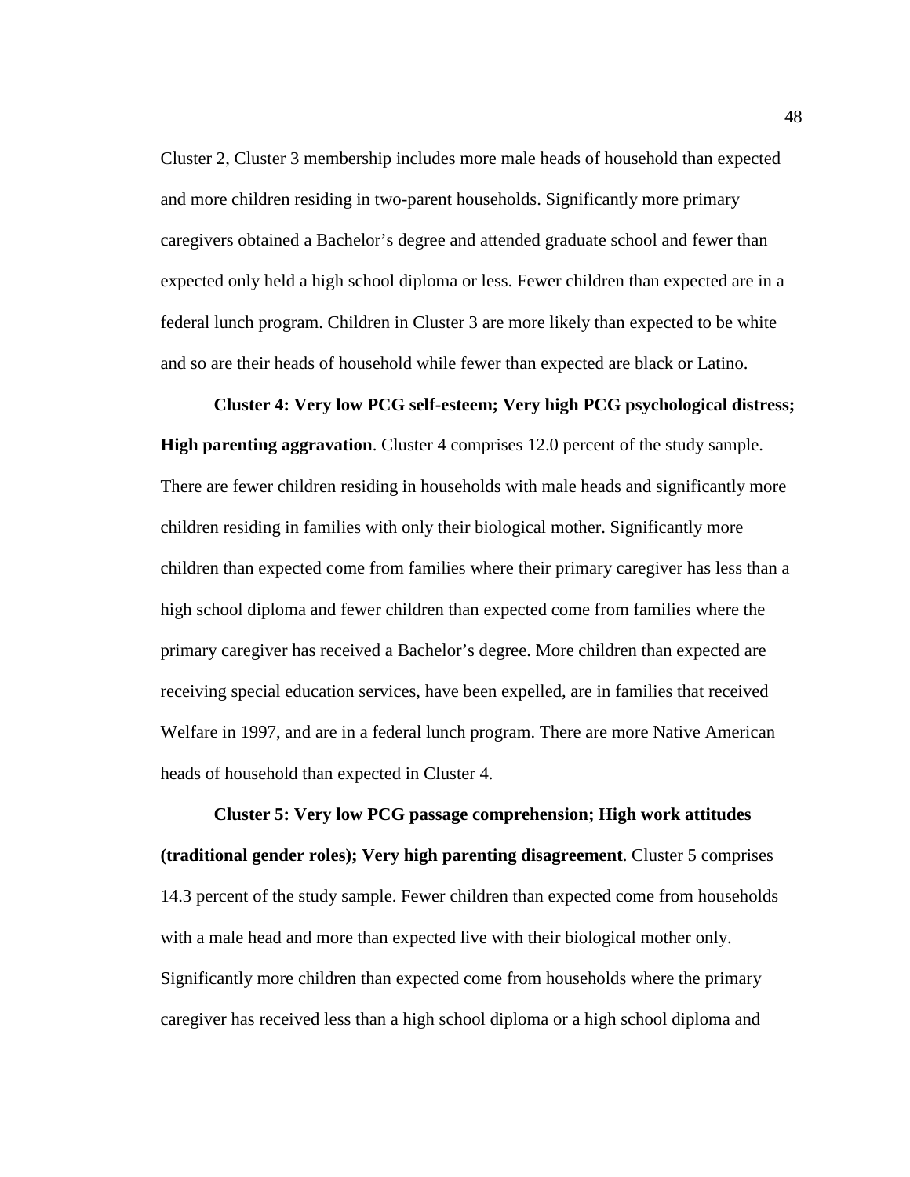Cluster 2, Cluster 3 membership includes more male heads of household than expected and more children residing in two-parent households. Significantly more primary caregivers obtained a Bachelor's degree and attended graduate school and fewer than expected only held a high school diploma or less. Fewer children than expected are in a federal lunch program. Children in Cluster 3 are more likely than expected to be white and so are their heads of household while fewer than expected are black or Latino.

**Cluster 4: Very low PCG self-esteem; Very high PCG psychological distress; High parenting aggravation**. Cluster 4 comprises 12.0 percent of the study sample. There are fewer children residing in households with male heads and significantly more children residing in families with only their biological mother. Significantly more children than expected come from families where their primary caregiver has less than a high school diploma and fewer children than expected come from families where the primary caregiver has received a Bachelor's degree. More children than expected are receiving special education services, have been expelled, are in families that received Welfare in 1997, and are in a federal lunch program. There are more Native American heads of household than expected in Cluster 4.

**Cluster 5: Very low PCG passage comprehension; High work attitudes (traditional gender roles); Very high parenting disagreement**. Cluster 5 comprises 14.3 percent of the study sample. Fewer children than expected come from households with a male head and more than expected live with their biological mother only. Significantly more children than expected come from households where the primary caregiver has received less than a high school diploma or a high school diploma and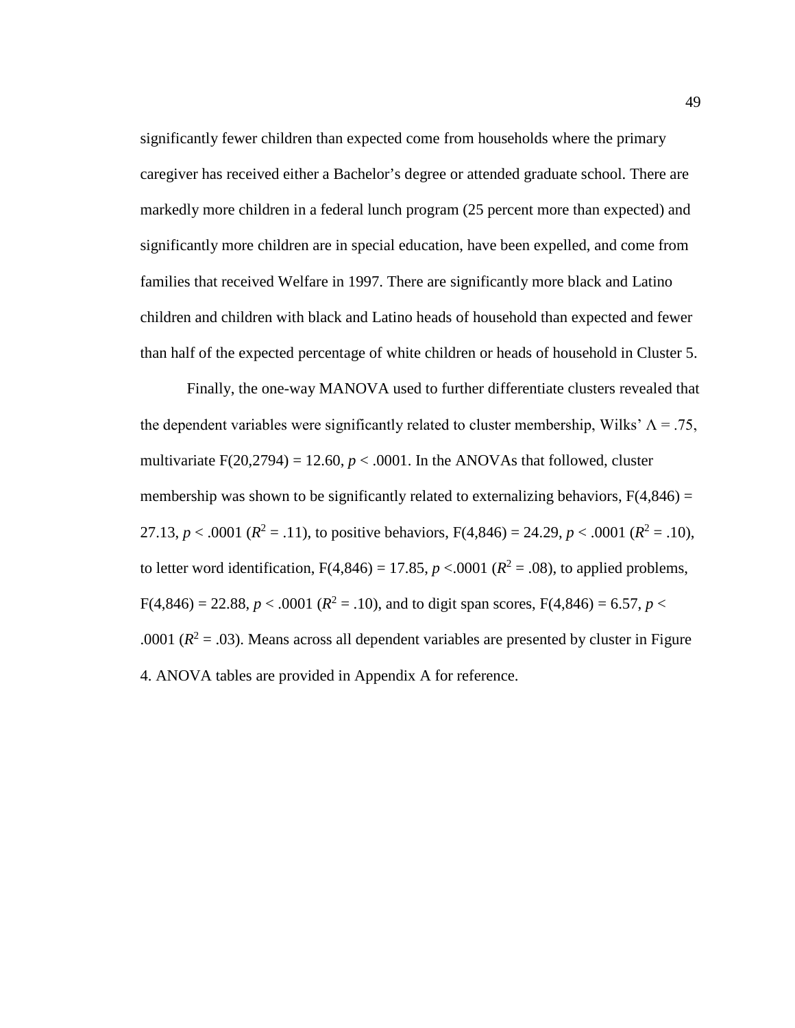significantly fewer children than expected come from households where the primary caregiver has received either a Bachelor's degree or attended graduate school. There are markedly more children in a federal lunch program (25 percent more than expected) and significantly more children are in special education, have been expelled, and come from families that received Welfare in 1997. There are significantly more black and Latino children and children with black and Latino heads of household than expected and fewer than half of the expected percentage of white children or heads of household in Cluster 5.

Finally, the one-way MANOVA used to further differentiate clusters revealed that the dependent variables were significantly related to cluster membership, Wilks' $\Lambda = .75$, multivariate $F(20,2794) = 12.60$, $p < .0001$. In the ANOVAs that followed, cluster membership was shown to be significantly related to externalizing behaviors, $F(4,846) = 27.13$, $p < .0001$ ($R^2 = .11$), to positive behaviors, $F(4,846) = 24.29$, $p < .0001$ ($R^2 = .10$), to letter word identification, $F(4,846) = 17.85$, $p < .0001$ ($R^2 = .08$), to applied problems, $F(4,846) = 22.88$, $p < .0001$ ($R^2 = .10$), and to digit span scores, $F(4,846) = 6.57$, $p < .0001$ ($R^2 = .03$). Means across all dependent variables are presented by cluster in Figure 4. ANOVA tables are provided in Appendix A for reference.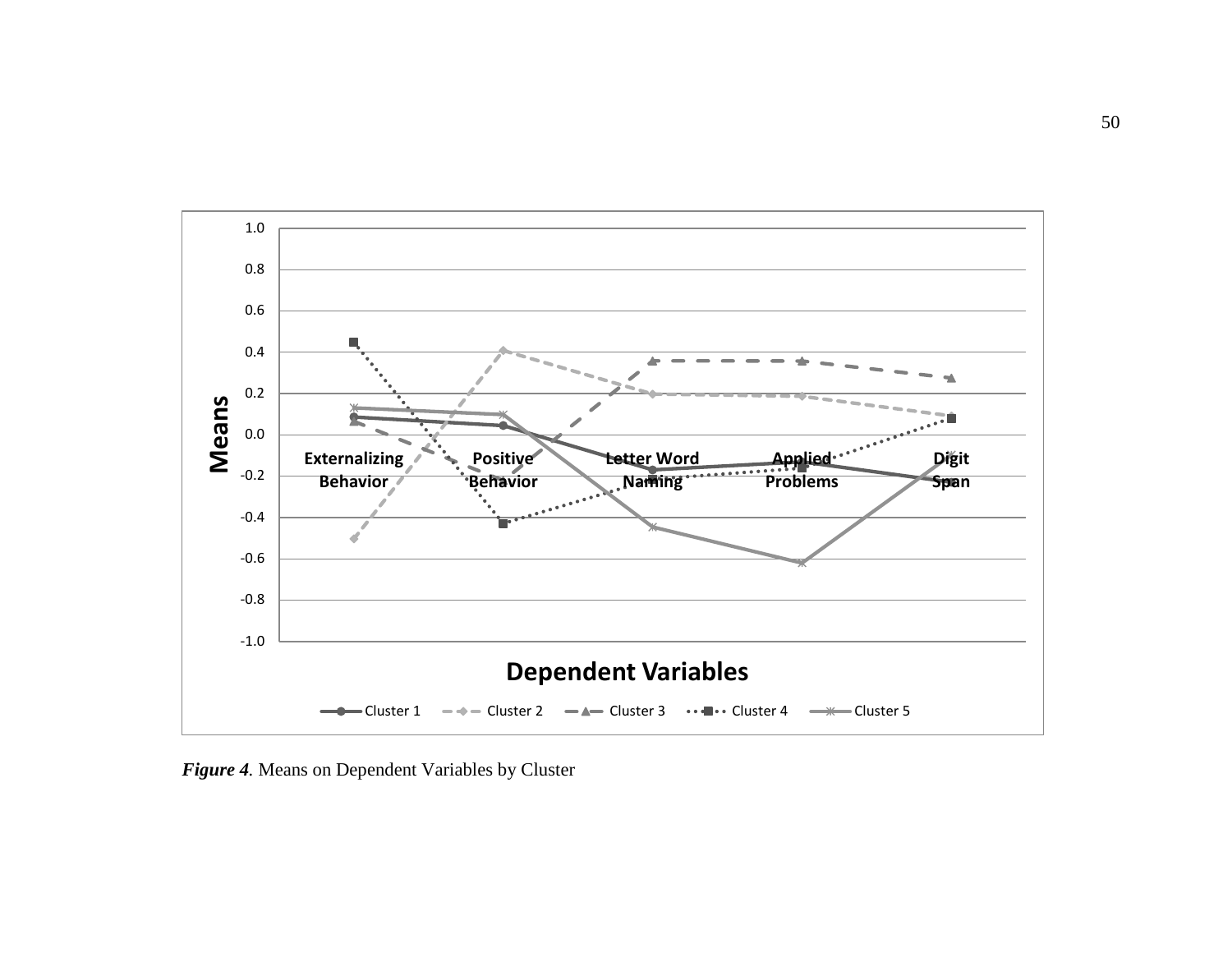*Figure 4.* Means on Dependent Variables by Cluster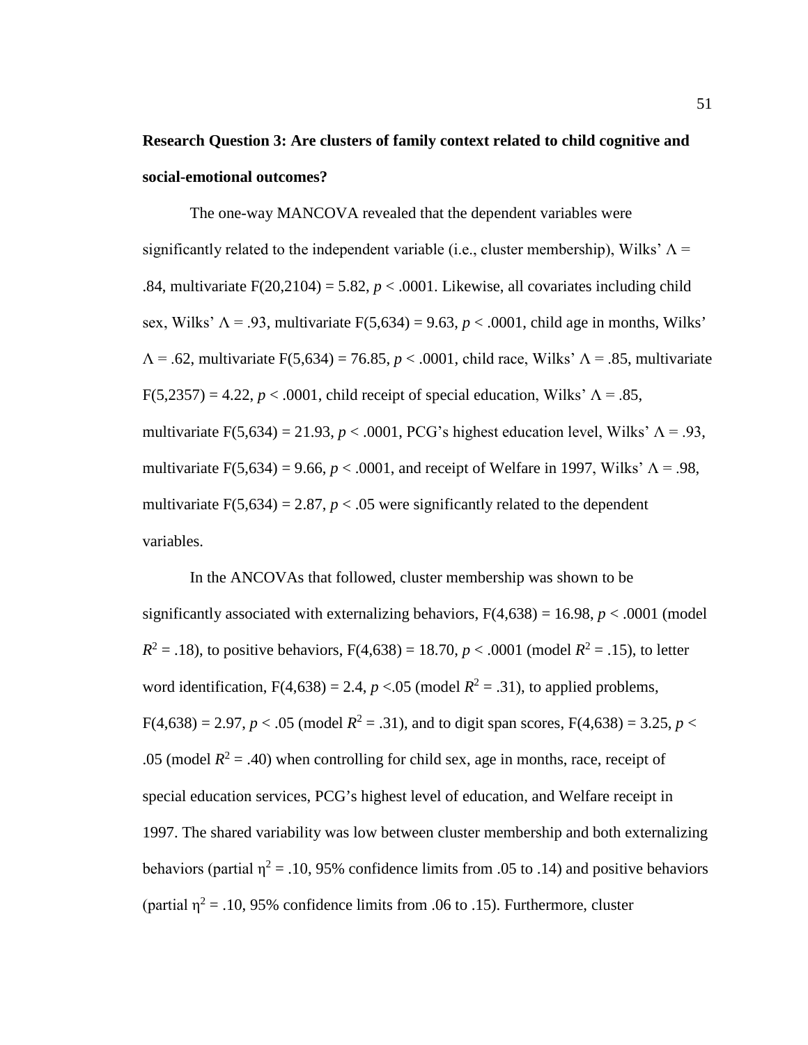**Research Question 3: Are clusters of family context related to child cognitive and social-emotional outcomes?**

The one-way MANCOVA revealed that the dependent variables were significantly related to the independent variable (i.e., cluster membership), Wilks' $\Lambda$ = .84, multivariate $F(20,2104) = 5.82$, $p < .0001$. Likewise, all covariates including child sex, Wilks' $\Lambda$ = .93, multivariate $F(5,634) = 9.63$, $p < .0001$, child age in months, Wilks' $\Lambda$ = .62, multivariate $F(5,634) = 76.85$, $p < .0001$, child race, Wilks' $\Lambda$ = .85, multivariate $F(5,2357) = 4.22$, $p < .0001$, child receipt of special education, Wilks' $\Lambda$ = .85, multivariate $F(5,634) = 21.93$, $p < .0001$, PCG's highest education level, Wilks' $\Lambda$ = .93, multivariate $F(5,634) = 9.66$, $p < .0001$, and receipt of Welfare in 1997, Wilks' $\Lambda$ = .98, multivariate $F(5,634) = 2.87$, $p < .05$ were significantly related to the dependent variables.

In the ANCOVAs that followed, cluster membership was shown to be significantly associated with externalizing behaviors, $F(4,638) = 16.98$, $p < .0001$ (model $R^2 = .18$), to positive behaviors, $F(4,638) = 18.70$, $p < .0001$ (model $R^2 = .15$), to letter word identification, $F(4,638) = 2.4$, $p < .05$ (model $R^2 = .31$), to applied problems, $F(4,638) = 2.97$, $p < .05$ (model $R^2 = .31$), and to digit span scores, $F(4,638) = 3.25$, $p < .05$ (model $R^2 = .40$) when controlling for child sex, age in months, race, receipt of special education services, PCG's highest level of education, and Welfare receipt in 1997. The shared variability was low between cluster membership and both externalizing behaviors (partial $\eta^2 = .10$, 95% confidence limits from .05 to .14) and positive behaviors (partial $\eta^2 = .10$, 95% confidence limits from .06 to .15). Furthermore, cluster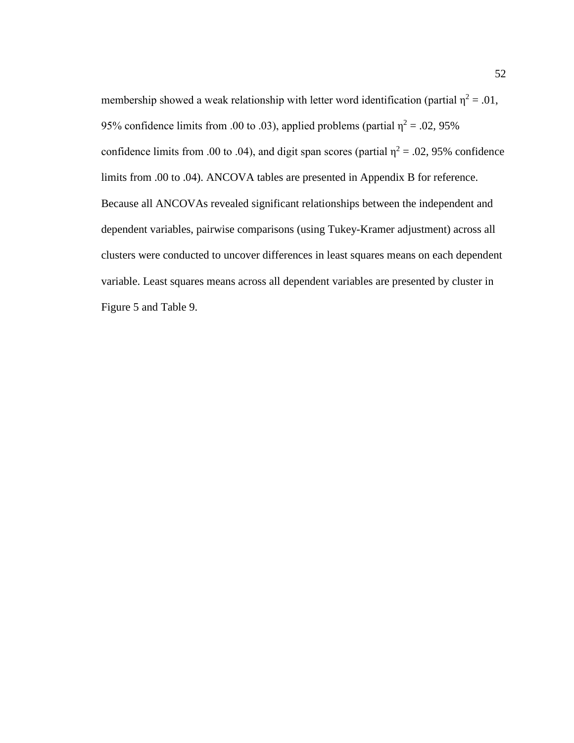membership showed a weak relationship with letter word identification (partial $\eta^2 = .01$, 95% confidence limits from .00 to .03), applied problems (partial $\eta^2 = .02$, 95% confidence limits from .00 to .04), and digit span scores (partial $\eta^2 = .02$, 95% confidence limits from .00 to .04). ANCOVA tables are presented in Appendix B for reference. Because all ANCOVAs revealed significant relationships between the independent and dependent variables, pairwise comparisons (using Tukey-Kramer adjustment) across all clusters were conducted to uncover differences in least squares means on each dependent variable. Least squares means across all dependent variables are presented by cluster in Figure 5 and Table 9.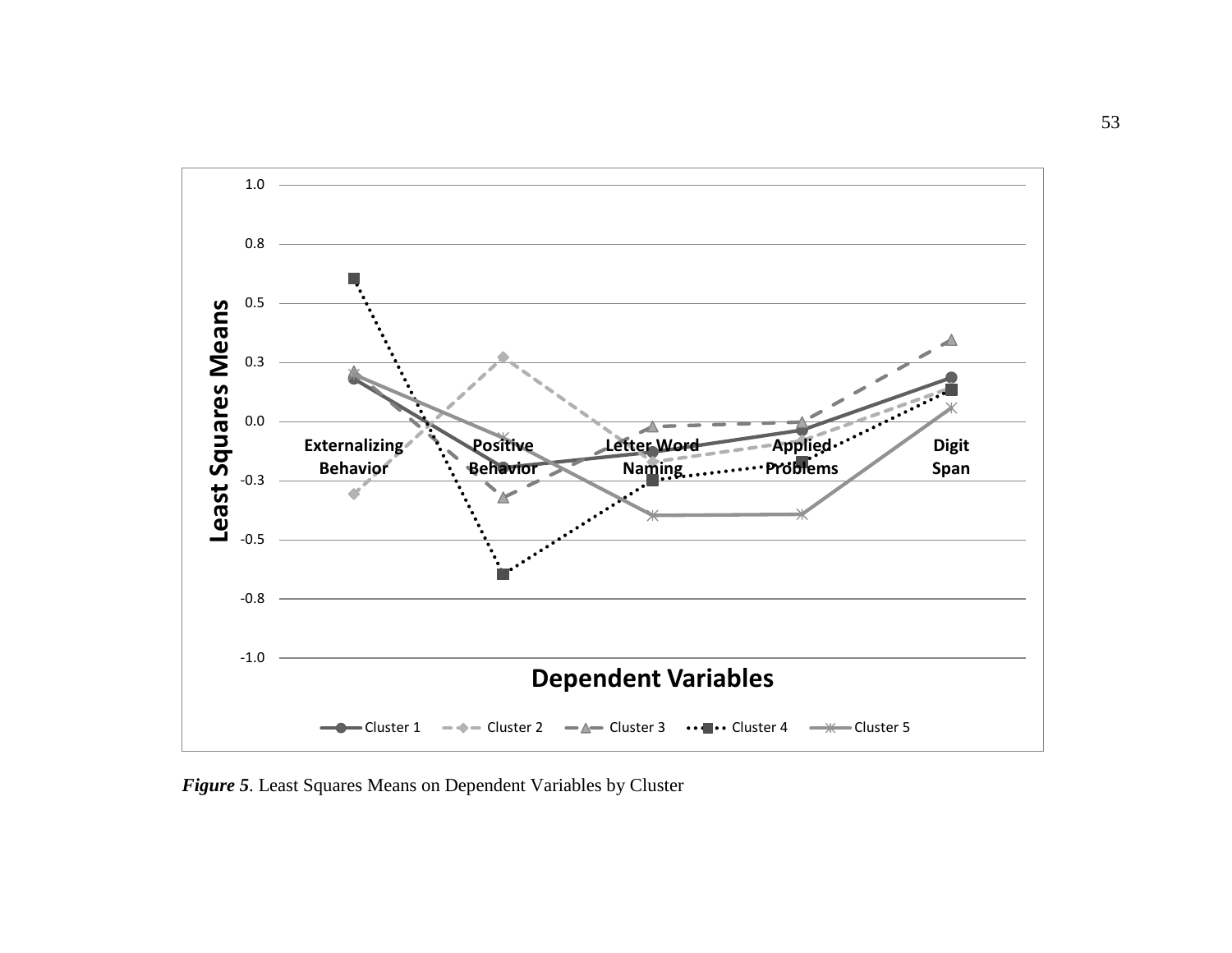*Figure 5*. Least Squares Means on Dependent Variables by Cluster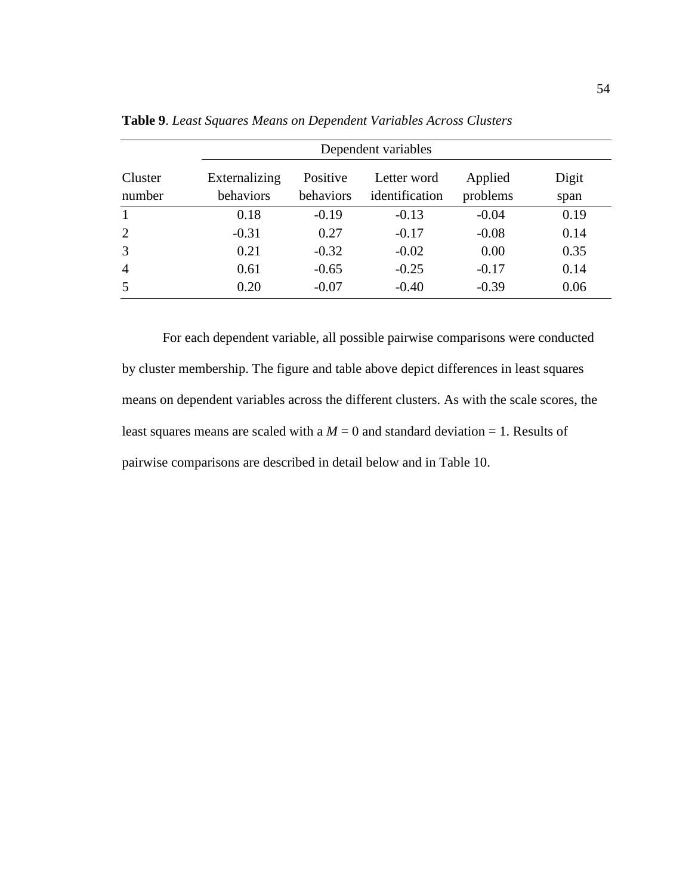**Table 9**. *Least Squares Means on Dependent Variables Across Clusters*

| | Dependent variables | | | | |
|---|---|---|---|---|---|
| Cluster number | Externalizing behaviors | Positive behaviors | Letter word identification | Applied problems | Digit span |
| 1 | 0.18 | -0.19 | -0.13 | -0.04 | 0.19 |
| 2 | -0.31 | 0.27 | -0.17 | -0.08 | 0.14 |
| 3 | 0.21 | -0.32 | -0.02 | 0.00 | 0.35 |
| 4 | 0.61 | -0.65 | -0.25 | -0.17 | 0.14 |
| 5 | 0.20 | -0.07 | -0.40 | -0.39 | 0.06 |

For each dependent variable, all possible pairwise comparisons were conducted by cluster membership. The figure and table above depict differences in least squares means on dependent variables across the different clusters. As with the scale scores, the least squares means are scaled with a $M = 0$ and standard deviation = 1. Results of pairwise comparisons are described in detail below and in Table 10.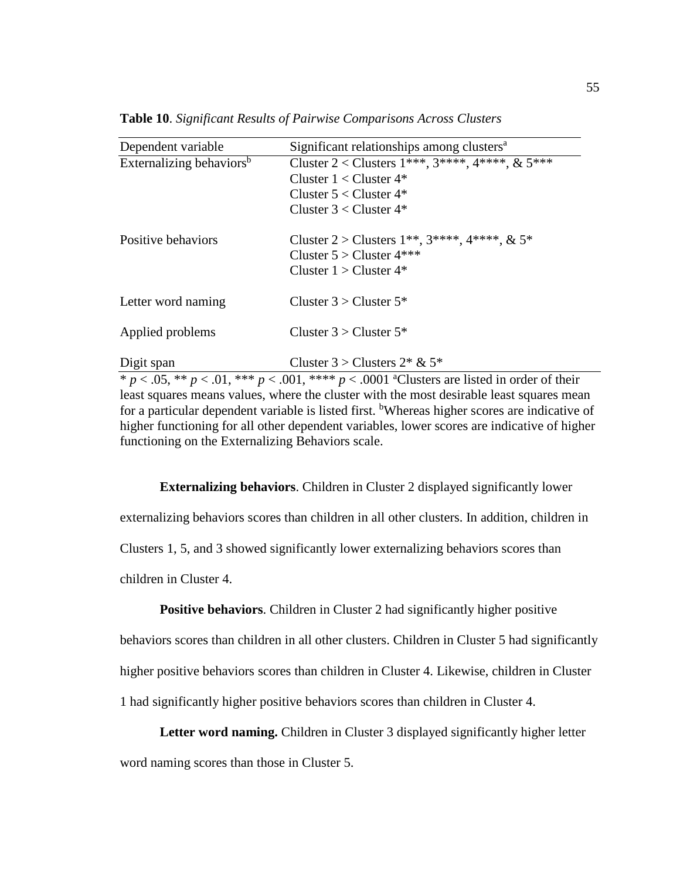**Table 10**. *Significant Results of Pairwise Comparisons Across Clusters*

| Dependent variable | Significant relationships among clusters[a] |
|---|---|
| Externalizing behaviors[b] | Cluster 2 < Clusters 1***, 3****, 4****, & 5*** |
| | Cluster 1 < Cluster 4* |
| | Cluster 5 < Cluster 4* |
| | Cluster 3 < Cluster 4* |
| Positive behaviors | Cluster 2 > Clusters 1**, 3****, 4****, & 5* |
| | Cluster 5 > Cluster 4*** |
| | Cluster 1 > Cluster 4* |
| Letter word naming | Cluster 3 > Cluster 5* |
| Applied problems | Cluster 3 > Cluster 5* |
| Digit span | Cluster 3 > Clusters 2* & 5* |

* $p < .05$, ** $p < .01$, *** $p < .001$, **** $p < .0001$ [a]Clusters are listed in order of their least squares means values, where the cluster with the most desirable least squares mean for a particular dependent variable is listed first. [b]Whereas higher scores are indicative of higher functioning for all other dependent variables, lower scores are indicative of higher functioning on the Externalizing Behaviors scale.

**Externalizing behaviors**. Children in Cluster 2 displayed significantly lower externalizing behaviors scores than children in all other clusters. In addition, children in Clusters 1, 5, and 3 showed significantly lower externalizing behaviors scores than children in Cluster 4.

**Positive behaviors**. Children in Cluster 2 had significantly higher positive behaviors scores than children in all other clusters. Children in Cluster 5 had significantly higher positive behaviors scores than children in Cluster 4. Likewise, children in Cluster 1 had significantly higher positive behaviors scores than children in Cluster 4.

**Letter word naming.** Children in Cluster 3 displayed significantly higher letter word naming scores than those in Cluster 5.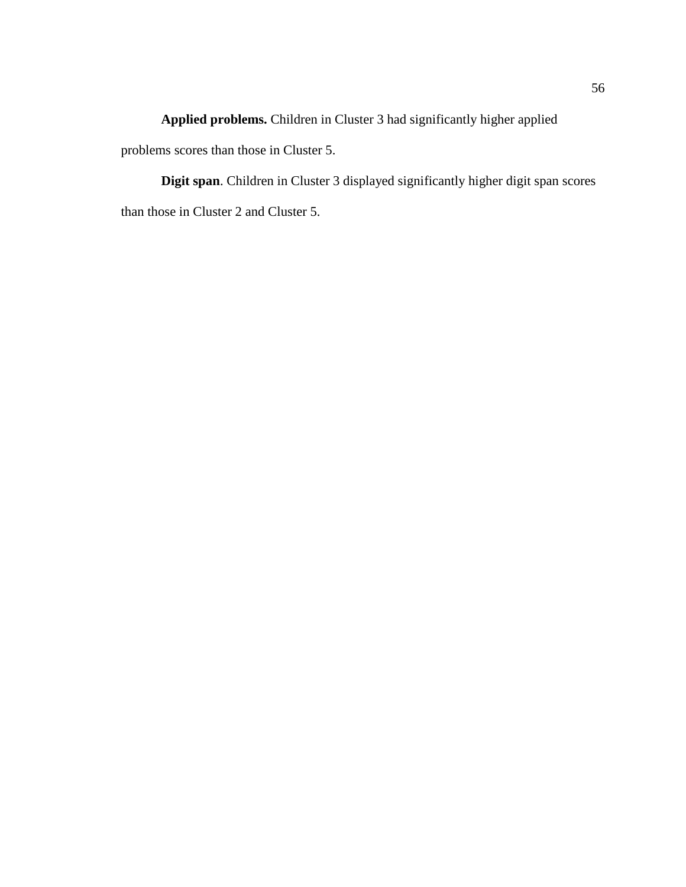**Applied problems.** Children in Cluster 3 had significantly higher applied problems scores than those in Cluster 5.

**Digit span**. Children in Cluster 3 displayed significantly higher digit span scores than those in Cluster 2 and Cluster 5.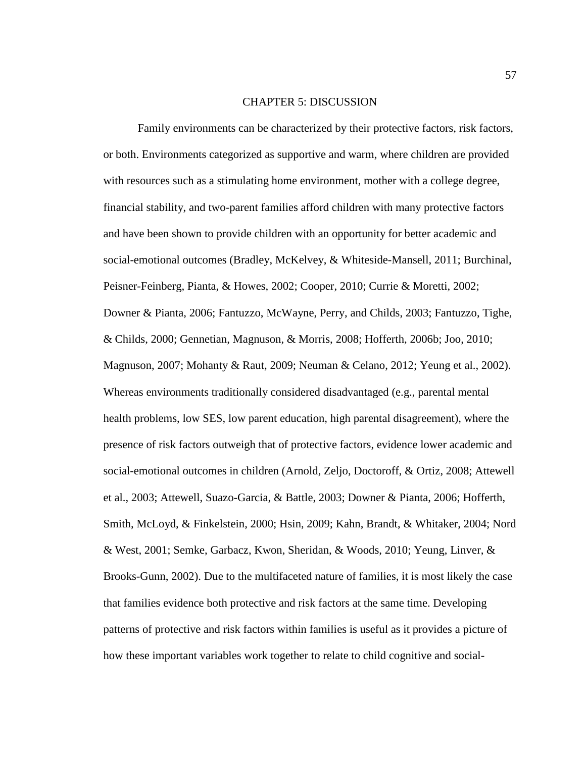# CHAPTER 5: DISCUSSION

Family environments can be characterized by their protective factors, risk factors, or both. Environments categorized as supportive and warm, where children are provided with resources such as a stimulating home environment, mother with a college degree, financial stability, and two-parent families afford children with many protective factors and have been shown to provide children with an opportunity for better academic and social-emotional outcomes (Bradley, McKelvey, & Whiteside-Mansell, 2011; Burchinal, Peisner-Feinberg, Pianta, & Howes, 2002; Cooper, 2010; Currie & Moretti, 2002; Downer & Pianta, 2006; Fantuzzo, McWayne, Perry, and Childs, 2003; Fantuzzo, Tighe, & Childs, 2000; Gennetian, Magnuson, & Morris, 2008; Hofferth, 2006b; Joo, 2010; Magnuson, 2007; Mohanty & Raut, 2009; Neuman & Celano, 2012; Yeung et al., 2002). Whereas environments traditionally considered disadvantaged (e.g., parental mental health problems, low SES, low parent education, high parental disagreement), where the presence of risk factors outweigh that of protective factors, evidence lower academic and social-emotional outcomes in children (Arnold, Zeljo, Doctoroff, & Ortiz, 2008; Attewell et al., 2003; Attewell, Suazo-Garcia, & Battle, 2003; Downer & Pianta, 2006; Hofferth, Smith, McLoyd, & Finkelstein, 2000; Hsin, 2009; Kahn, Brandt, & Whitaker, 2004; Nord & West, 2001; Semke, Garbacz, Kwon, Sheridan, & Woods, 2010; Yeung, Linver, & Brooks-Gunn, 2002). Due to the multifaceted nature of families, it is most likely the case that families evidence both protective and risk factors at the same time. Developing patterns of protective and risk factors within families is useful as it provides a picture of how these important variables work together to relate to child cognitive and social-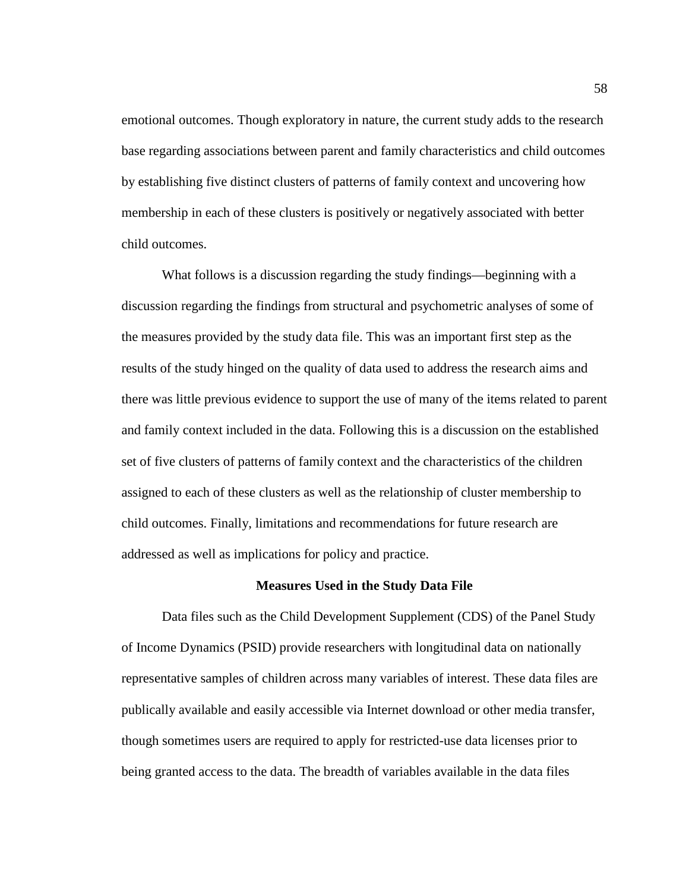emotional outcomes. Though exploratory in nature, the current study adds to the research base regarding associations between parent and family characteristics and child outcomes by establishing five distinct clusters of patterns of family context and uncovering how membership in each of these clusters is positively or negatively associated with better child outcomes.

What follows is a discussion regarding the study findings—beginning with a discussion regarding the findings from structural and psychometric analyses of some of the measures provided by the study data file. This was an important first step as the results of the study hinged on the quality of data used to address the research aims and there was little previous evidence to support the use of many of the items related to parent and family context included in the data. Following this is a discussion on the established set of five clusters of patterns of family context and the characteristics of the children assigned to each of these clusters as well as the relationship of cluster membership to child outcomes. Finally, limitations and recommendations for future research are addressed as well as implications for policy and practice.

## Measures Used in the Study Data File

Data files such as the Child Development Supplement (CDS) of the Panel Study of Income Dynamics (PSID) provide researchers with longitudinal data on nationally representative samples of children across many variables of interest. These data files are publically available and easily accessible via Internet download or other media transfer, though sometimes users are required to apply for restricted-use data licenses prior to being granted access to the data. The breadth of variables available in the data files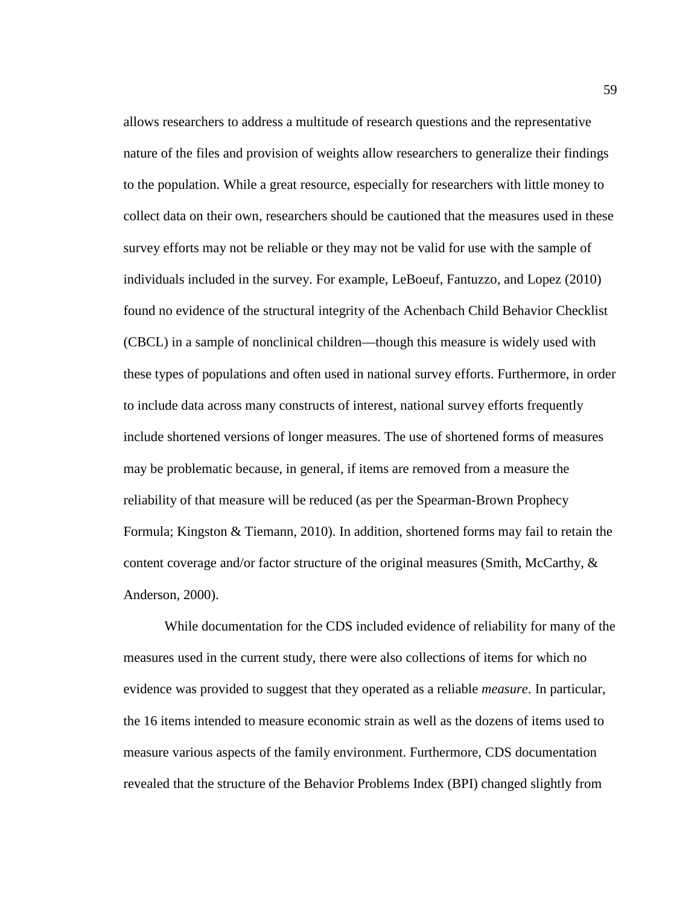allows researchers to address a multitude of research questions and the representative nature of the files and provision of weights allow researchers to generalize their findings to the population. While a great resource, especially for researchers with little money to collect data on their own, researchers should be cautioned that the measures used in these survey efforts may not be reliable or they may not be valid for use with the sample of individuals included in the survey. For example, LeBoeuf, Fantuzzo, and Lopez (2010) found no evidence of the structural integrity of the Achenbach Child Behavior Checklist (CBCL) in a sample of nonclinical children—though this measure is widely used with these types of populations and often used in national survey efforts. Furthermore, in order to include data across many constructs of interest, national survey efforts frequently include shortened versions of longer measures. The use of shortened forms of measures may be problematic because, in general, if items are removed from a measure the reliability of that measure will be reduced (as per the Spearman-Brown Prophecy Formula; Kingston & Tiemann, 2010). In addition, shortened forms may fail to retain the content coverage and/or factor structure of the original measures (Smith, McCarthy, & Anderson, 2000).

While documentation for the CDS included evidence of reliability for many of the measures used in the current study, there were also collections of items for which no evidence was provided to suggest that they operated as a reliable *measure*. In particular, the 16 items intended to measure economic strain as well as the dozens of items used to measure various aspects of the family environment. Furthermore, CDS documentation revealed that the structure of the Behavior Problems Index (BPI) changed slightly from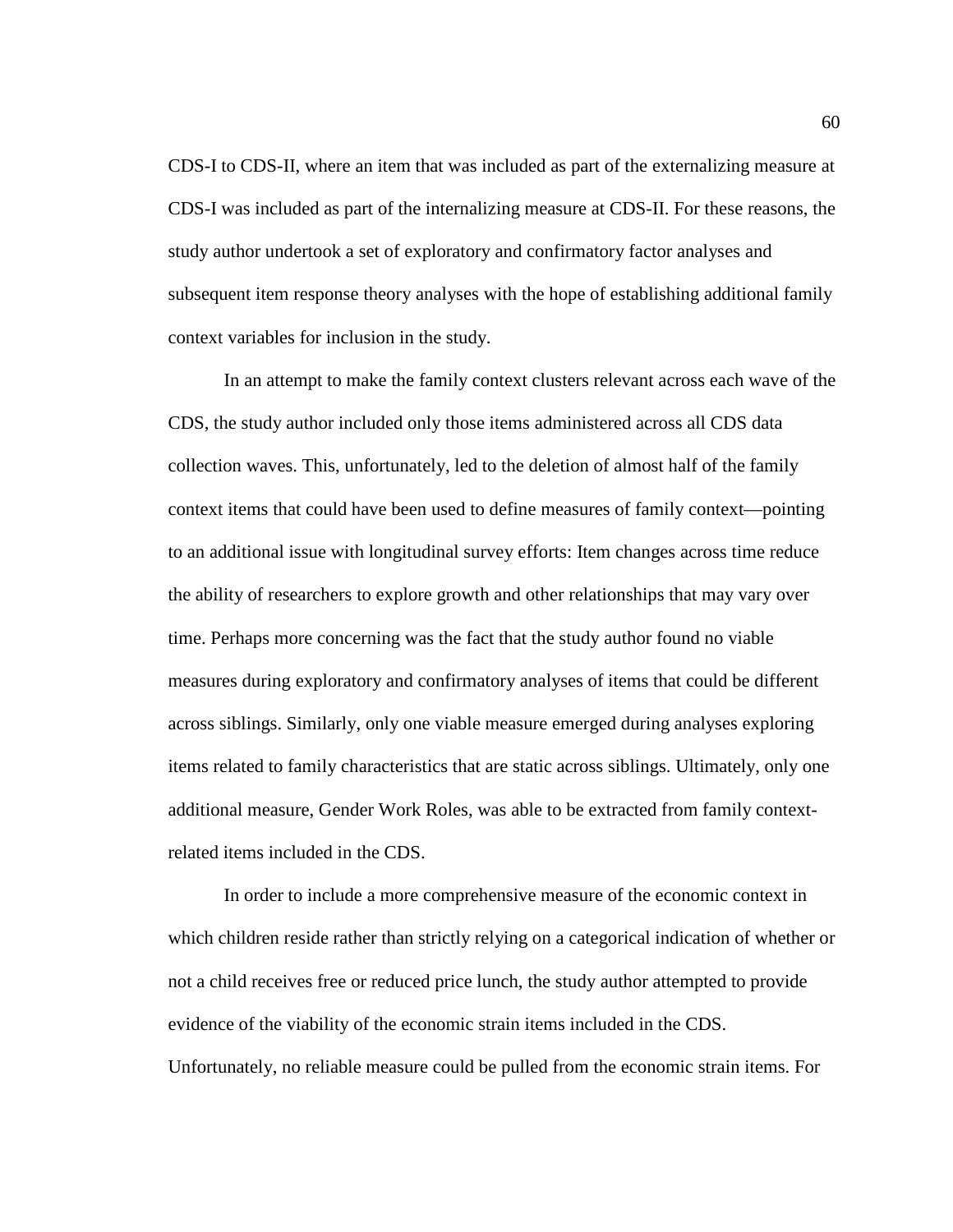CDS-I to CDS-II, where an item that was included as part of the externalizing measure at CDS-I was included as part of the internalizing measure at CDS-II. For these reasons, the study author undertook a set of exploratory and confirmatory factor analyses and subsequent item response theory analyses with the hope of establishing additional family context variables for inclusion in the study.

In an attempt to make the family context clusters relevant across each wave of the CDS, the study author included only those items administered across all CDS data collection waves. This, unfortunately, led to the deletion of almost half of the family context items that could have been used to define measures of family context—pointing to an additional issue with longitudinal survey efforts: Item changes across time reduce the ability of researchers to explore growth and other relationships that may vary over time. Perhaps more concerning was the fact that the study author found no viable measures during exploratory and confirmatory analyses of items that could be different across siblings. Similarly, only one viable measure emerged during analyses exploring items related to family characteristics that are static across siblings. Ultimately, only one additional measure, Gender Work Roles, was able to be extracted from family context-related items included in the CDS.

In order to include a more comprehensive measure of the economic context in which children reside rather than strictly relying on a categorical indication of whether or not a child receives free or reduced price lunch, the study author attempted to provide evidence of the viability of the economic strain items included in the CDS. Unfortunately, no reliable measure could be pulled from the economic strain items. For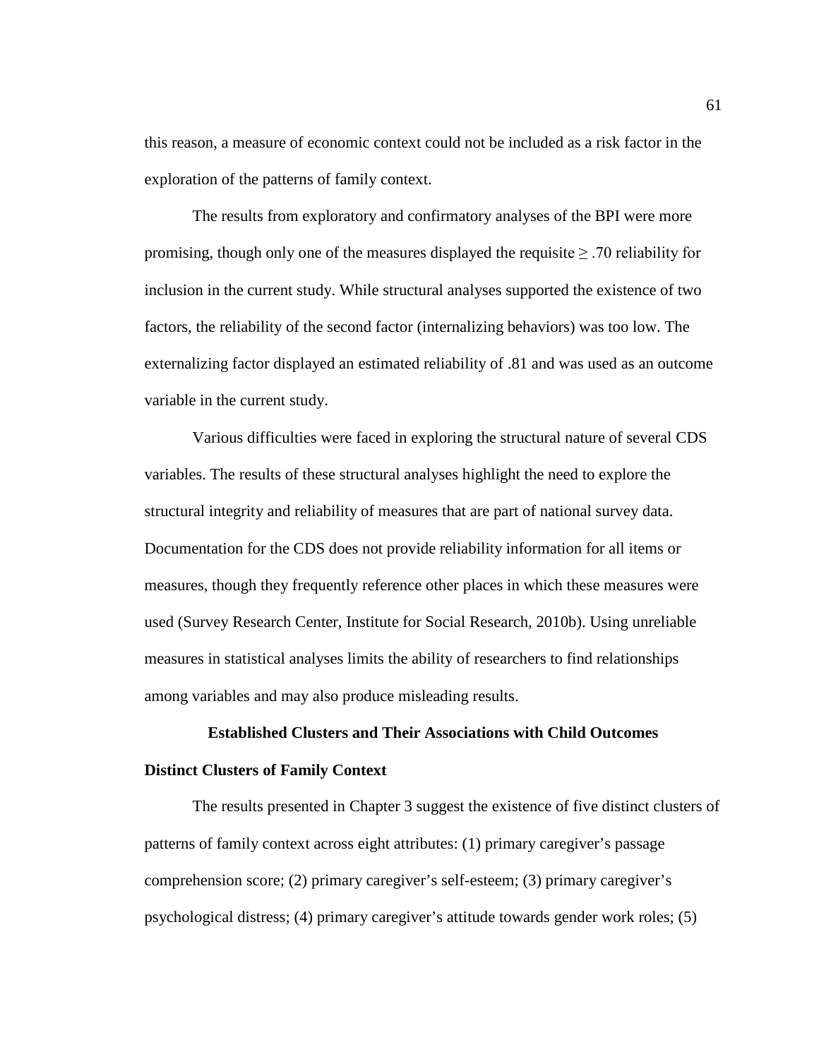this reason, a measure of economic context could not be included as a risk factor in the exploration of the patterns of family context.

The results from exploratory and confirmatory analyses of the BPI were more promising, though only one of the measures displayed the requisite $\geq .70$ reliability for inclusion in the current study. While structural analyses supported the existence of two factors, the reliability of the second factor (internalizing behaviors) was too low. The externalizing factor displayed an estimated reliability of .81 and was used as an outcome variable in the current study.

Various difficulties were faced in exploring the structural nature of several CDS variables. The results of these structural analyses highlight the need to explore the structural integrity and reliability of measures that are part of national survey data. Documentation for the CDS does not provide reliability information for all items or measures, though they frequently reference other places in which these measures were used (Survey Research Center, Institute for Social Research, 2010b). Using unreliable measures in statistical analyses limits the ability of researchers to find relationships among variables and may also produce misleading results.

## Established Clusters and Their Associations with Child Outcomes

### Distinct Clusters of Family Context

The results presented in Chapter 3 suggest the existence of five distinct clusters of patterns of family context across eight attributes: (1) primary caregiver's passage comprehension score; (2) primary caregiver's self-esteem; (3) primary caregiver's psychological distress; (4) primary caregiver's attitude towards gender work roles; (5)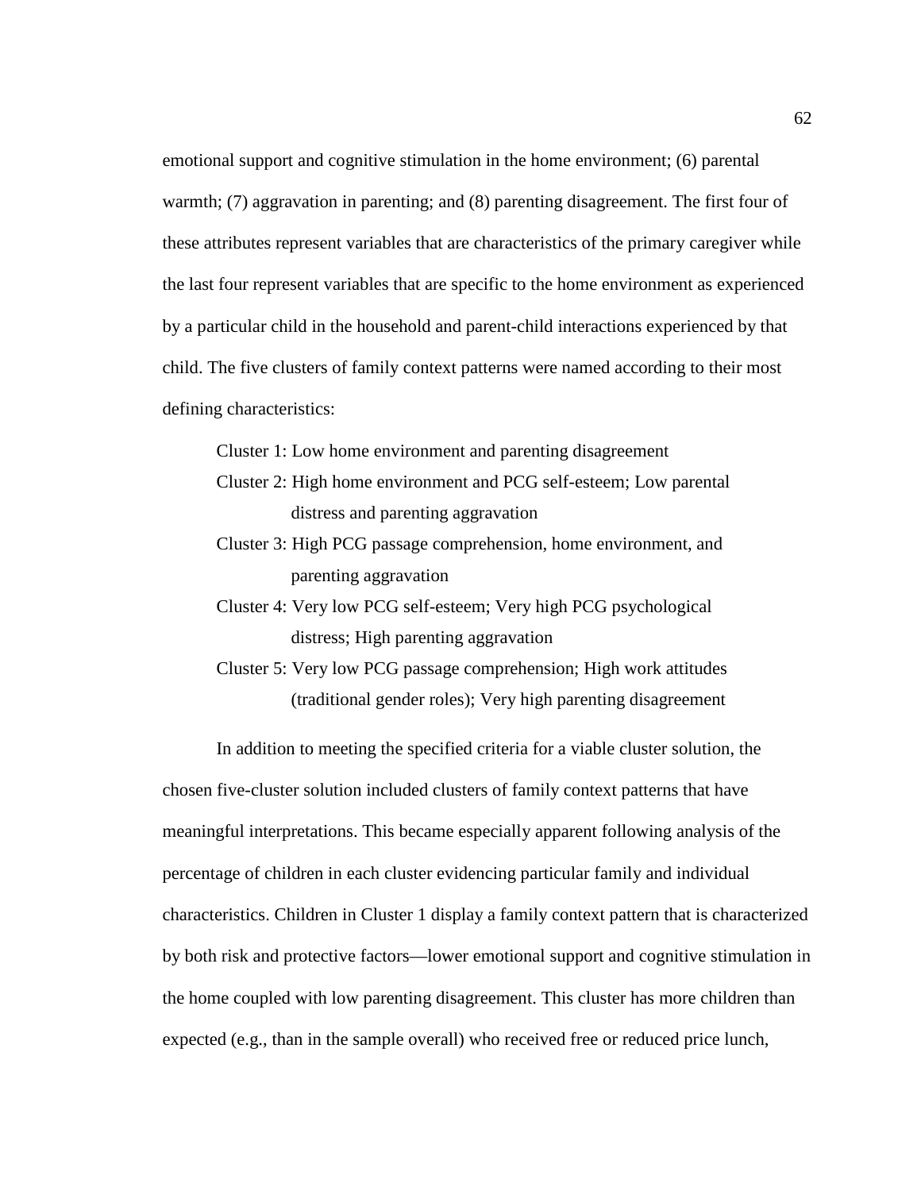emotional support and cognitive stimulation in the home environment; (6) parental warmth; (7) aggravation in parenting; and (8) parenting disagreement. The first four of these attributes represent variables that are characteristics of the primary caregiver while the last four represent variables that are specific to the home environment as experienced by a particular child in the household and parent-child interactions experienced by that child. The five clusters of family context patterns were named according to their most defining characteristics:

Cluster 1: Low home environment and parenting disagreement

Cluster 2: High home environment and PCG self-esteem; Low parental distress and parenting aggravation

Cluster 3: High PCG passage comprehension, home environment, and parenting aggravation

Cluster 4: Very low PCG self-esteem; Very high PCG psychological distress; High parenting aggravation

Cluster 5: Very low PCG passage comprehension; High work attitudes (traditional gender roles); Very high parenting disagreement

In addition to meeting the specified criteria for a viable cluster solution, the chosen five-cluster solution included clusters of family context patterns that have meaningful interpretations. This became especially apparent following analysis of the percentage of children in each cluster evidencing particular family and individual characteristics. Children in Cluster 1 display a family context pattern that is characterized by both risk and protective factors—lower emotional support and cognitive stimulation in the home coupled with low parenting disagreement. This cluster has more children than expected (e.g., than in the sample overall) who received free or reduced price lunch,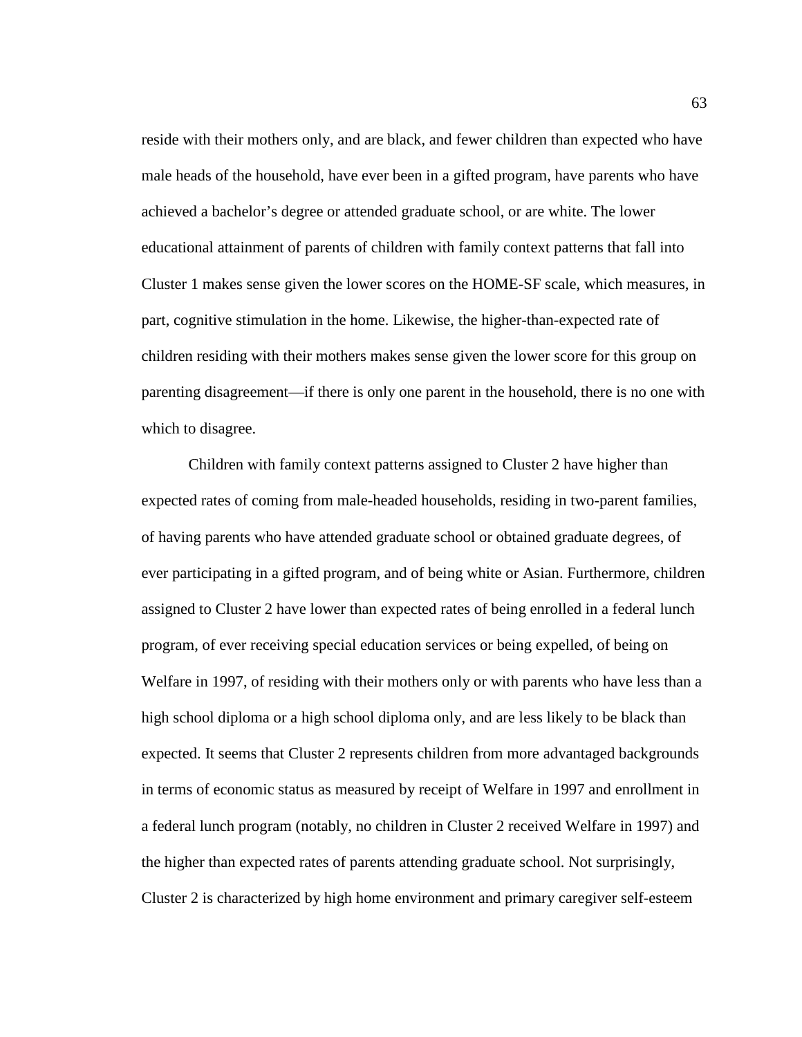reside with their mothers only, and are black, and fewer children than expected who have male heads of the household, have ever been in a gifted program, have parents who have achieved a bachelor's degree or attended graduate school, or are white. The lower educational attainment of parents of children with family context patterns that fall into Cluster 1 makes sense given the lower scores on the HOME-SF scale, which measures, in part, cognitive stimulation in the home. Likewise, the higher-than-expected rate of children residing with their mothers makes sense given the lower score for this group on parenting disagreement—if there is only one parent in the household, there is no one with which to disagree.

Children with family context patterns assigned to Cluster 2 have higher than expected rates of coming from male-headed households, residing in two-parent families, of having parents who have attended graduate school or obtained graduate degrees, of ever participating in a gifted program, and of being white or Asian. Furthermore, children assigned to Cluster 2 have lower than expected rates of being enrolled in a federal lunch program, of ever receiving special education services or being expelled, of being on Welfare in 1997, of residing with their mothers only or with parents who have less than a high school diploma or a high school diploma only, and are less likely to be black than expected. It seems that Cluster 2 represents children from more advantaged backgrounds in terms of economic status as measured by receipt of Welfare in 1997 and enrollment in a federal lunch program (notably, no children in Cluster 2 received Welfare in 1997) and the higher than expected rates of parents attending graduate school. Not surprisingly, Cluster 2 is characterized by high home environment and primary caregiver self-esteem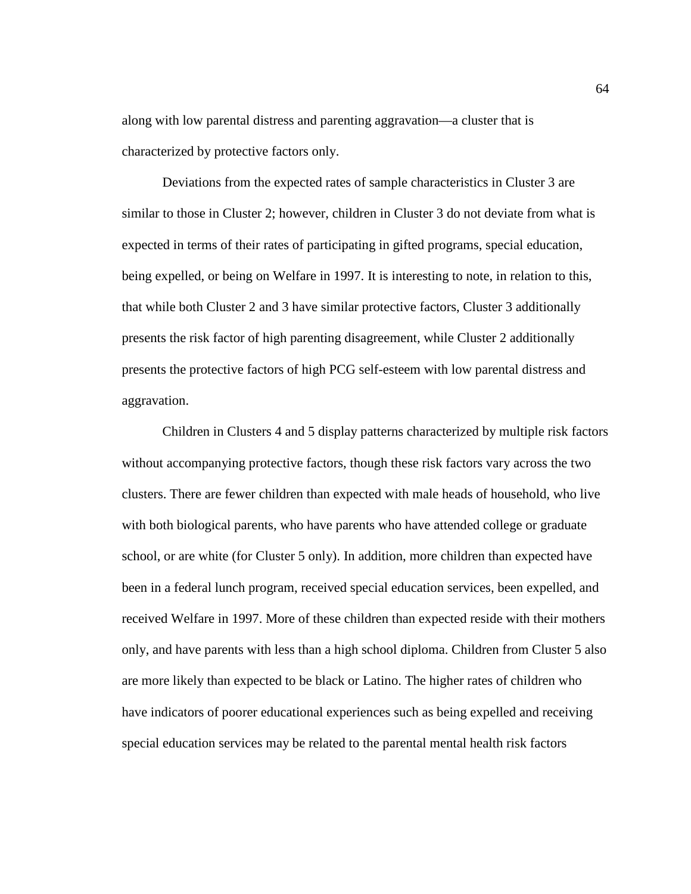along with low parental distress and parenting aggravation—a cluster that is characterized by protective factors only.

Deviations from the expected rates of sample characteristics in Cluster 3 are similar to those in Cluster 2; however, children in Cluster 3 do not deviate from what is expected in terms of their rates of participating in gifted programs, special education, being expelled, or being on Welfare in 1997. It is interesting to note, in relation to this, that while both Cluster 2 and 3 have similar protective factors, Cluster 3 additionally presents the risk factor of high parenting disagreement, while Cluster 2 additionally presents the protective factors of high PCG self-esteem with low parental distress and aggravation.

Children in Clusters 4 and 5 display patterns characterized by multiple risk factors without accompanying protective factors, though these risk factors vary across the two clusters. There are fewer children than expected with male heads of household, who live with both biological parents, who have parents who have attended college or graduate school, or are white (for Cluster 5 only). In addition, more children than expected have been in a federal lunch program, received special education services, been expelled, and received Welfare in 1997. More of these children than expected reside with their mothers only, and have parents with less than a high school diploma. Children from Cluster 5 also are more likely than expected to be black or Latino. The higher rates of children who have indicators of poorer educational experiences such as being expelled and receiving special education services may be related to the parental mental health risk factors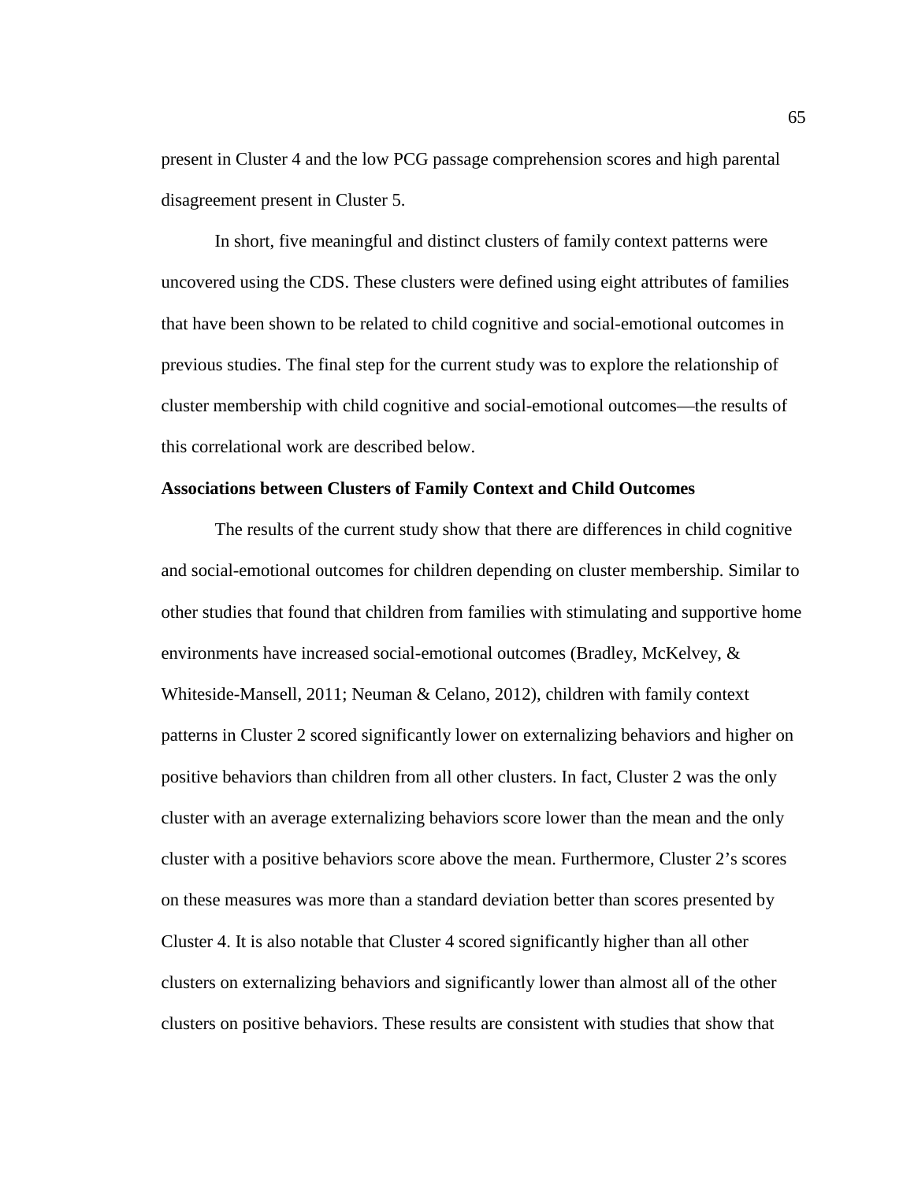present in Cluster 4 and the low PCG passage comprehension scores and high parental disagreement present in Cluster 5.

In short, five meaningful and distinct clusters of family context patterns were uncovered using the CDS. These clusters were defined using eight attributes of families that have been shown to be related to child cognitive and social-emotional outcomes in previous studies. The final step for the current study was to explore the relationship of cluster membership with child cognitive and social-emotional outcomes—the results of this correlational work are described below.

**Associations between Clusters of Family Context and Child Outcomes**

The results of the current study show that there are differences in child cognitive and social-emotional outcomes for children depending on cluster membership. Similar to other studies that found that children from families with stimulating and supportive home environments have increased social-emotional outcomes (Bradley, McKelvey, & Whiteside-Mansell, 2011; Neuman & Celano, 2012), children with family context patterns in Cluster 2 scored significantly lower on externalizing behaviors and higher on positive behaviors than children from all other clusters. In fact, Cluster 2 was the only cluster with an average externalizing behaviors score lower than the mean and the only cluster with a positive behaviors score above the mean. Furthermore, Cluster 2's scores on these measures was more than a standard deviation better than scores presented by Cluster 4. It is also notable that Cluster 4 scored significantly higher than all other clusters on externalizing behaviors and significantly lower than almost all of the other clusters on positive behaviors. These results are consistent with studies that show that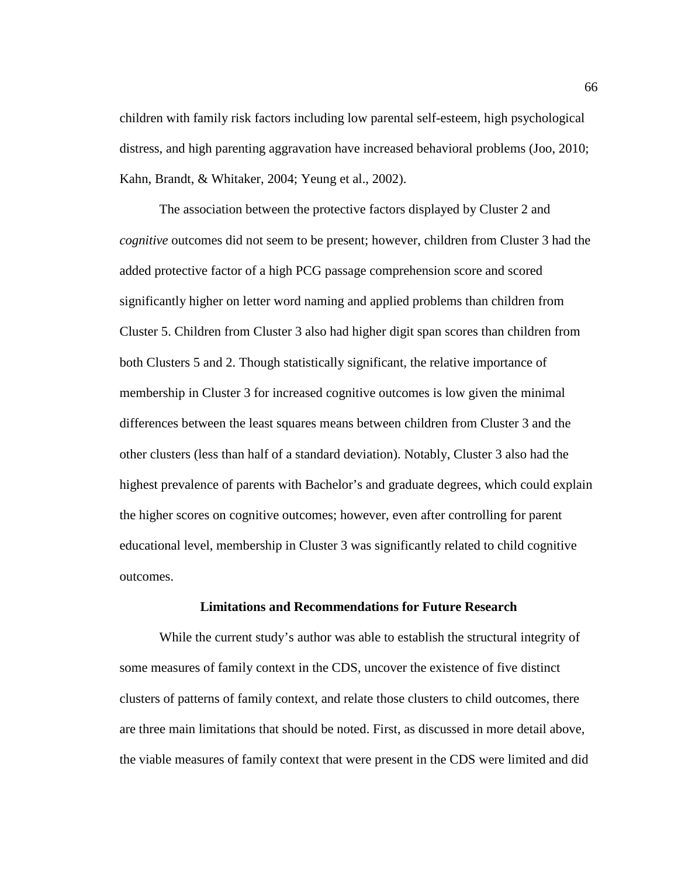children with family risk factors including low parental self-esteem, high psychological distress, and high parenting aggravation have increased behavioral problems (Joo, 2010; Kahn, Brandt, & Whitaker, 2004; Yeung et al., 2002).

The association between the protective factors displayed by Cluster 2 and *cognitive* outcomes did not seem to be present; however, children from Cluster 3 had the added protective factor of a high PCG passage comprehension score and scored significantly higher on letter word naming and applied problems than children from Cluster 5. Children from Cluster 3 also had higher digit span scores than children from both Clusters 5 and 2. Though statistically significant, the relative importance of membership in Cluster 3 for increased cognitive outcomes is low given the minimal differences between the least squares means between children from Cluster 3 and the other clusters (less than half of a standard deviation). Notably, Cluster 3 also had the highest prevalence of parents with Bachelor's and graduate degrees, which could explain the higher scores on cognitive outcomes; however, even after controlling for parent educational level, membership in Cluster 3 was significantly related to child cognitive outcomes.

## Limitations and Recommendations for Future Research

While the current study's author was able to establish the structural integrity of some measures of family context in the CDS, uncover the existence of five distinct clusters of patterns of family context, and relate those clusters to child outcomes, there are three main limitations that should be noted. First, as discussed in more detail above, the viable measures of family context that were present in the CDS were limited and did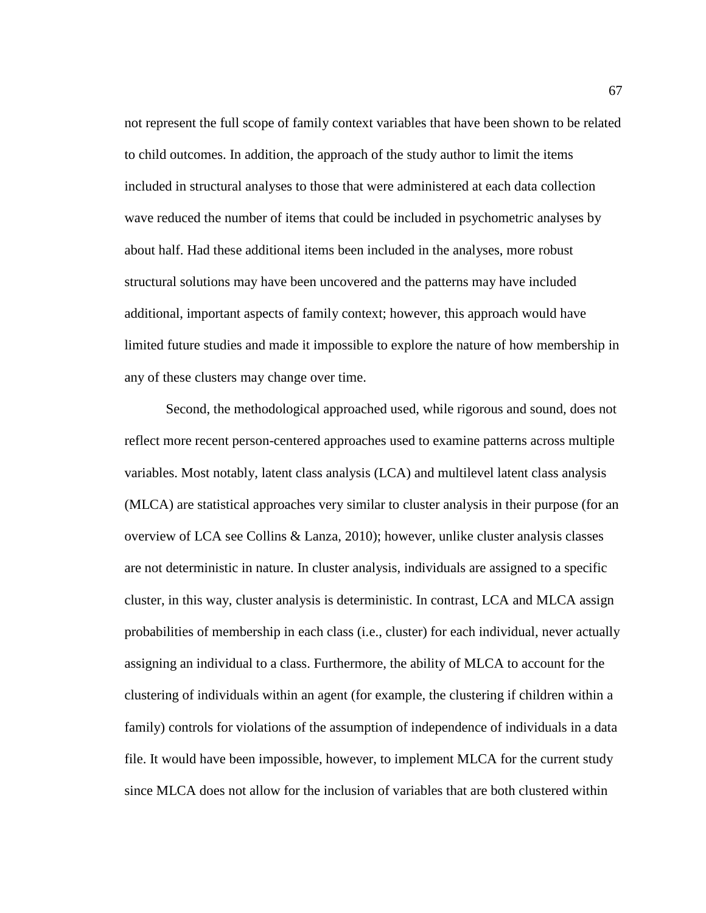not represent the full scope of family context variables that have been shown to be related to child outcomes. In addition, the approach of the study author to limit the items included in structural analyses to those that were administered at each data collection wave reduced the number of items that could be included in psychometric analyses by about half. Had these additional items been included in the analyses, more robust structural solutions may have been uncovered and the patterns may have included additional, important aspects of family context; however, this approach would have limited future studies and made it impossible to explore the nature of how membership in any of these clusters may change over time.

Second, the methodological approached used, while rigorous and sound, does not reflect more recent person-centered approaches used to examine patterns across multiple variables. Most notably, latent class analysis (LCA) and multilevel latent class analysis (MLCA) are statistical approaches very similar to cluster analysis in their purpose (for an overview of LCA see Collins & Lanza, 2010); however, unlike cluster analysis classes are not deterministic in nature. In cluster analysis, individuals are assigned to a specific cluster, in this way, cluster analysis is deterministic. In contrast, LCA and MLCA assign probabilities of membership in each class (i.e., cluster) for each individual, never actually assigning an individual to a class. Furthermore, the ability of MLCA to account for the clustering of individuals within an agent (for example, the clustering if children within a family) controls for violations of the assumption of independence of individuals in a data file. It would have been impossible, however, to implement MLCA for the current study since MLCA does not allow for the inclusion of variables that are both clustered within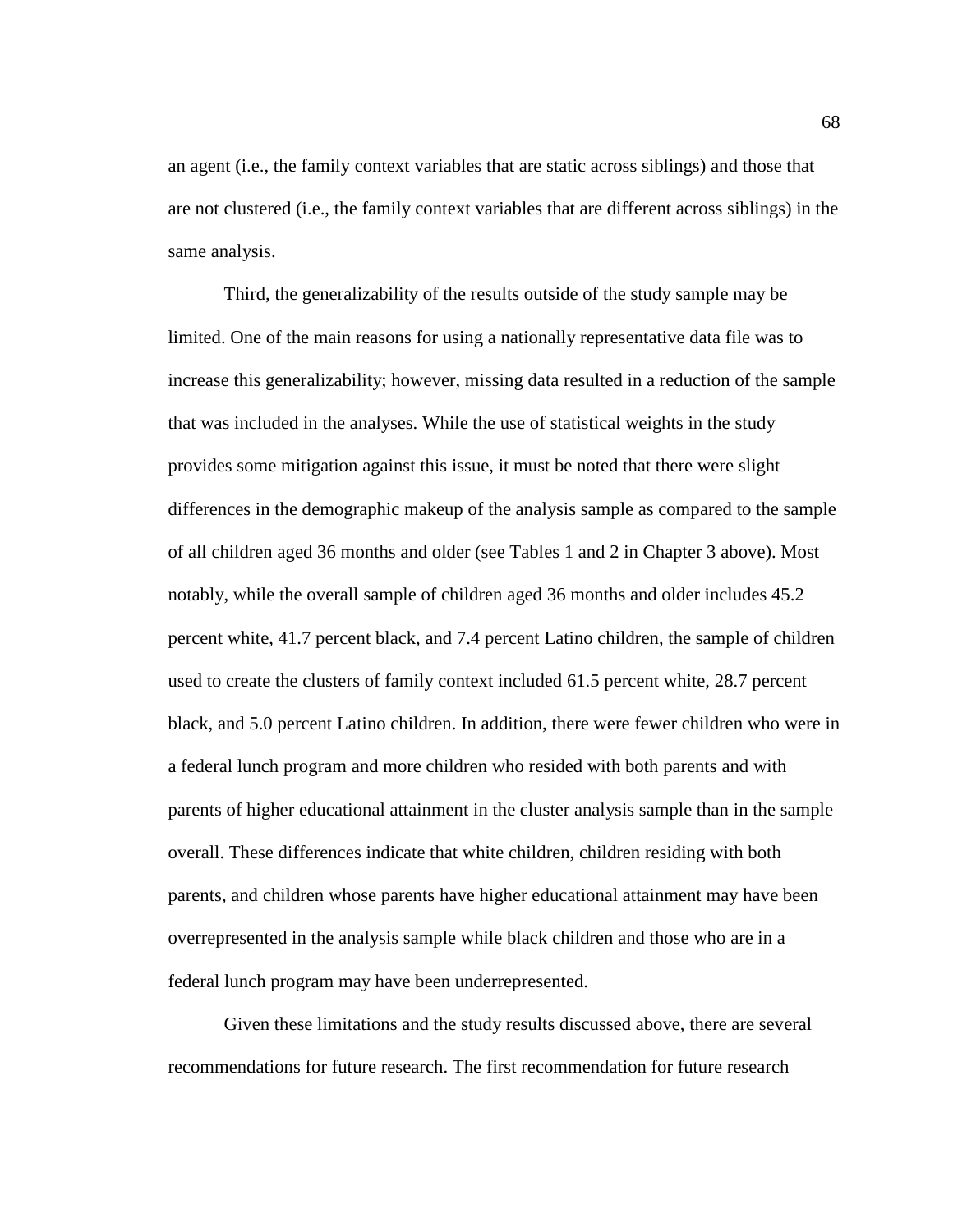an agent (i.e., the family context variables that are static across siblings) and those that are not clustered (i.e., the family context variables that are different across siblings) in the same analysis.

Third, the generalizability of the results outside of the study sample may be limited. One of the main reasons for using a nationally representative data file was to increase this generalizability; however, missing data resulted in a reduction of the sample that was included in the analyses. While the use of statistical weights in the study provides some mitigation against this issue, it must be noted that there were slight differences in the demographic makeup of the analysis sample as compared to the sample of all children aged 36 months and older (see Tables 1 and 2 in Chapter 3 above). Most notably, while the overall sample of children aged 36 months and older includes 45.2 percent white, 41.7 percent black, and 7.4 percent Latino children, the sample of children used to create the clusters of family context included 61.5 percent white, 28.7 percent black, and 5.0 percent Latino children. In addition, there were fewer children who were in a federal lunch program and more children who resided with both parents and with parents of higher educational attainment in the cluster analysis sample than in the sample overall. These differences indicate that white children, children residing with both parents, and children whose parents have higher educational attainment may have been overrepresented in the analysis sample while black children and those who are in a federal lunch program may have been underrepresented.

Given these limitations and the study results discussed above, there are several recommendations for future research. The first recommendation for future research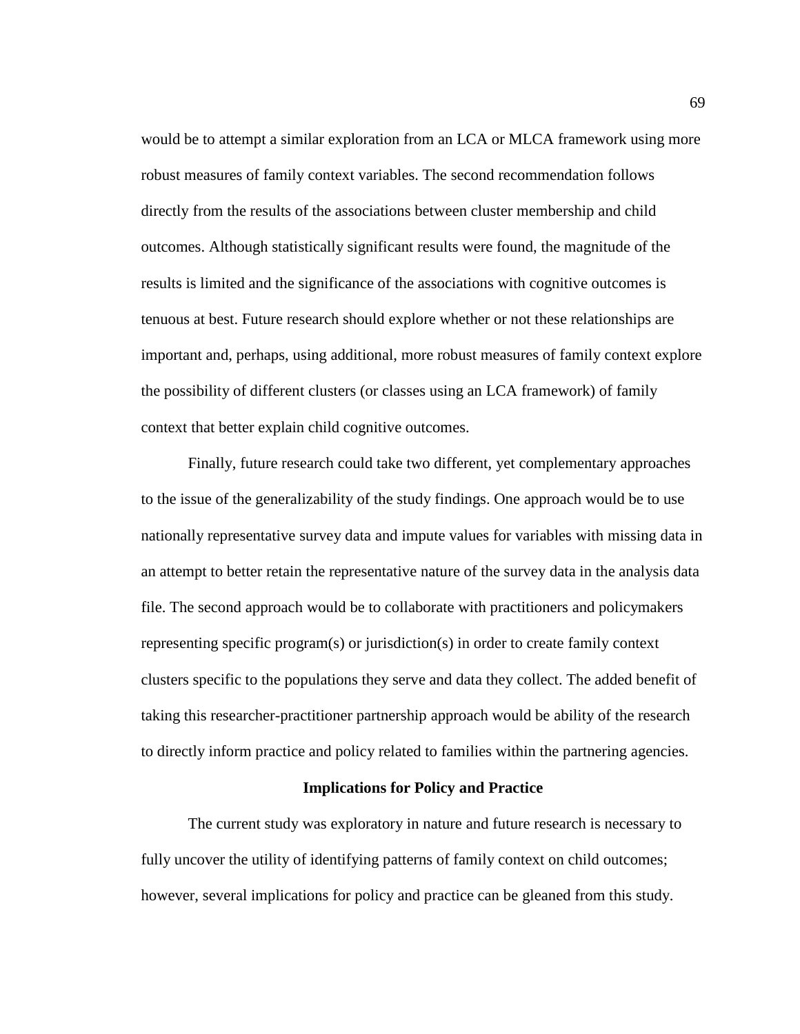would be to attempt a similar exploration from an LCA or MLCA framework using more robust measures of family context variables. The second recommendation follows directly from the results of the associations between cluster membership and child outcomes. Although statistically significant results were found, the magnitude of the results is limited and the significance of the associations with cognitive outcomes is tenuous at best. Future research should explore whether or not these relationships are important and, perhaps, using additional, more robust measures of family context explore the possibility of different clusters (or classes using an LCA framework) of family context that better explain child cognitive outcomes.

Finally, future research could take two different, yet complementary approaches to the issue of the generalizability of the study findings. One approach would be to use nationally representative survey data and impute values for variables with missing data in an attempt to better retain the representative nature of the survey data in the analysis data file. The second approach would be to collaborate with practitioners and policymakers representing specific program(s) or jurisdiction(s) in order to create family context clusters specific to the populations they serve and data they collect. The added benefit of taking this researcher-practitioner partnership approach would be ability of the research to directly inform practice and policy related to families within the partnering agencies.

## Implications for Policy and Practice

The current study was exploratory in nature and future research is necessary to fully uncover the utility of identifying patterns of family context on child outcomes; however, several implications for policy and practice can be gleaned from this study.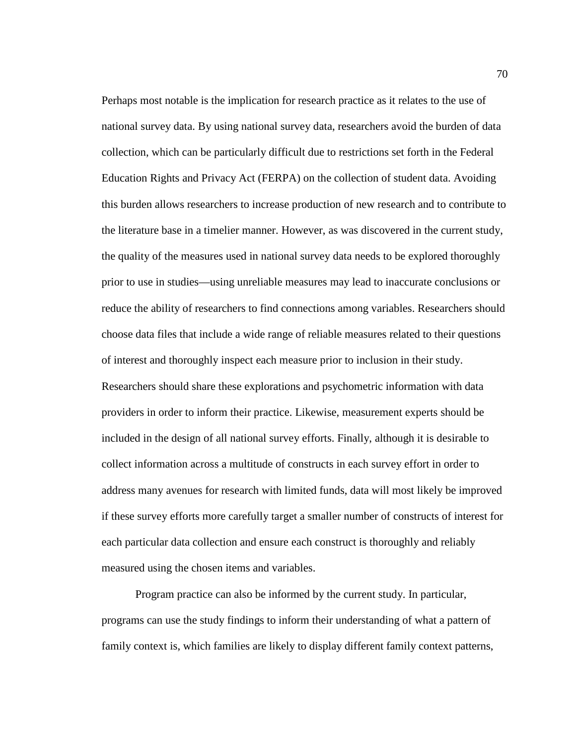Perhaps most notable is the implication for research practice as it relates to the use of national survey data. By using national survey data, researchers avoid the burden of data collection, which can be particularly difficult due to restrictions set forth in the Federal Education Rights and Privacy Act (FERPA) on the collection of student data. Avoiding this burden allows researchers to increase production of new research and to contribute to the literature base in a timelier manner. However, as was discovered in the current study, the quality of the measures used in national survey data needs to be explored thoroughly prior to use in studies—using unreliable measures may lead to inaccurate conclusions or reduce the ability of researchers to find connections among variables. Researchers should choose data files that include a wide range of reliable measures related to their questions of interest and thoroughly inspect each measure prior to inclusion in their study. Researchers should share these explorations and psychometric information with data providers in order to inform their practice. Likewise, measurement experts should be included in the design of all national survey efforts. Finally, although it is desirable to collect information across a multitude of constructs in each survey effort in order to address many avenues for research with limited funds, data will most likely be improved if these survey efforts more carefully target a smaller number of constructs of interest for each particular data collection and ensure each construct is thoroughly and reliably measured using the chosen items and variables.

Program practice can also be informed by the current study. In particular, programs can use the study findings to inform their understanding of what a pattern of family context is, which families are likely to display different family context patterns,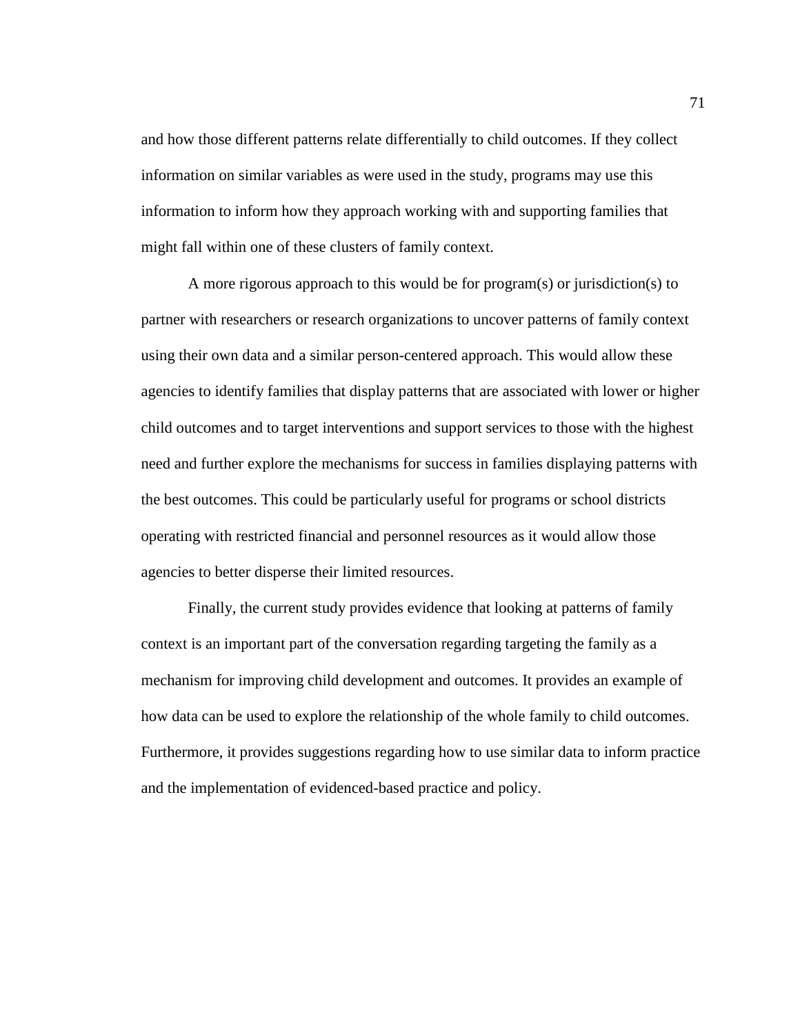and how those different patterns relate differentially to child outcomes. If they collect information on similar variables as were used in the study, programs may use this information to inform how they approach working with and supporting families that might fall within one of these clusters of family context.

A more rigorous approach to this would be for program(s) or jurisdiction(s) to partner with researchers or research organizations to uncover patterns of family context using their own data and a similar person-centered approach. This would allow these agencies to identify families that display patterns that are associated with lower or higher child outcomes and to target interventions and support services to those with the highest need and further explore the mechanisms for success in families displaying patterns with the best outcomes. This could be particularly useful for programs or school districts operating with restricted financial and personnel resources as it would allow those agencies to better disperse their limited resources.

Finally, the current study provides evidence that looking at patterns of family context is an important part of the conversation regarding targeting the family as a mechanism for improving child development and outcomes. It provides an example of how data can be used to explore the relationship of the whole family to child outcomes. Furthermore, it provides suggestions regarding how to use similar data to inform practice and the implementation of evidenced-based practice and policy.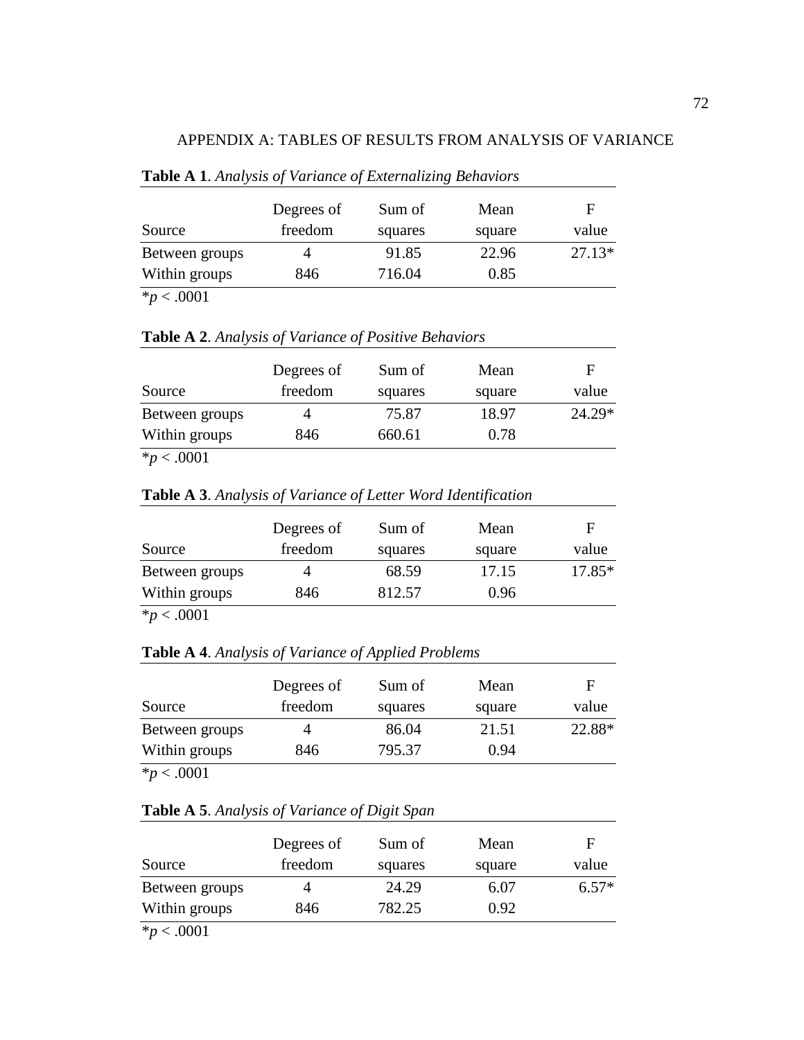# APPENDIX A: TABLES OF RESULTS FROM ANALYSIS OF VARIANCE

**Table A 1**. *Analysis of Variance of Externalizing Behaviors*

| Source | Degrees of freedom | Sum of squares | Mean square | F value |
|---|---|---|---|---|
| Between groups | 4 | 91.85 | 22.96 | 27.13* |
| Within groups | 846 | 716.04 | 0.85 | |

*$p < .0001$

**Table A 2**. *Analysis of Variance of Positive Behaviors*

| Source | Degrees of freedom | Sum of squares | Mean square | F value |
|---|---|---|---|---|
| Between groups | 4 | 75.87 | 18.97 | 24.29* |
| Within groups | 846 | 660.61 | 0.78 | |

*$p < .0001$

**Table A 3**. *Analysis of Variance of Letter Word Identification*

| Source | Degrees of freedom | Sum of squares | Mean square | F value |
|---|---|---|---|---|
| Between groups | 4 | 68.59 | 17.15 | 17.85* |
| Within groups | 846 | 812.57 | 0.96 | |

*$p < .0001$

**Table A 4**. *Analysis of Variance of Applied Problems*

| Source | Degrees of freedom | Sum of squares | Mean square | F value |
|---|---|---|---|---|
| Between groups | 4 | 86.04 | 21.51 | 22.88* |
| Within groups | 846 | 795.37 | 0.94 | |

*$p < .0001$

**Table A 5**. *Analysis of Variance of Digit Span*

| Source | Degrees of freedom | Sum of squares | Mean square | F value |
|---|---|---|---|---|
| Between groups | 4 | 24.29 | 6.07 | 6.57* |
| Within groups | 846 | 782.25 | 0.92 | |

*$p < .0001$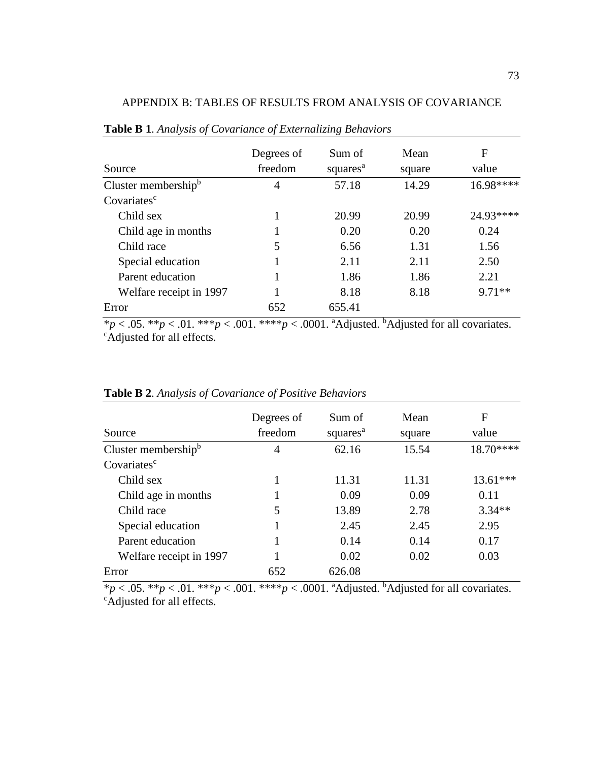## APPENDIX B: TABLES OF RESULTS FROM ANALYSIS OF COVARIANCE

**Table B 1**. *Analysis of Covariance of Externalizing Behaviors*

| Source | Degrees of freedom | Sum of squares[a] | Mean square | F value |
|---|---|---|---|---|
| Cluster membership[b] | 4 | 57.18 | 14.29 | 16.98**** |
| Covariates[c] | | | | |
| Child sex | 1 | 20.99 | 20.99 | 24.93**** |
| Child age in months | 1 | 0.20 | 0.20 | 0.24 |
| Child race | 5 | 6.56 | 1.31 | 1.56 |
| Special education | 1 | 2.11 | 2.11 | 2.50 |
| Parent education | 1 | 1.86 | 1.86 | 2.21 |
| Welfare receipt in 1997 | 1 | 8.18 | 8.18 | 9.71** |
| Error | 652 | 655.41 | | |

*$p < .05$. **$p < .01$. ***$p < .001$. ****$p < .0001$. [a]Adjusted. [b]Adjusted for all covariates. [c]Adjusted for all effects.

**Table B 2**. *Analysis of Covariance of Positive Behaviors*

| Source | Degrees of freedom | Sum of squares[a] | Mean square | F value |
|---|---|---|---|---|
| Cluster membership[b] | 4 | 62.16 | 15.54 | 18.70**** |
| Covariates[c] | | | | |
| Child sex | 1 | 11.31 | 11.31 | 13.61*** |
| Child age in months | 1 | 0.09 | 0.09 | 0.11 |
| Child race | 5 | 13.89 | 2.78 | 3.34** |
| Special education | 1 | 2.45 | 2.45 | 2.95 |
| Parent education | 1 | 0.14 | 0.14 | 0.17 |
| Welfare receipt in 1997 | 1 | 0.02 | 0.02 | 0.03 |
| Error | 652 | 626.08 | | |

*$p < .05$. **$p < .01$. ***$p < .001$. ****$p < .0001$. [a]Adjusted. [b]Adjusted for all covariates. [c]Adjusted for all effects.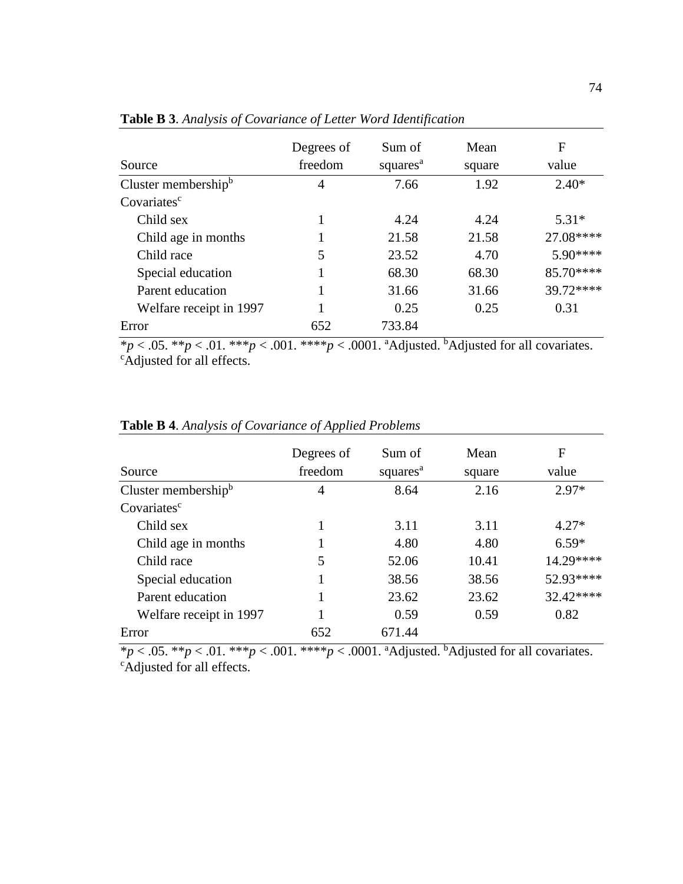**Table B 3**. *Analysis of Covariance of Letter Word Identification*

| Source | Degrees of freedom | Sum of squares[a] | Mean square | F value |
|---|---|---|---|---|
| Cluster membership[b] | 4 | 7.66 | 1.92 | 2.40* |
| Covariates[c] | | | | |
| Child sex | 1 | 4.24 | 4.24 | 5.31* |
| Child age in months | 1 | 21.58 | 21.58 | 27.08**** |
| Child race | 5 | 23.52 | 4.70 | 5.90**** |
| Special education | 1 | 68.30 | 68.30 | 85.70**** |
| Parent education | 1 | 31.66 | 31.66 | 39.72**** |
| Welfare receipt in 1997 | 1 | 0.25 | 0.25 | 0.31 |
| Error | 652 | 733.84 | | |

*$p < .05$. **$p < .01$. ***$p < .001$. ****$p < .0001$. [a]Adjusted. [b]Adjusted for all covariates. [c]Adjusted for all effects.

**Table B 4**. *Analysis of Covariance of Applied Problems*

| Source | Degrees of freedom | Sum of squares[a] | Mean square | F value |
|---|---|---|---|---|
| Cluster membership[b] | 4 | 8.64 | 2.16 | 2.97* |
| Covariates[c] | | | | |
| Child sex | 1 | 3.11 | 3.11 | 4.27* |
| Child age in months | 1 | 4.80 | 4.80 | 6.59* |
| Child race | 5 | 52.06 | 10.41 | 14.29**** |
| Special education | 1 | 38.56 | 38.56 | 52.93**** |
| Parent education | 1 | 23.62 | 23.62 | 32.42**** |
| Welfare receipt in 1997 | 1 | 0.59 | 0.59 | 0.82 |
| Error | 652 | 671.44 | | |

*$p < .05$. **$p < .01$. ***$p < .001$. ****$p < .0001$. [a]Adjusted. [b]Adjusted for all covariates. [c]Adjusted for all effects.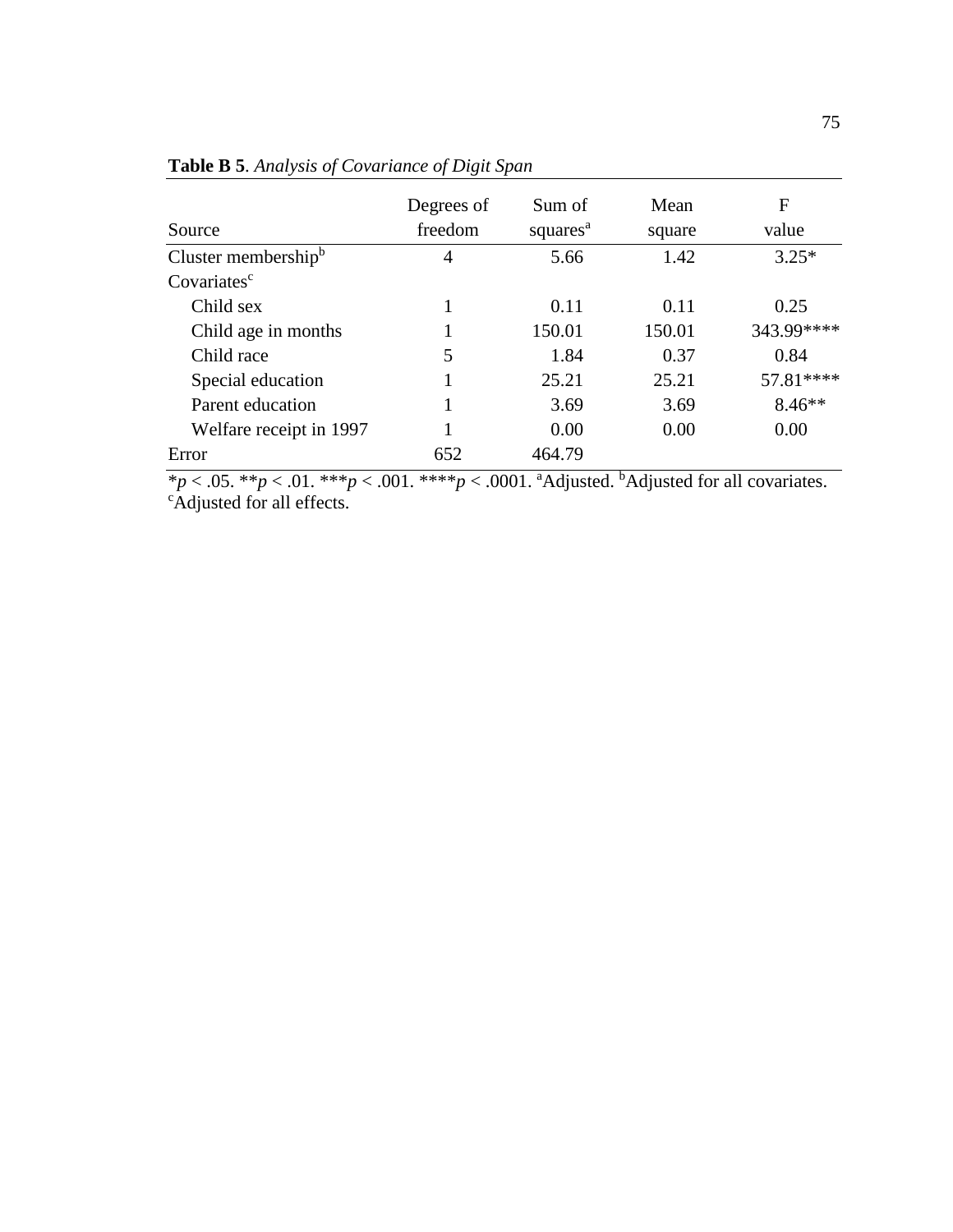**Table B 5**. *Analysis of Covariance of Digit Span*

| Source | Degrees of freedom | Sum of squares[a] | Mean square | F value |
|---|---|---|---|---|
| Cluster membership[b] | 4 | 5.66 | 1.42 | 3.25* |
| Covariates[c] | | | | |
| Child sex | 1 | 0.11 | 0.11 | 0.25 |
| Child age in months | 1 | 150.01 | 150.01 | 343.99**** |
| Child race | 5 | 1.84 | 0.37 | 0.84 |
| Special education | 1 | 25.21 | 25.21 | 57.81**** |
| Parent education | 1 | 3.69 | 3.69 | 8.46** |
| Welfare receipt in 1997 | 1 | 0.00 | 0.00 | 0.00 |
| Error | 652 | 464.79 | | |

*$p$ < .05. **$p$ < .01. ***$p$ < .001. ****$p$ < .0001. [a]Adjusted. [b]Adjusted for all covariates. [c]Adjusted for all effects.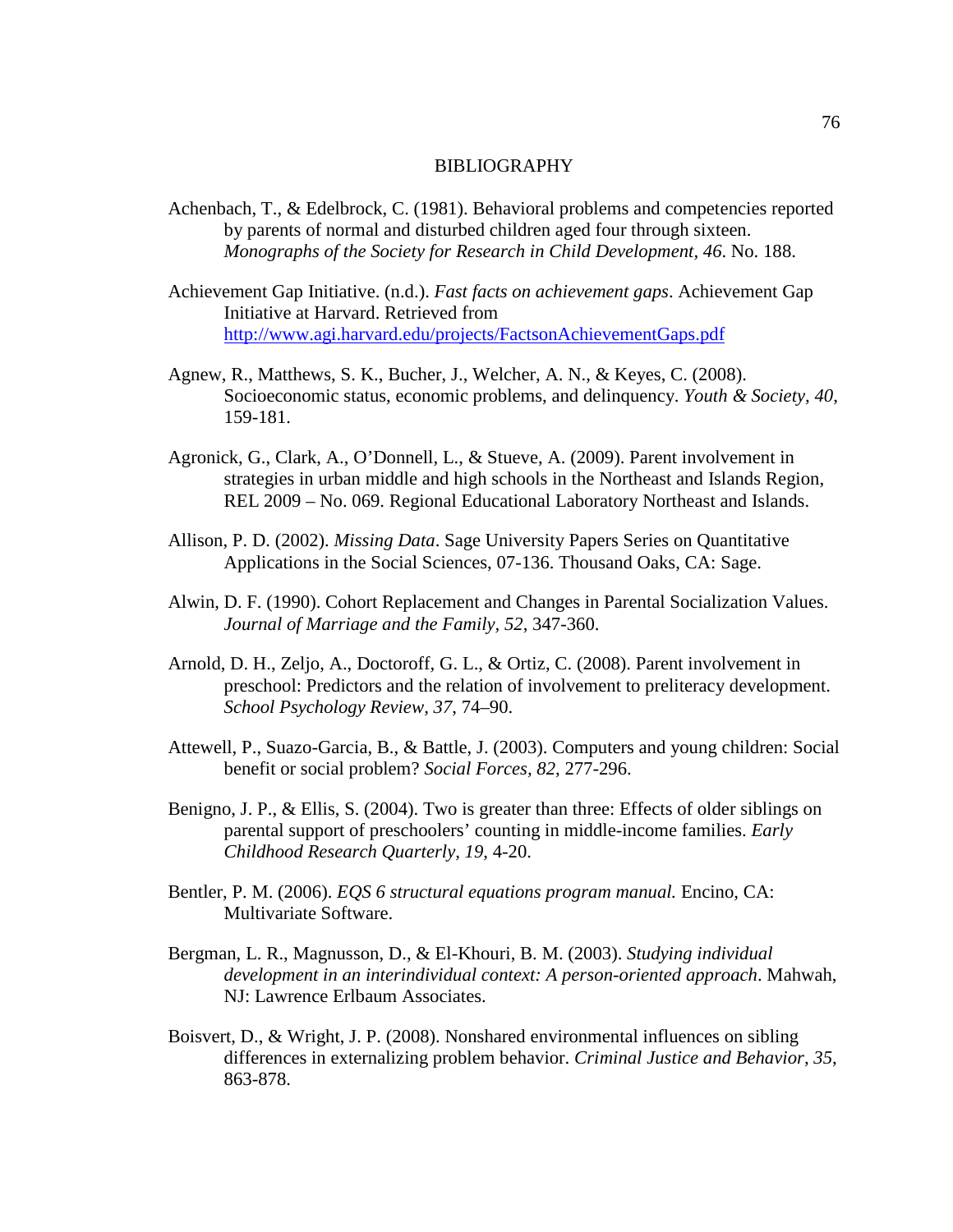# BIBLIOGRAPHY

Achenbach, T., & Edelbrock, C. (1981). Behavioral problems and competencies reported by parents of normal and disturbed children aged four through sixteen. *Monographs of the Society for Research in Child Development, 46*. No. 188.

Achievement Gap Initiative. (n.d.). *Fast facts on achievement gaps*. Achievement Gap Initiative at Harvard. Retrieved from http://www.agi.harvard.edu/projects/FactsonAchievementGaps.pdf

Agnew, R., Matthews, S. K., Bucher, J., Welcher, A. N., & Keyes, C. (2008). Socioeconomic status, economic problems, and delinquency. *Youth & Society, 40*, 159-181.

Agronick, G., Clark, A., O'Donnell, L., & Stueve, A. (2009). Parent involvement in strategies in urban middle and high schools in the Northeast and Islands Region, REL 2009 – No. 069. Regional Educational Laboratory Northeast and Islands.

Allison, P. D. (2002). *Missing Data*. Sage University Papers Series on Quantitative Applications in the Social Sciences, 07-136. Thousand Oaks, CA: Sage.

Alwin, D. F. (1990). Cohort Replacement and Changes in Parental Socialization Values. *Journal of Marriage and the Family, 52*, 347-360.

Arnold, D. H., Zeljo, A., Doctoroff, G. L., & Ortiz, C. (2008). Parent involvement in preschool: Predictors and the relation of involvement to preliteracy development. *School Psychology Review, 37*, 74–90.

Attewell, P., Suazo-Garcia, B., & Battle, J. (2003). Computers and young children: Social benefit or social problem? *Social Forces, 82*, 277-296.

Benigno, J. P., & Ellis, S. (2004). Two is greater than three: Effects of older siblings on parental support of preschoolers' counting in middle-income families. *Early Childhood Research Quarterly, 19*, 4-20.

Bentler, P. M. (2006). *EQS 6 structural equations program manual.* Encino, CA: Multivariate Software.

Bergman, L. R., Magnusson, D., & El-Khouri, B. M. (2003). *Studying individual development in an interindividual context: A person-oriented approach*. Mahwah, NJ: Lawrence Erlbaum Associates.

Boisvert, D., & Wright, J. P. (2008). Nonshared environmental influences on sibling differences in externalizing problem behavior. *Criminal Justice and Behavior, 35*, 863-878.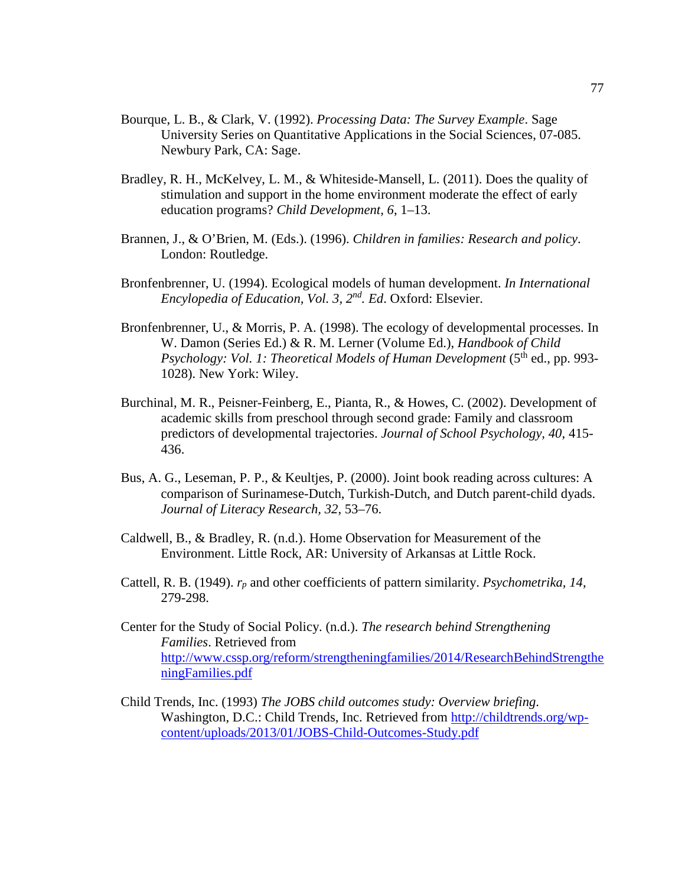Bourque, L. B., & Clark, V. (1992). *Processing Data: The Survey Example*. Sage University Series on Quantitative Applications in the Social Sciences, 07-085. Newbury Park, CA: Sage.

Bradley, R. H., McKelvey, L. M., & Whiteside-Mansell, L. (2011). Does the quality of stimulation and support in the home environment moderate the effect of early education programs? *Child Development*, *6*, 1–13.

Brannen, J., & O'Brien, M. (Eds.). (1996). *Children in families: Research and policy*. London: Routledge.

Bronfenbrenner, U. (1994). Ecological models of human development. *In International Encylopedia of Education, Vol. 3*, *2nd. Ed*. Oxford: Elsevier.

Bronfenbrenner, U., & Morris, P. A. (1998). The ecology of developmental processes. In W. Damon (Series Ed.) & R. M. Lerner (Volume Ed.), *Handbook of Child Psychology: Vol. 1: Theoretical Models of Human Development* (5th ed., pp. 993-1028). New York: Wiley.

Burchinal, M. R., Peisner-Feinberg, E., Pianta, R., & Howes, C. (2002). Development of academic skills from preschool through second grade: Family and classroom predictors of developmental trajectories. *Journal of School Psychology*, *40*, 415-436.

Bus, A. G., Leseman, P. P., & Keultjes, P. (2000). Joint book reading across cultures: A comparison of Surinamese-Dutch, Turkish-Dutch, and Dutch parent-child dyads. *Journal of Literacy Research, 32*, 53–76.

Caldwell, B., & Bradley, R. (n.d.). Home Observation for Measurement of the Environment. Little Rock, AR: University of Arkansas at Little Rock.

Cattell, R. B. (1949). $r_p$ and other coefficients of pattern similarity. *Psychometrika*, *14*, 279-298.

Center for the Study of Social Policy. (n.d.). *The research behind Strengthening Families*. Retrieved from http://www.cssp.org/reform/strengtheningfamilies/2014/ResearchBehindStrengtheningFamilies.pdf

Child Trends, Inc. (1993) *The JOBS child outcomes study: Overview briefing*. Washington, D.C.: Child Trends, Inc. Retrieved from http://childtrends.org/wp-content/uploads/2013/01/JOBS-Child-Outcomes-Study.pdf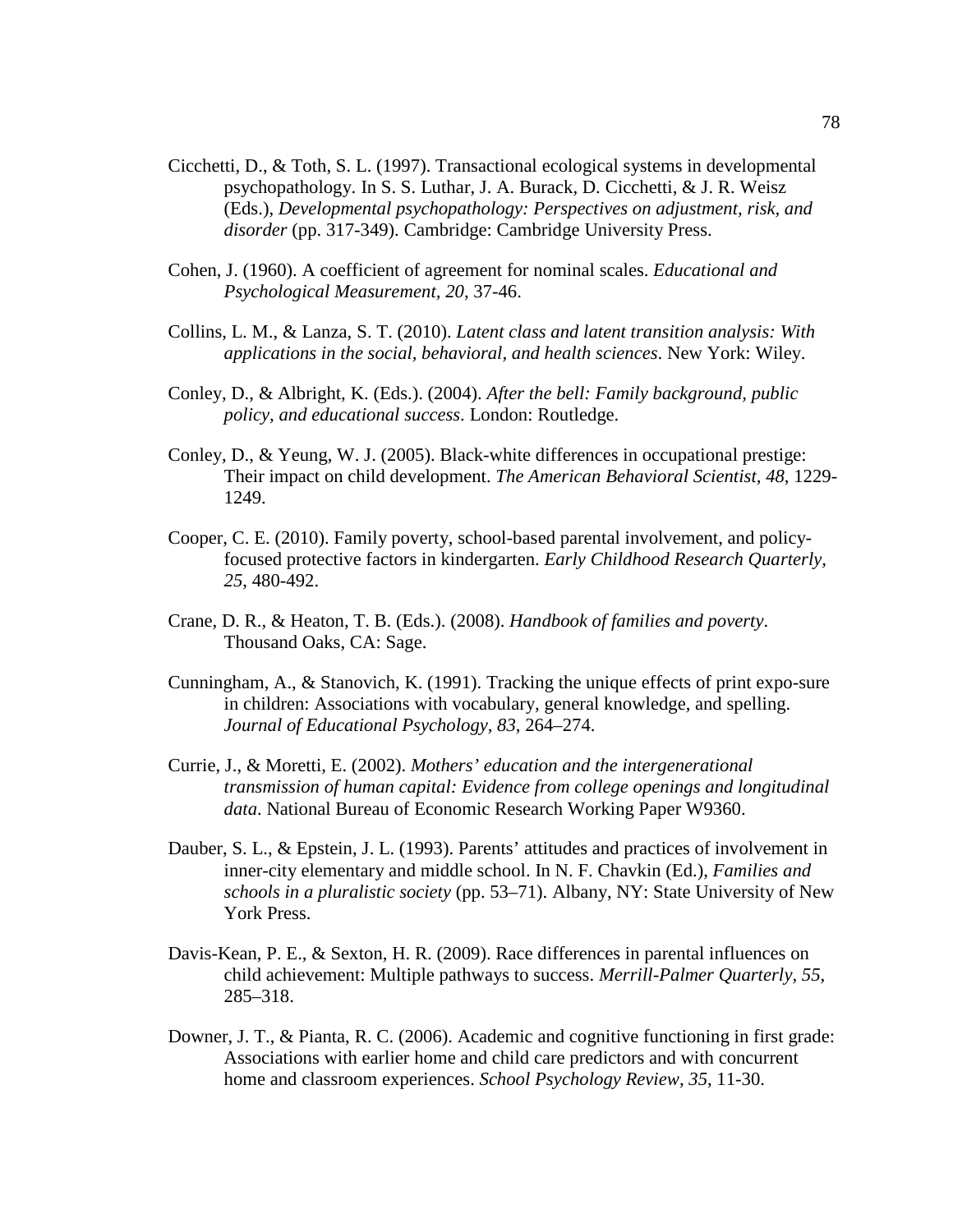Cicchetti, D., & Toth, S. L. (1997). Transactional ecological systems in developmental psychopathology. In S. S. Luthar, J. A. Burack, D. Cicchetti, & J. R. Weisz (Eds.), *Developmental psychopathology: Perspectives on adjustment, risk, and disorder* (pp. 317-349). Cambridge: Cambridge University Press.

Cohen, J. (1960). A coefficient of agreement for nominal scales. *Educational and Psychological Measurement, 20*, 37-46.

Collins, L. M., & Lanza, S. T. (2010). *Latent class and latent transition analysis: With applications in the social, behavioral, and health sciences*. New York: Wiley.

Conley, D., & Albright, K. (Eds.). (2004). *After the bell: Family background, public policy, and educational success*. London: Routledge.

Conley, D., & Yeung, W. J. (2005). Black-white differences in occupational prestige: Their impact on child development. *The American Behavioral Scientist, 48*, 1229-1249.

Cooper, C. E. (2010). Family poverty, school-based parental involvement, and policy-focused protective factors in kindergarten. *Early Childhood Research Quarterly, 25*, 480-492.

Crane, D. R., & Heaton, T. B. (Eds.). (2008). *Handbook of families and poverty*. Thousand Oaks, CA: Sage.

Cunningham, A., & Stanovich, K. (1991). Tracking the unique effects of print expo-sure in children: Associations with vocabulary, general knowledge, and spelling. *Journal of Educational Psychology, 83*, 264–274.

Currie, J., & Moretti, E. (2002). *Mothers' education and the intergenerational transmission of human capital: Evidence from college openings and longitudinal data*. National Bureau of Economic Research Working Paper W9360.

Dauber, S. L., & Epstein, J. L. (1993). Parents' attitudes and practices of involvement in inner-city elementary and middle school. In N. F. Chavkin (Ed.), *Families and schools in a pluralistic society* (pp. 53–71). Albany, NY: State University of New York Press.

Davis-Kean, P. E., & Sexton, H. R. (2009). Race differences in parental influences on child achievement: Multiple pathways to success. *Merrill-Palmer Quarterly, 55*, 285–318.

Downer, J. T., & Pianta, R. C. (2006). Academic and cognitive functioning in first grade: Associations with earlier home and child care predictors and with concurrent home and classroom experiences. *School Psychology Review, 35*, 11-30.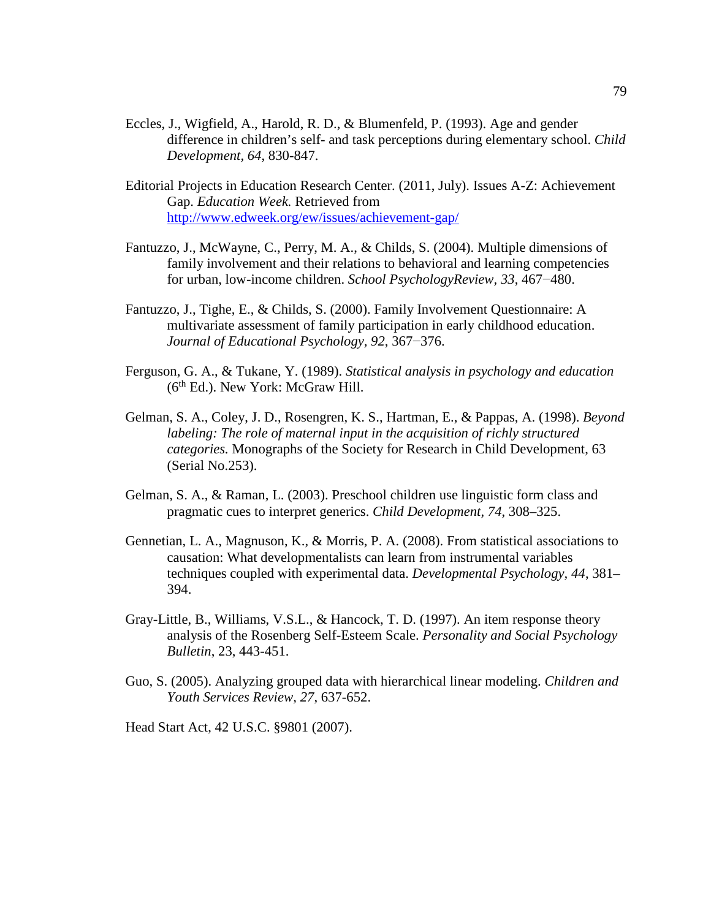Eccles, J., Wigfield, A., Harold, R. D., & Blumenfeld, P. (1993). Age and gender difference in children's self- and task perceptions during elementary school. *Child Development, 64*, 830-847.

Editorial Projects in Education Research Center. (2011, July). Issues A-Z: Achievement Gap. *Education Week.* Retrieved from http://www.edweek.org/ew/issues/achievement-gap/

Fantuzzo, J., McWayne, C., Perry, M. A., & Childs, S. (2004). Multiple dimensions of family involvement and their relations to behavioral and learning competencies for urban, low-income children. *School PsychologyReview, 33*, 467−480.

Fantuzzo, J., Tighe, E., & Childs, S. (2000). Family Involvement Questionnaire: A multivariate assessment of family participation in early childhood education. *Journal of Educational Psychology, 92*, 367−376.

Ferguson, G. A., & Tukane, Y. (1989). *Statistical analysis in psychology and education* (6th Ed.). New York: McGraw Hill.

Gelman, S. A., Coley, J. D., Rosengren, K. S., Hartman, E., & Pappas, A. (1998). *Beyond labeling: The role of maternal input in the acquisition of richly structured categories.* Monographs of the Society for Research in Child Development, 63 (Serial No.253).

Gelman, S. A., & Raman, L. (2003). Preschool children use linguistic form class and pragmatic cues to interpret generics. *Child Development, 74*, 308–325.

Gennetian, L. A., Magnuson, K., & Morris, P. A. (2008). From statistical associations to causation: What developmentalists can learn from instrumental variables techniques coupled with experimental data. *Developmental Psychology, 44*, 381–394.

Gray-Little, B., Williams, V.S.L., & Hancock, T. D. (1997). An item response theory analysis of the Rosenberg Self-Esteem Scale. *Personality and Social Psychology Bulletin*, 23, 443-451.

Guo, S. (2005). Analyzing grouped data with hierarchical linear modeling. *Children and Youth Services Review, 27*, 637-652.

Head Start Act, 42 U.S.C. §9801 (2007).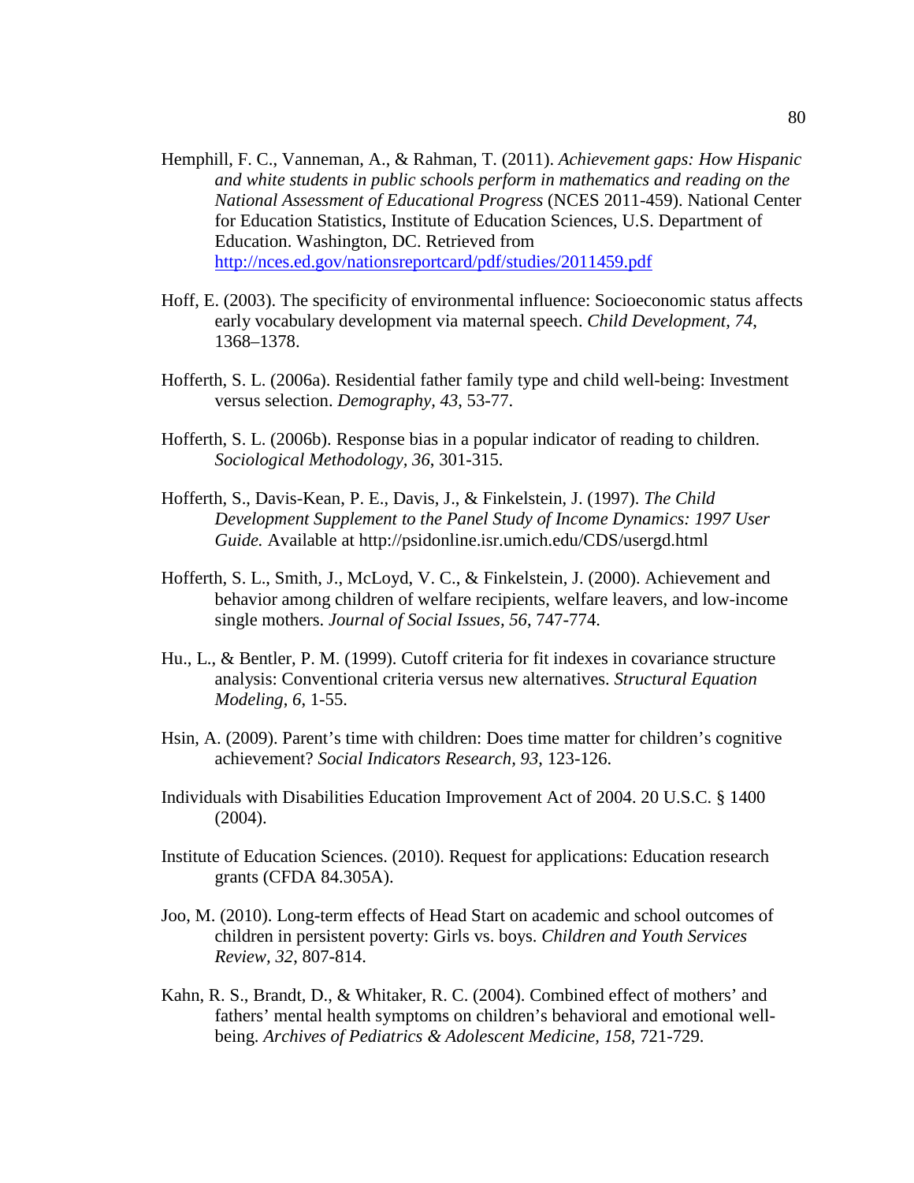Hemphill, F. C., Vanneman, A., & Rahman, T. (2011). *Achievement gaps: How Hispanic and white students in public schools perform in mathematics and reading on the National Assessment of Educational Progress* (NCES 2011-459). National Center for Education Statistics, Institute of Education Sciences, U.S. Department of Education. Washington, DC. Retrieved from http://nces.ed.gov/nationsreportcard/pdf/studies/2011459.pdf

Hoff, E. (2003). The specificity of environmental influence: Socioeconomic status affects early vocabulary development via maternal speech. *Child Development, 74*, 1368–1378.

Hofferth, S. L. (2006a). Residential father family type and child well-being: Investment versus selection. *Demography, 43*, 53-77.

Hofferth, S. L. (2006b). Response bias in a popular indicator of reading to children. *Sociological Methodology, 36*, 301-315.

Hofferth, S., Davis-Kean, P. E., Davis, J., & Finkelstein, J. (1997). *The Child Development Supplement to the Panel Study of Income Dynamics: 1997 User Guide.* Available at http://psidonline.isr.umich.edu/CDS/usergd.html

Hofferth, S. L., Smith, J., McLoyd, V. C., & Finkelstein, J. (2000). Achievement and behavior among children of welfare recipients, welfare leavers, and low-income single mothers. *Journal of Social Issues, 56*, 747-774.

Hu., L., & Bentler, P. M. (1999). Cutoff criteria for fit indexes in covariance structure analysis: Conventional criteria versus new alternatives. *Structural Equation Modeling, 6*, 1-55.

Hsin, A. (2009). Parent's time with children: Does time matter for children's cognitive achievement? *Social Indicators Research, 93*, 123-126.

Individuals with Disabilities Education Improvement Act of 2004. 20 U.S.C. § 1400 (2004).

Institute of Education Sciences. (2010). Request for applications: Education research grants (CFDA 84.305A).

Joo, M. (2010). Long-term effects of Head Start on academic and school outcomes of children in persistent poverty: Girls vs. boys. *Children and Youth Services Review, 32*, 807-814.

Kahn, R. S., Brandt, D., & Whitaker, R. C. (2004). Combined effect of mothers' and fathers' mental health symptoms on children's behavioral and emotional well-being. *Archives of Pediatrics & Adolescent Medicine, 158*, 721-729.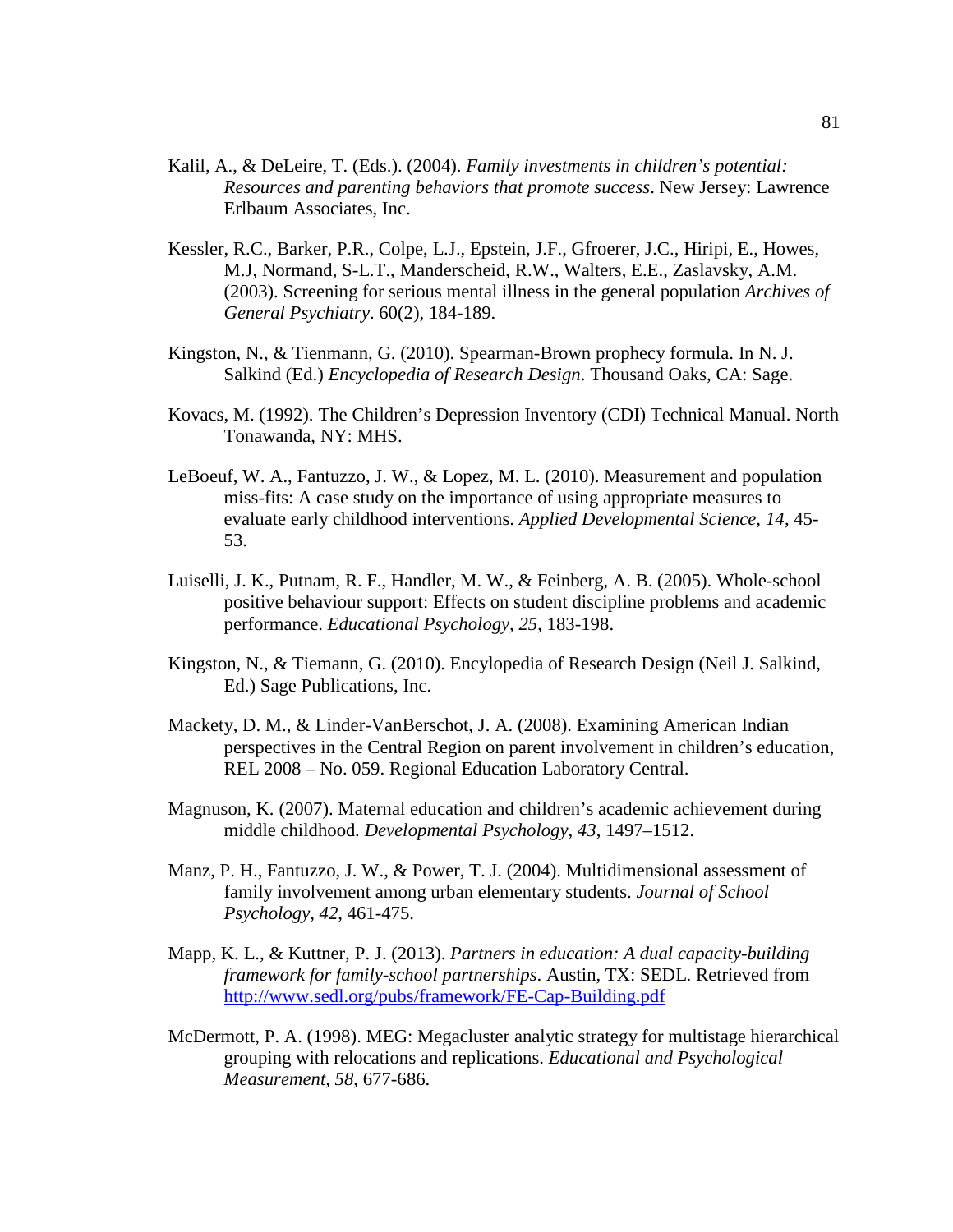Kalil, A., & DeLeire, T. (Eds.). (2004). *Family investments in children's potential: Resources and parenting behaviors that promote success*. New Jersey: Lawrence Erlbaum Associates, Inc.

Kessler, R.C., Barker, P.R., Colpe, L.J., Epstein, J.F., Gfroerer, J.C., Hiripi, E., Howes, M.J, Normand, S-L.T., Manderscheid, R.W., Walters, E.E., Zaslavsky, A.M. (2003). Screening for serious mental illness in the general population *Archives of General Psychiatry*. 60(2), 184-189.

Kingston, N., & Tienmann, G. (2010). Spearman-Brown prophecy formula. In N. J. Salkind (Ed.) *Encyclopedia of Research Design*. Thousand Oaks, CA: Sage.

Kovacs, M. (1992). The Children's Depression Inventory (CDI) Technical Manual. North Tonawanda, NY: MHS.

LeBoeuf, W. A., Fantuzzo, J. W., & Lopez, M. L. (2010). Measurement and population miss-fits: A case study on the importance of using appropriate measures to evaluate early childhood interventions. *Applied Developmental Science*, *14*, 45-53.

Luiselli, J. K., Putnam, R. F., Handler, M. W., & Feinberg, A. B. (2005). Whole-school positive behaviour support: Effects on student discipline problems and academic performance. *Educational Psychology, 25*, 183-198.

Kingston, N., & Tiemann, G. (2010). Encylopedia of Research Design (Neil J. Salkind, Ed.) Sage Publications, Inc.

Mackety, D. M., & Linder-VanBerschot, J. A. (2008). Examining American Indian perspectives in the Central Region on parent involvement in children's education, REL 2008 – No. 059. Regional Education Laboratory Central.

Magnuson, K. (2007). Maternal education and children's academic achievement during middle childhood. *Developmental Psychology*, *43*, 1497–1512.

Manz, P. H., Fantuzzo, J. W., & Power, T. J. (2004). Multidimensional assessment of family involvement among urban elementary students. *Journal of School Psychology*, *42*, 461-475.

Mapp, K. L., & Kuttner, P. J. (2013). *Partners in education: A dual capacity-building framework for family-school partnerships*. Austin, TX: SEDL. Retrieved from http://www.sedl.org/pubs/framework/FE-Cap-Building.pdf

McDermott, P. A. (1998). MEG: Megacluster analytic strategy for multistage hierarchical grouping with relocations and replications. *Educational and Psychological Measurement, 58*, 677-686.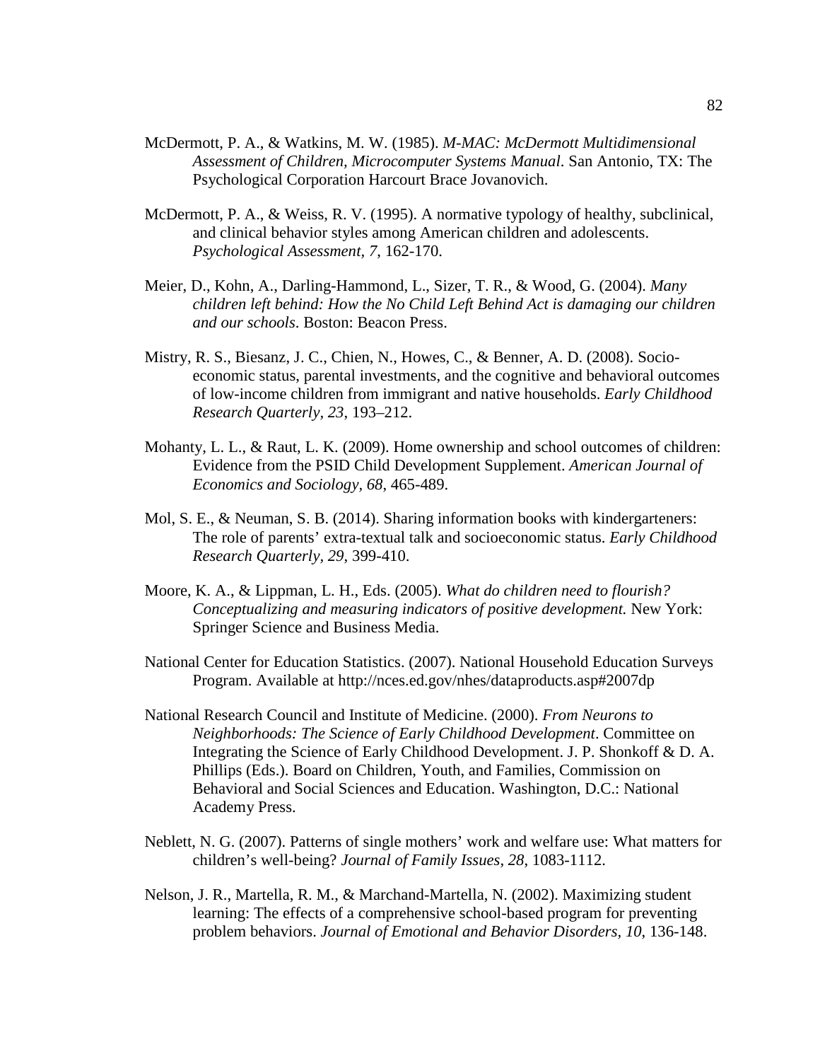McDermott, P. A., & Watkins, M. W. (1985). *M-MAC: McDermott Multidimensional Assessment of Children, Microcomputer Systems Manual*. San Antonio, TX: The Psychological Corporation Harcourt Brace Jovanovich.

McDermott, P. A., & Weiss, R. V. (1995). A normative typology of healthy, subclinical, and clinical behavior styles among American children and adolescents. *Psychological Assessment, 7*, 162-170.

Meier, D., Kohn, A., Darling-Hammond, L., Sizer, T. R., & Wood, G. (2004). *Many children left behind: How the No Child Left Behind Act is damaging our children and our schools*. Boston: Beacon Press.

Mistry, R. S., Biesanz, J. C., Chien, N., Howes, C., & Benner, A. D. (2008). Socio-economic status, parental investments, and the cognitive and behavioral outcomes of low-income children from immigrant and native households. *Early Childhood Research Quarterly, 23*, 193–212.

Mohanty, L. L., & Raut, L. K. (2009). Home ownership and school outcomes of children: Evidence from the PSID Child Development Supplement. *American Journal of Economics and Sociology, 68*, 465-489.

Mol, S. E., & Neuman, S. B. (2014). Sharing information books with kindergarteners: The role of parents' extra-textual talk and socioeconomic status. *Early Childhood Research Quarterly, 29*, 399-410.

Moore, K. A., & Lippman, L. H., Eds. (2005). *What do children need to flourish? Conceptualizing and measuring indicators of positive development.* New York: Springer Science and Business Media.

National Center for Education Statistics. (2007). National Household Education Surveys Program. Available at http://nces.ed.gov/nhes/dataproducts.asp#2007dp

National Research Council and Institute of Medicine. (2000). *From Neurons to Neighborhoods: The Science of Early Childhood Development*. Committee on Integrating the Science of Early Childhood Development. J. P. Shonkoff & D. A. Phillips (Eds.). Board on Children, Youth, and Families, Commission on Behavioral and Social Sciences and Education. Washington, D.C.: National Academy Press.

Neblett, N. G. (2007). Patterns of single mothers' work and welfare use: What matters for children's well-being? *Journal of Family Issues, 28*, 1083-1112.

Nelson, J. R., Martella, R. M., & Marchand-Martella, N. (2002). Maximizing student learning: The effects of a comprehensive school-based program for preventing problem behaviors. *Journal of Emotional and Behavior Disorders, 10*, 136-148.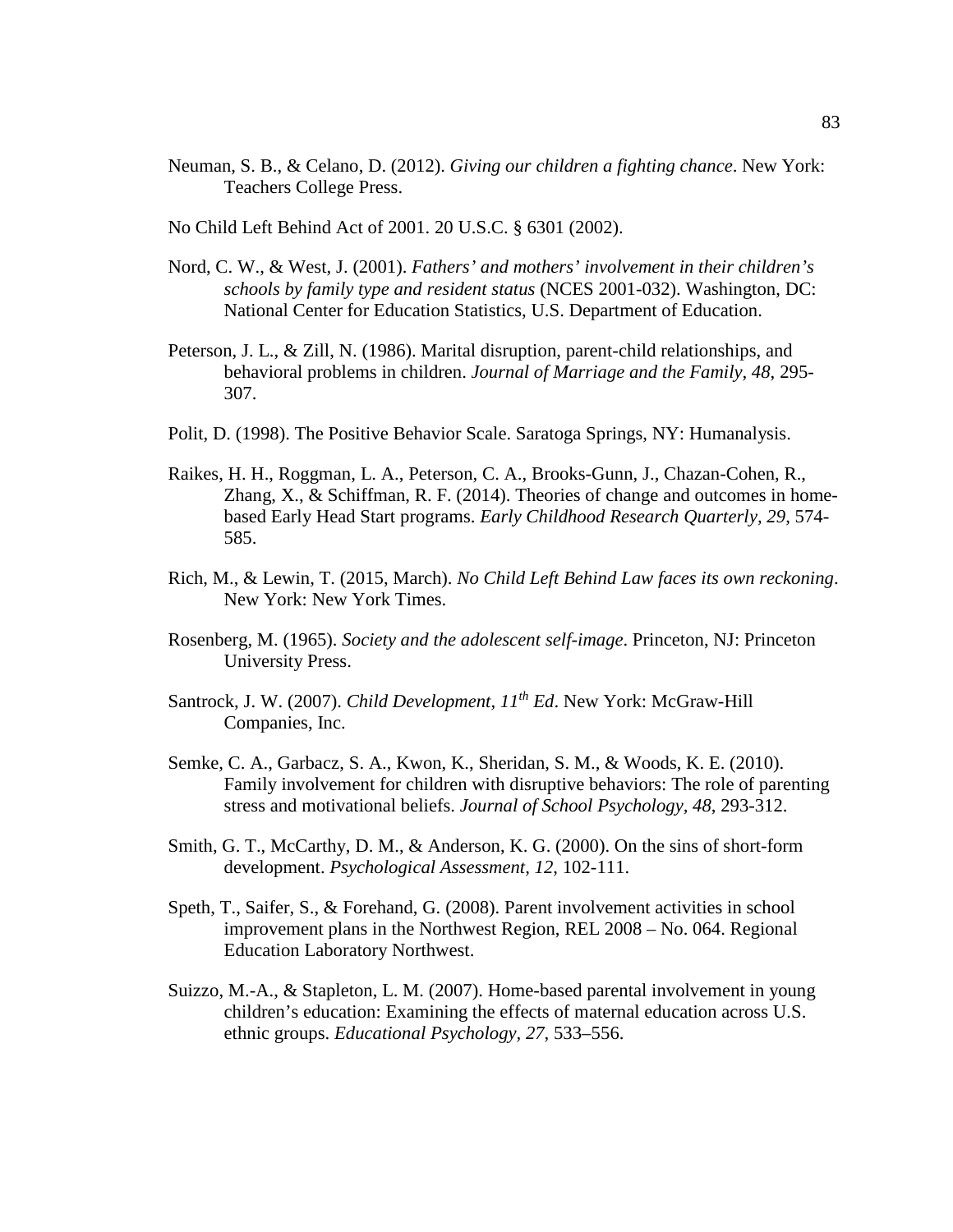Neuman, S. B., & Celano, D. (2012). *Giving our children a fighting chance*. New York: Teachers College Press.

No Child Left Behind Act of 2001. 20 U.S.C. § 6301 (2002).

Nord, C. W., & West, J. (2001). *Fathers' and mothers' involvement in their children's schools by family type and resident status* (NCES 2001-032). Washington, DC: National Center for Education Statistics, U.S. Department of Education.

Peterson, J. L., & Zill, N. (1986). Marital disruption, parent-child relationships, and behavioral problems in children. *Journal of Marriage and the Family, 48*, 295-307.

Polit, D. (1998). The Positive Behavior Scale. Saratoga Springs, NY: Humanalysis.

Raikes, H. H., Roggman, L. A., Peterson, C. A., Brooks-Gunn, J., Chazan-Cohen, R., Zhang, X., & Schiffman, R. F. (2014). Theories of change and outcomes in home-based Early Head Start programs. *Early Childhood Research Quarterly, 29*, 574-585.

Rich, M., & Lewin, T. (2015, March). *No Child Left Behind Law faces its own reckoning*. New York: New York Times.

Rosenberg, M. (1965). *Society and the adolescent self-image*. Princeton, NJ: Princeton University Press.

Santrock, J. W. (2007). *Child Development, 11th Ed*. New York: McGraw-Hill Companies, Inc.

Semke, C. A., Garbacz, S. A., Kwon, K., Sheridan, S. M., & Woods, K. E. (2010). Family involvement for children with disruptive behaviors: The role of parenting stress and motivational beliefs. *Journal of School Psychology, 48*, 293-312.

Smith, G. T., McCarthy, D. M., & Anderson, K. G. (2000). On the sins of short-form development. *Psychological Assessment, 12*, 102-111.

Speth, T., Saifer, S., & Forehand, G. (2008). Parent involvement activities in school improvement plans in the Northwest Region, REL 2008 – No. 064. Regional Education Laboratory Northwest.

Suizzo, M.-A., & Stapleton, L. M. (2007). Home-based parental involvement in young children's education: Examining the effects of maternal education across U.S. ethnic groups. *Educational Psychology, 27*, 533–556.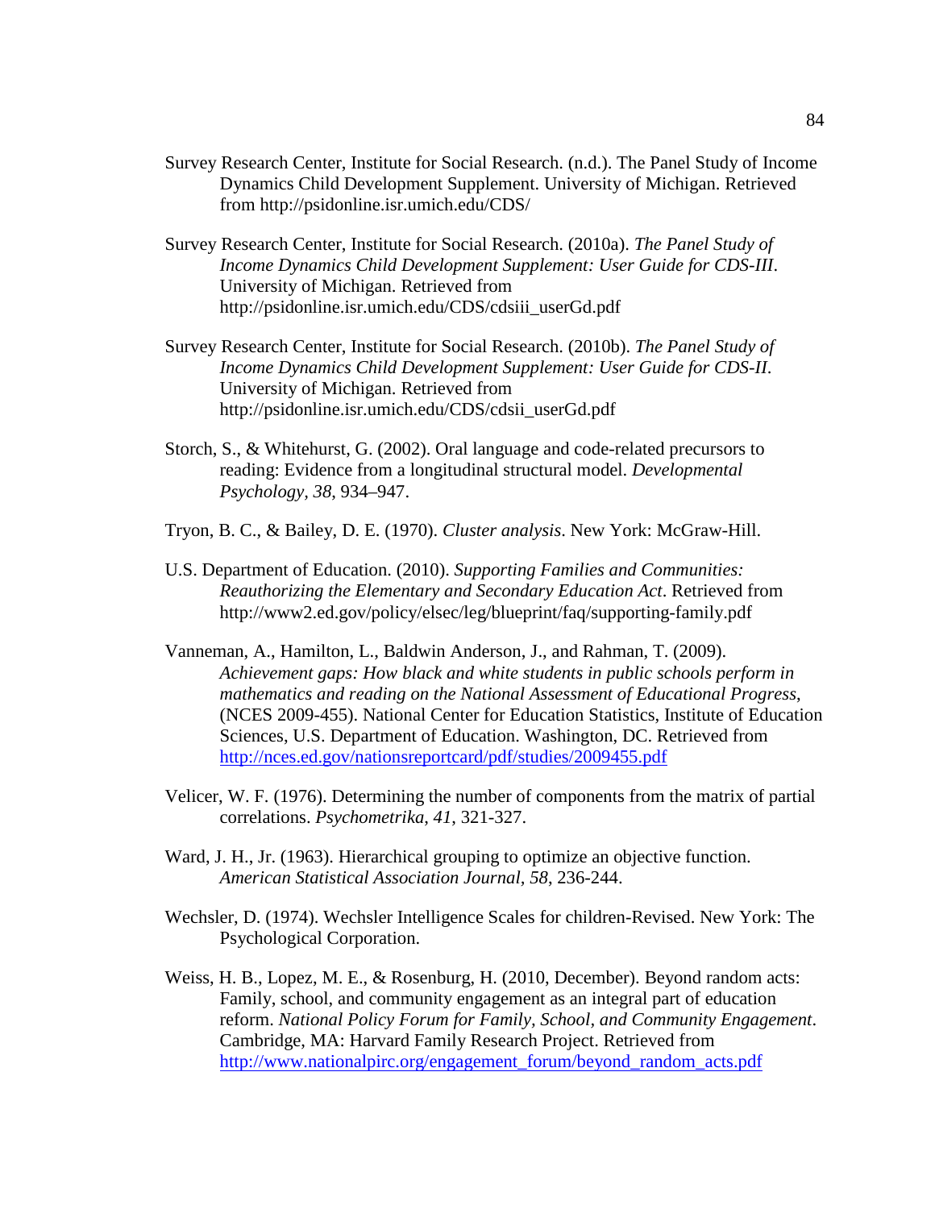Survey Research Center, Institute for Social Research. (n.d.). The Panel Study of Income Dynamics Child Development Supplement. University of Michigan. Retrieved from http://psidonline.isr.umich.edu/CDS/

Survey Research Center, Institute for Social Research. (2010a). *The Panel Study of Income Dynamics Child Development Supplement: User Guide for CDS-III*. University of Michigan. Retrieved from http://psidonline.isr.umich.edu/CDS/cdsiii_userGd.pdf

Survey Research Center, Institute for Social Research. (2010b). *The Panel Study of Income Dynamics Child Development Supplement: User Guide for CDS-II*. University of Michigan. Retrieved from http://psidonline.isr.umich.edu/CDS/cdsii_userGd.pdf

Storch, S., & Whitehurst, G. (2002). Oral language and code-related precursors to reading: Evidence from a longitudinal structural model. *Developmental Psychology, 38*, 934–947.

Tryon, B. C., & Bailey, D. E. (1970). *Cluster analysis*. New York: McGraw-Hill.

U.S. Department of Education. (2010). *Supporting Families and Communities: Reauthorizing the Elementary and Secondary Education Act*. Retrieved from http://www2.ed.gov/policy/elsec/leg/blueprint/faq/supporting-family.pdf

Vanneman, A., Hamilton, L., Baldwin Anderson, J., and Rahman, T. (2009). *Achievement gaps: How black and white students in public schools perform in mathematics and reading on the National Assessment of Educational Progress*, (NCES 2009-455). National Center for Education Statistics, Institute of Education Sciences, U.S. Department of Education. Washington, DC. Retrieved from http://nces.ed.gov/nationsreportcard/pdf/studies/2009455.pdf

Velicer, W. F. (1976). Determining the number of components from the matrix of partial correlations. *Psychometrika, 41*, 321-327.

Ward, J. H., Jr. (1963). Hierarchical grouping to optimize an objective function. *American Statistical Association Journal, 58*, 236-244.

Wechsler, D. (1974). Wechsler Intelligence Scales for children-Revised. New York: The Psychological Corporation.

Weiss, H. B., Lopez, M. E., & Rosenburg, H. (2010, December). Beyond random acts: Family, school, and community engagement as an integral part of education reform. *National Policy Forum for Family, School, and Community Engagement*. Cambridge, MA: Harvard Family Research Project. Retrieved from http://www.nationalpirc.org/engagement_forum/beyond_random_acts.pdf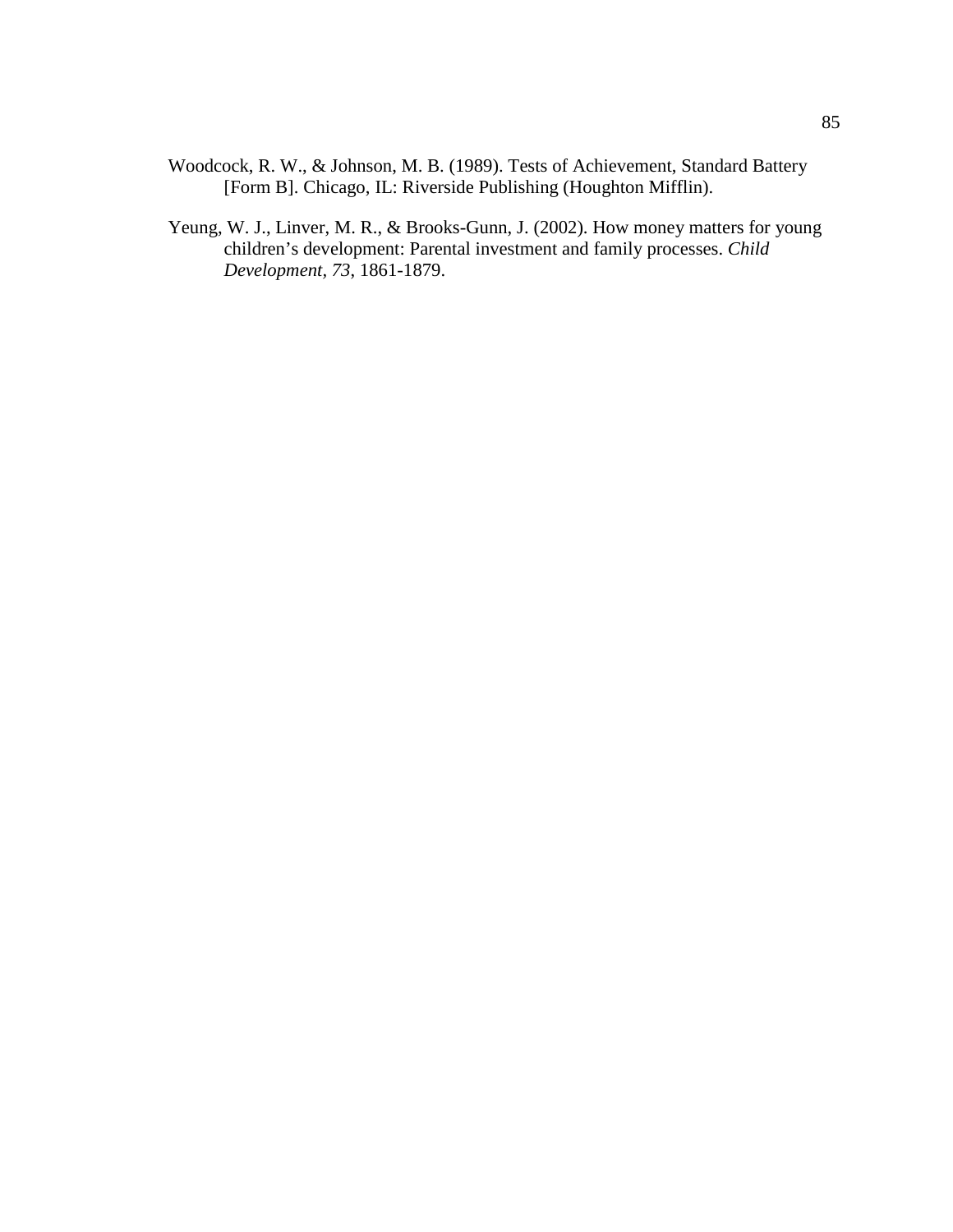Woodcock, R. W., & Johnson, M. B. (1989). Tests of Achievement, Standard Battery [Form B]. Chicago, IL: Riverside Publishing (Houghton Mifflin).

Yeung, W. J., Linver, M. R., & Brooks-Gunn, J. (2002). How money matters for young children's development: Parental investment and family processes. *Child Development, 73,* 1861-1879.